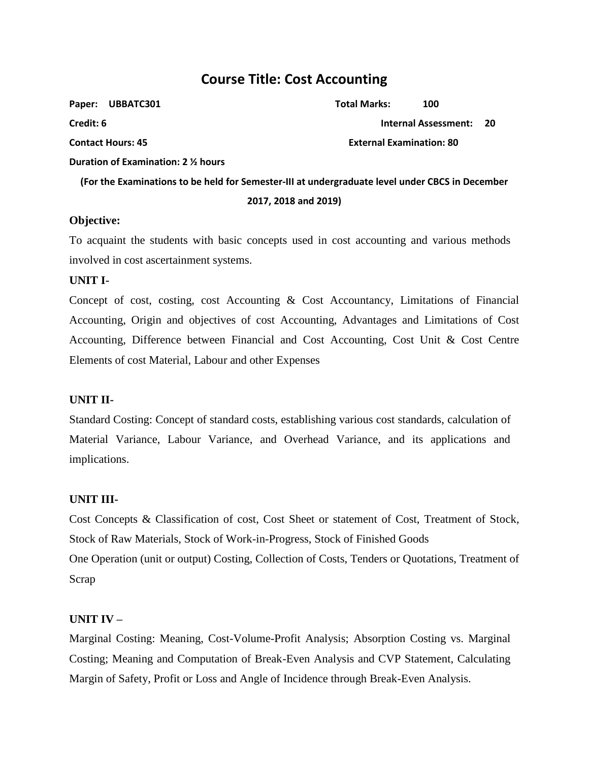# Course Title: Cost Accounting

**Paper: UBBATC301** **Total Marks: 100**

**Credit: 6** **Internal Assessment: 20**

**Contact Hours: 45** **External Examination: 80**

**Duration of Examination: 2 ½ hours**

**(For the Examinations to be held for Semester-III at undergraduate level under CBCS in December 2017, 2018 and 2019)**

**Objective:**

To acquaint the students with basic concepts used in cost accounting and various methods involved in cost ascertainment systems.

**UNIT I-**

Concept of cost, costing, cost Accounting & Cost Accountancy, Limitations of Financial Accounting, Origin and objectives of cost Accounting, Advantages and Limitations of Cost Accounting, Difference between Financial and Cost Accounting, Cost Unit & Cost Centre Elements of cost Material, Labour and other Expenses

**UNIT II-**

Standard Costing: Concept of standard costs, establishing various cost standards, calculation of Material Variance, Labour Variance, and Overhead Variance, and its applications and implications.

**UNIT III-**

Cost Concepts & Classification of cost, Cost Sheet or statement of Cost, Treatment of Stock, Stock of Raw Materials, Stock of Work-in-Progress, Stock of Finished Goods

One Operation (unit or output) Costing, Collection of Costs, Tenders or Quotations, Treatment of Scrap

**UNIT IV –**

Marginal Costing: Meaning, Cost-Volume-Profit Analysis; Absorption Costing vs. Marginal Costing; Meaning and Computation of Break-Even Analysis and CVP Statement, Calculating Margin of Safety, Profit or Loss and Angle of Incidence through Break-Even Analysis.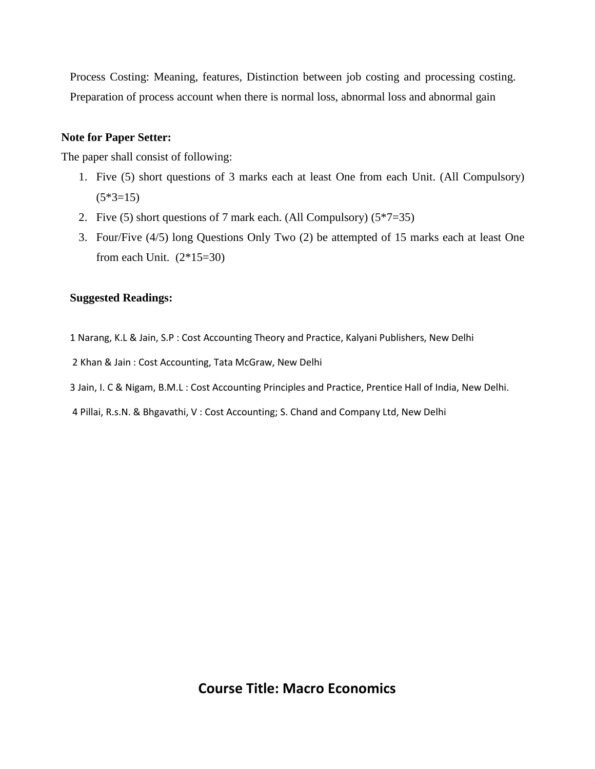Process Costing: Meaning, features, Distinction between job costing and processing costing. Preparation of process account when there is normal loss, abnormal loss and abnormal gain

**Note for Paper Setter:**

The paper shall consist of following:

1. Five (5) short questions of 3 marks each at least One from each Unit. (All Compulsory) (5*3=15)
2. Five (5) short questions of 7 mark each. (All Compulsory) (5*7=35)
3. Four/Five (4/5) long Questions Only Two (2) be attempted of 15 marks each at least One from each Unit. (2*15=30)

**Suggested Readings:**

1 Narang, K.L & Jain, S.P : Cost Accounting Theory and Practice, Kalyani Publishers, New Delhi

2 Khan & Jain : Cost Accounting, Tata McGraw, New Delhi

3 Jain, I. C & Nigam, B.M.L : Cost Accounting Principles and Practice, Prentice Hall of India, New Delhi.

4 Pillai, R.s.N. & Bhgavathi, V : Cost Accounting; S. Chand and Company Ltd, New Delhi

## Course Title: Macro Economics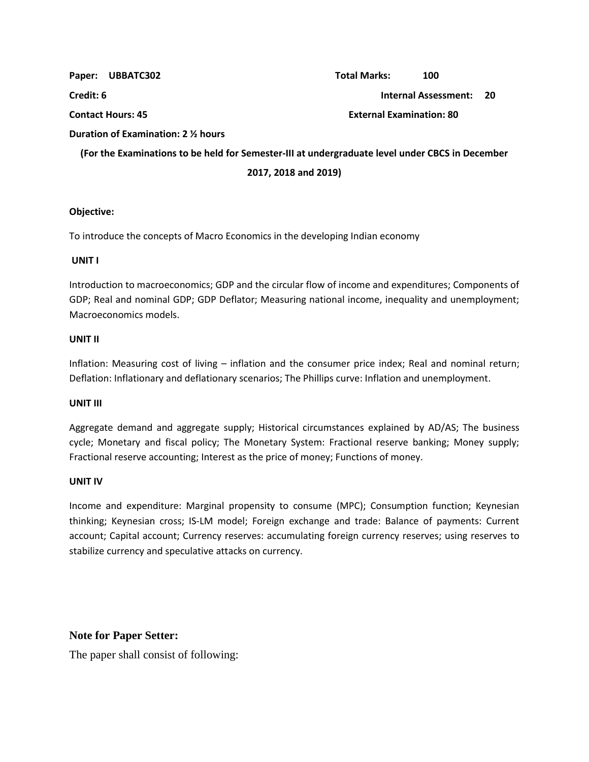**Paper: UBBATC302** **Total Marks: 100**

**Credit: 6** **Internal Assessment: 20**

**Contact Hours: 45** **External Examination: 80**

**Duration of Examination: 2 ½ hours**

**(For the Examinations to be held for Semester-III at undergraduate level under CBCS in December 2017, 2018 and 2019)**

**Objective:**

To introduce the concepts of Macro Economics in the developing Indian economy

**UNIT I**

Introduction to macroeconomics; GDP and the circular flow of income and expenditures; Components of GDP; Real and nominal GDP; GDP Deflator; Measuring national income, inequality and unemployment; Macroeconomics models.

**UNIT II**

Inflation: Measuring cost of living – inflation and the consumer price index; Real and nominal return; Deflation: Inflationary and deflationary scenarios; The Phillips curve: Inflation and unemployment.

**UNIT III**

Aggregate demand and aggregate supply; Historical circumstances explained by AD/AS; The business cycle; Monetary and fiscal policy; The Monetary System: Fractional reserve banking; Money supply; Fractional reserve accounting; Interest as the price of money; Functions of money.

**UNIT IV**

Income and expenditure: Marginal propensity to consume (MPC); Consumption function; Keynesian thinking; Keynesian cross; IS-LM model; Foreign exchange and trade: Balance of payments: Current account; Capital account; Currency reserves: accumulating foreign currency reserves; using reserves to stabilize currency and speculative attacks on currency.

**Note for Paper Setter:**

The paper shall consist of following: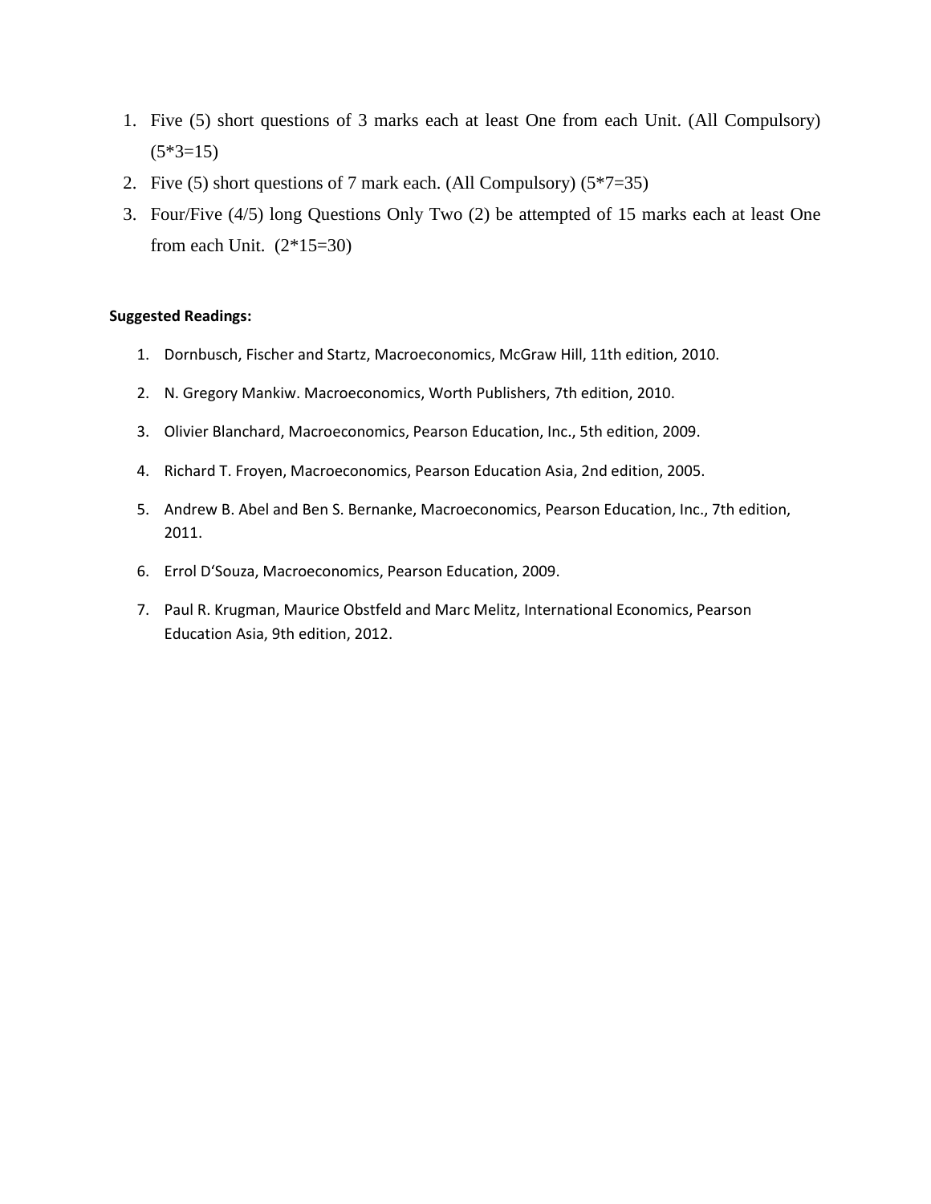1. Five (5) short questions of 3 marks each at least One from each Unit. (All Compulsory) (5*3=15)
2. Five (5) short questions of 7 mark each. (All Compulsory) (5*7=35)
3. Four/Five (4/5) long Questions Only Two (2) be attempted of 15 marks each at least One from each Unit. (2*15=30)

**Suggested Readings:**

1. Dornbusch, Fischer and Startz, Macroeconomics, McGraw Hill, 11th edition, 2010.
2. N. Gregory Mankiw. Macroeconomics, Worth Publishers, 7th edition, 2010.
3. Olivier Blanchard, Macroeconomics, Pearson Education, Inc., 5th edition, 2009.
4. Richard T. Froyen, Macroeconomics, Pearson Education Asia, 2nd edition, 2005.
5. Andrew B. Abel and Ben S. Bernanke, Macroeconomics, Pearson Education, Inc., 7th edition, 2011.
6. Errol D'Souza, Macroeconomics, Pearson Education, 2009.
7. Paul R. Krugman, Maurice Obstfeld and Marc Melitz, International Economics, Pearson Education Asia, 9th edition, 2012.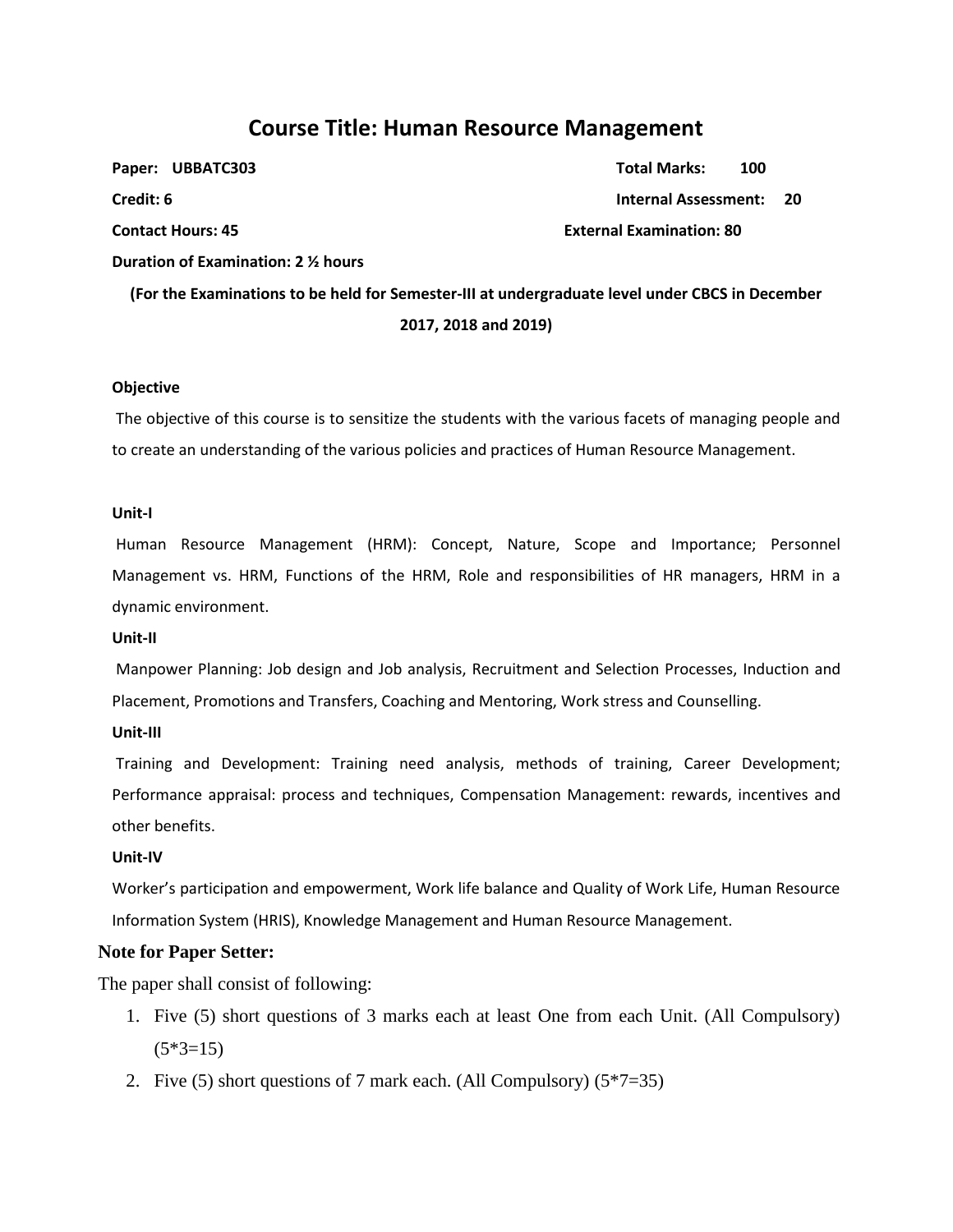# Course Title: Human Resource Management

**Paper: UBBATC303** **Total Marks: 100**

**Credit: 6** **Internal Assessment: 20**

**Contact Hours: 45** **External Examination: 80**

**Duration of Examination: 2 ½ hours**

**(For the Examinations to be held for Semester-III at undergraduate level under CBCS in December 2017, 2018 and 2019)**

**Objective**

The objective of this course is to sensitize the students with the various facets of managing people and to create an understanding of the various policies and practices of Human Resource Management.

**Unit-I**

Human Resource Management (HRM): Concept, Nature, Scope and Importance; Personnel Management vs. HRM, Functions of the HRM, Role and responsibilities of HR managers, HRM in a dynamic environment.

**Unit-II**

Manpower Planning: Job design and Job analysis, Recruitment and Selection Processes, Induction and Placement, Promotions and Transfers, Coaching and Mentoring, Work stress and Counselling.

**Unit-III**

Training and Development: Training need analysis, methods of training, Career Development; Performance appraisal: process and techniques, Compensation Management: rewards, incentives and other benefits.

**Unit-IV**

Worker's participation and empowerment, Work life balance and Quality of Work Life, Human Resource Information System (HRIS), Knowledge Management and Human Resource Management.

**Note for Paper Setter:**

The paper shall consist of following:

1. Five (5) short questions of 3 marks each at least One from each Unit. (All Compulsory) (5*3=15)
2. Five (5) short questions of 7 mark each. (All Compulsory) (5*7=35)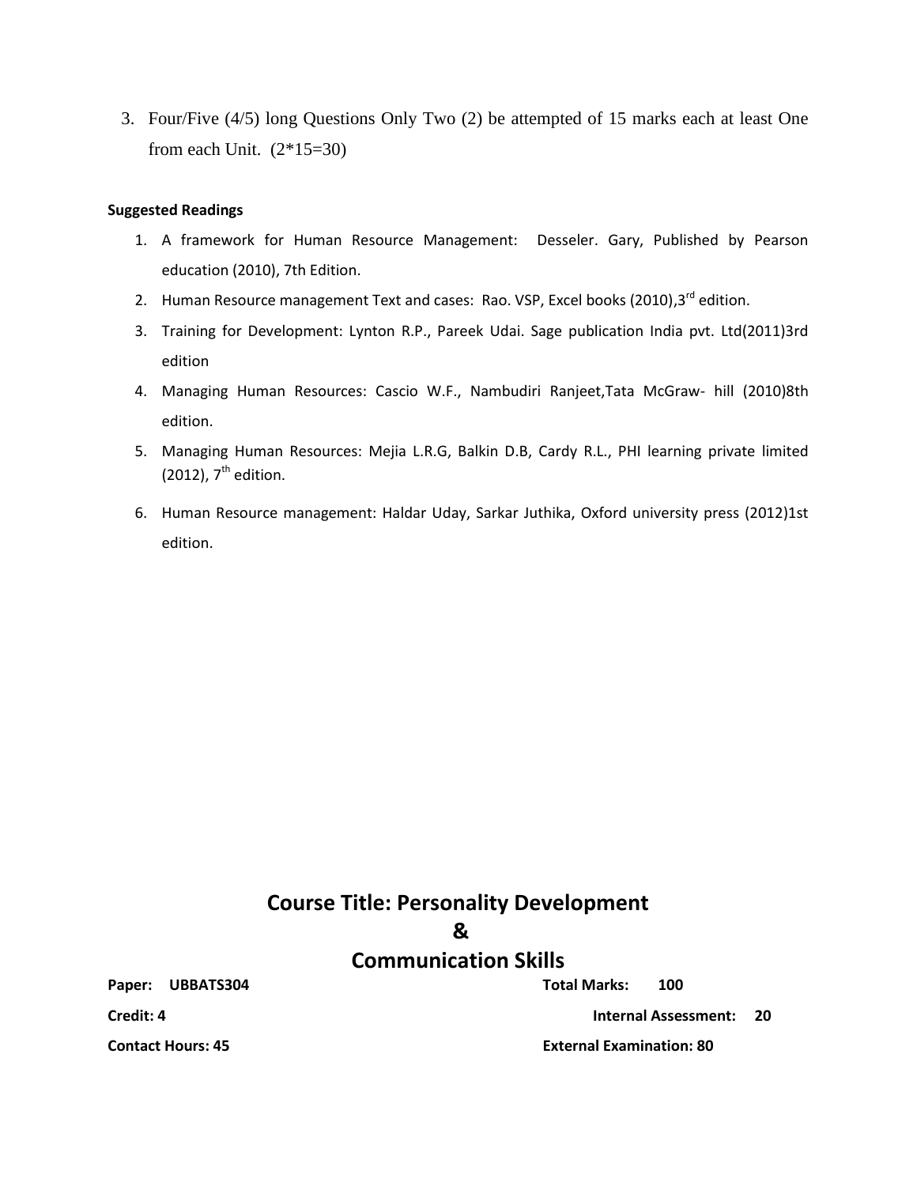3. Four/Five (4/5) long Questions Only Two (2) be attempted of 15 marks each at least One from each Unit. (2*15=30)

**Suggested Readings**

1. A framework for Human Resource Management: Desseler. Gary, Published by Pearson education (2010), 7th Edition.
2. Human Resource management Text and cases: Rao. VSP, Excel books (2010),3rd edition.
3. Training for Development: Lynton R.P., Pareek Udai. Sage publication India pvt. Ltd(2011)3rd edition
4. Managing Human Resources: Cascio W.F., Nambudiri Ranjeet,Tata McGraw- hill (2010)8th edition.
5. Managing Human Resources: Mejia L.R.G, Balkin D.B, Cardy R.L., PHI learning private limited (2012), 7th edition.
6. Human Resource management: Haldar Uday, Sarkar Juthika, Oxford university press (2012)1st edition.

# Course Title: Personality Development & Communication Skills

**Paper: UBBATS304** **Total Marks: 100**

**Credit: 4** **Internal Assessment: 20**

**Contact Hours: 45** **External Examination: 80**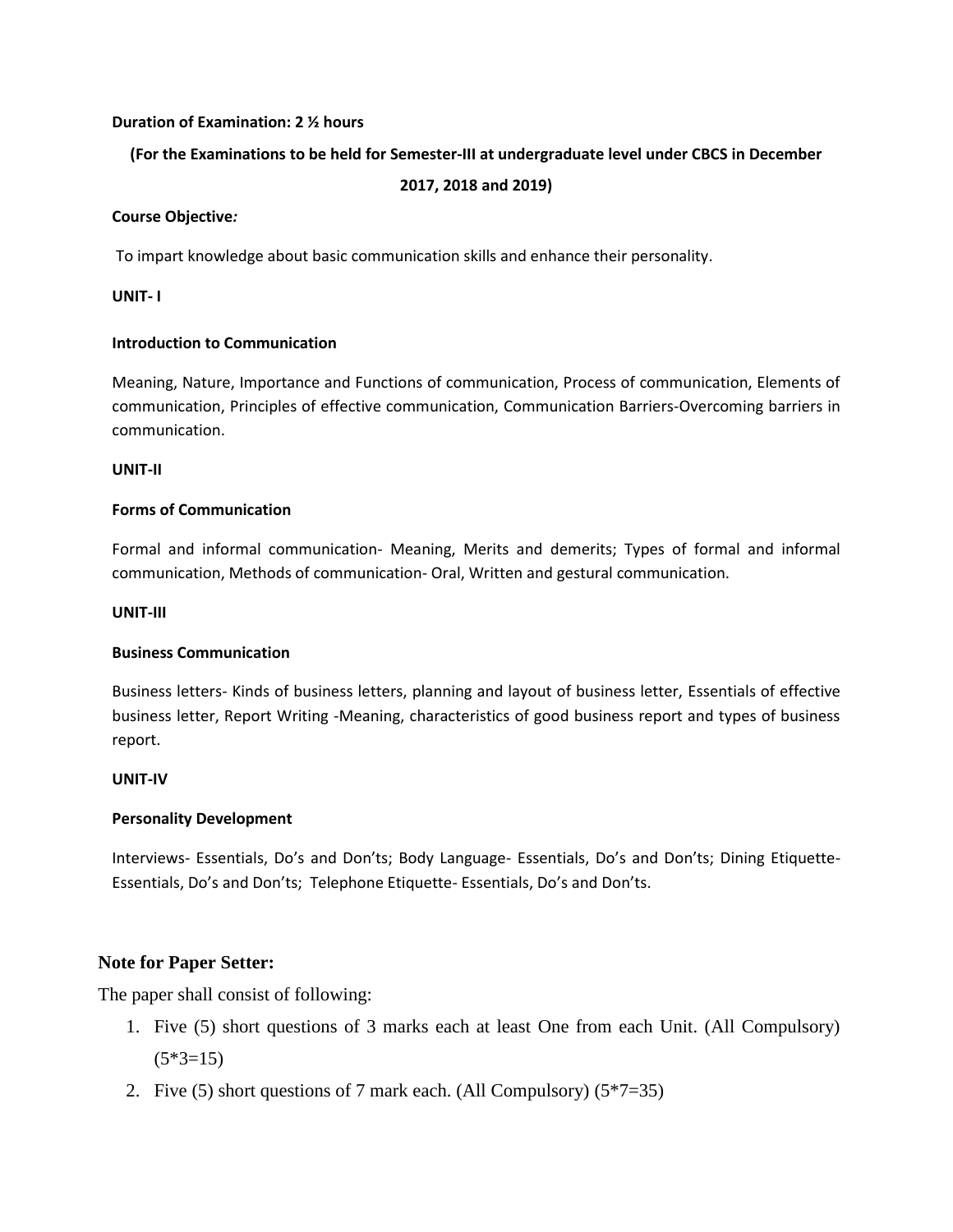**Duration of Examination: 2 ½ hours**

**(For the Examinations to be held for Semester-III at undergraduate level under CBCS in December 2017, 2018 and 2019)**

**Course Objective*:***

To impart knowledge about basic communication skills and enhance their personality.

**UNIT- I**

**Introduction to Communication**

Meaning, Nature, Importance and Functions of communication, Process of communication, Elements of communication, Principles of effective communication, Communication Barriers-Overcoming barriers in communication.

**UNIT-II**

**Forms of Communication**

Formal and informal communication- Meaning, Merits and demerits; Types of formal and informal communication, Methods of communication- Oral, Written and gestural communication.

**UNIT-III**

**Business Communication**

Business letters- Kinds of business letters, planning and layout of business letter, Essentials of effective business letter, Report Writing -Meaning, characteristics of good business report and types of business report.

**UNIT-IV**

**Personality Development**

Interviews- Essentials, Do's and Don'ts; Body Language- Essentials, Do's and Don'ts; Dining Etiquette- Essentials, Do's and Don'ts; Telephone Etiquette- Essentials, Do's and Don'ts.

**Note for Paper Setter:**

The paper shall consist of following:

1. Five (5) short questions of 3 marks each at least One from each Unit. (All Compulsory) (5*3=15)
2. Five (5) short questions of 7 mark each. (All Compulsory) (5*7=35)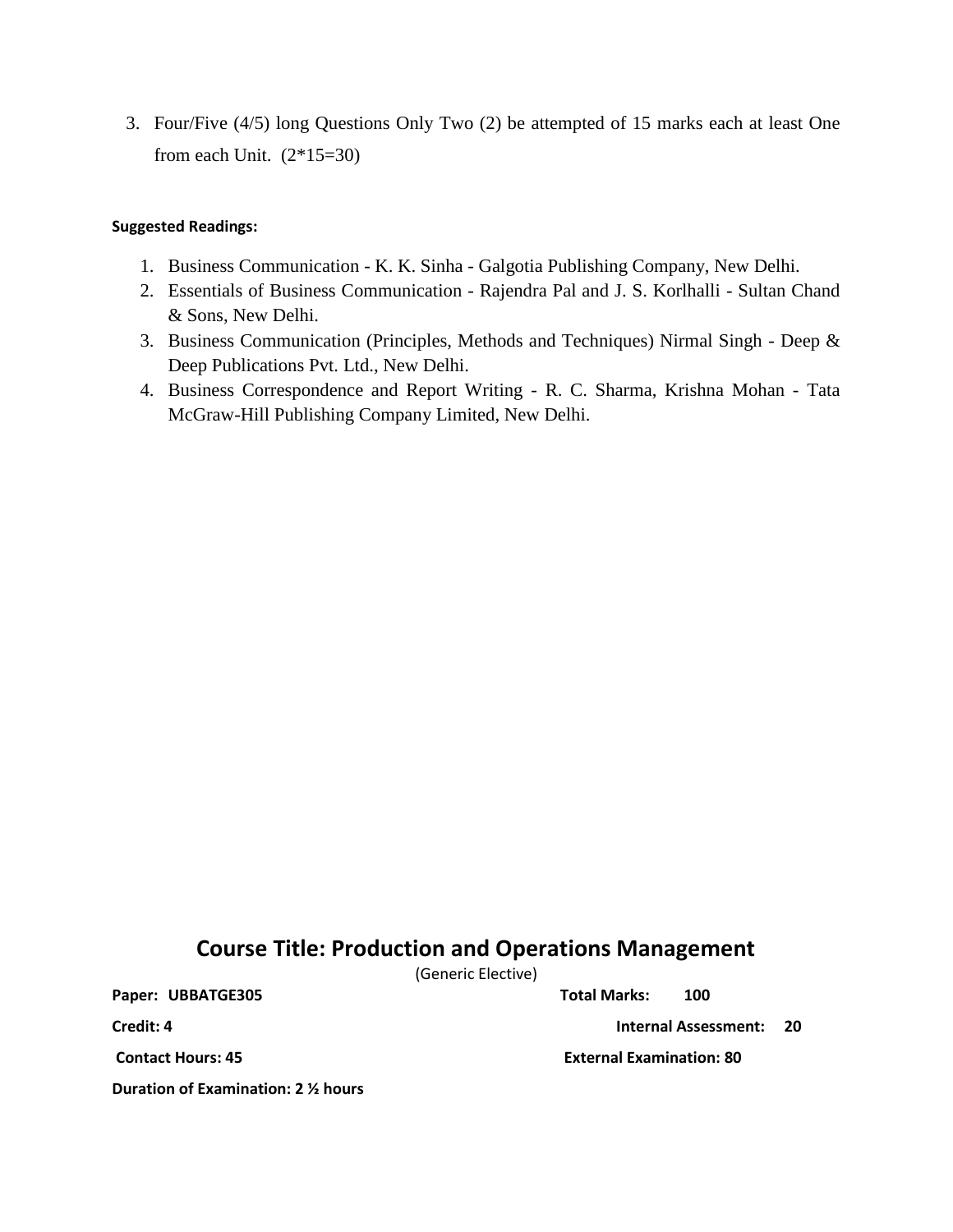3. Four/Five (4/5) long Questions Only Two (2) be attempted of 15 marks each at least One from each Unit. (2*15=30)

**Suggested Readings:**

1. Business Communication - K. K. Sinha - Galgotia Publishing Company, New Delhi.
2. Essentials of Business Communication - Rajendra Pal and J. S. Korlhalli - Sultan Chand & Sons, New Delhi.
3. Business Communication (Principles, Methods and Techniques) Nirmal Singh - Deep & Deep Publications Pvt. Ltd., New Delhi.
4. Business Correspondence and Report Writing - R. C. Sharma, Krishna Mohan - Tata McGraw-Hill Publishing Company Limited, New Delhi.

## Course Title: Production and Operations Management

(Generic Elective)

**Paper: UBBATGE305** | **Total Marks: 100**

**Credit: 4** | **Internal Assessment: 20**

**Contact Hours: 45** | **External Examination: 80**

**Duration of Examination: 2 ½ hours**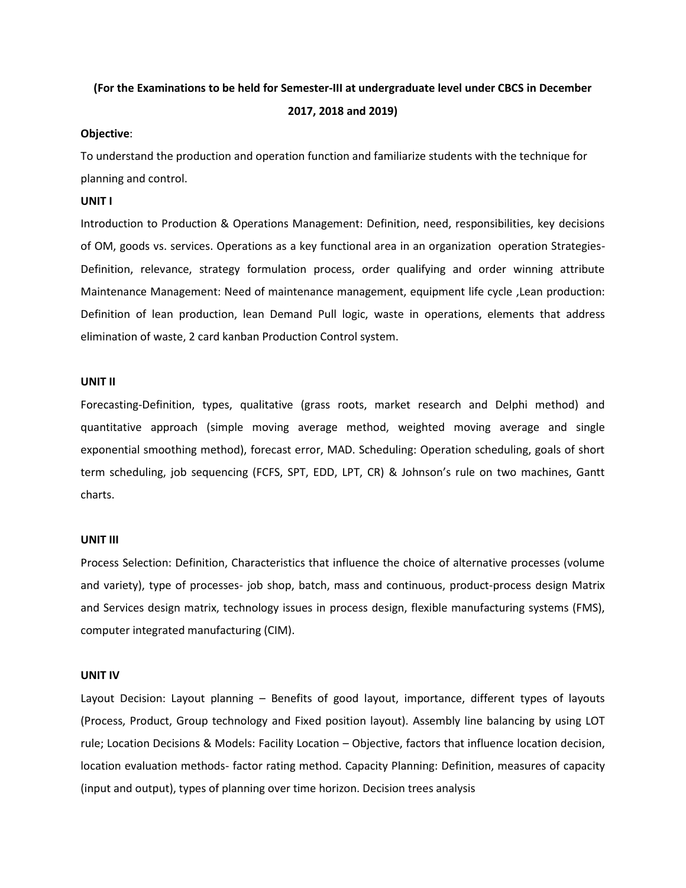**(For the Examinations to be held for Semester-III at undergraduate level under CBCS in December 2017, 2018 and 2019)**

**Objective**:

To understand the production and operation function and familiarize students with the technique for planning and control.

**UNIT I**

Introduction to Production & Operations Management: Definition, need, responsibilities, key decisions of OM, goods vs. services. Operations as a key functional area in an organization operation Strategies- Definition, relevance, strategy formulation process, order qualifying and order winning attribute Maintenance Management: Need of maintenance management, equipment life cycle ,Lean production: Definition of lean production, lean Demand Pull logic, waste in operations, elements that address elimination of waste, 2 card kanban Production Control system.

**UNIT II**

Forecasting-Definition, types, qualitative (grass roots, market research and Delphi method) and quantitative approach (simple moving average method, weighted moving average and single exponential smoothing method), forecast error, MAD. Scheduling: Operation scheduling, goals of short term scheduling, job sequencing (FCFS, SPT, EDD, LPT, CR) & Johnson's rule on two machines, Gantt charts.

**UNIT III**

Process Selection: Definition, Characteristics that influence the choice of alternative processes (volume and variety), type of processes- job shop, batch, mass and continuous, product-process design Matrix and Services design matrix, technology issues in process design, flexible manufacturing systems (FMS), computer integrated manufacturing (CIM).

**UNIT IV**

Layout Decision: Layout planning – Benefits of good layout, importance, different types of layouts (Process, Product, Group technology and Fixed position layout). Assembly line balancing by using LOT rule; Location Decisions & Models: Facility Location – Objective, factors that influence location decision, location evaluation methods- factor rating method. Capacity Planning: Definition, measures of capacity (input and output), types of planning over time horizon. Decision trees analysis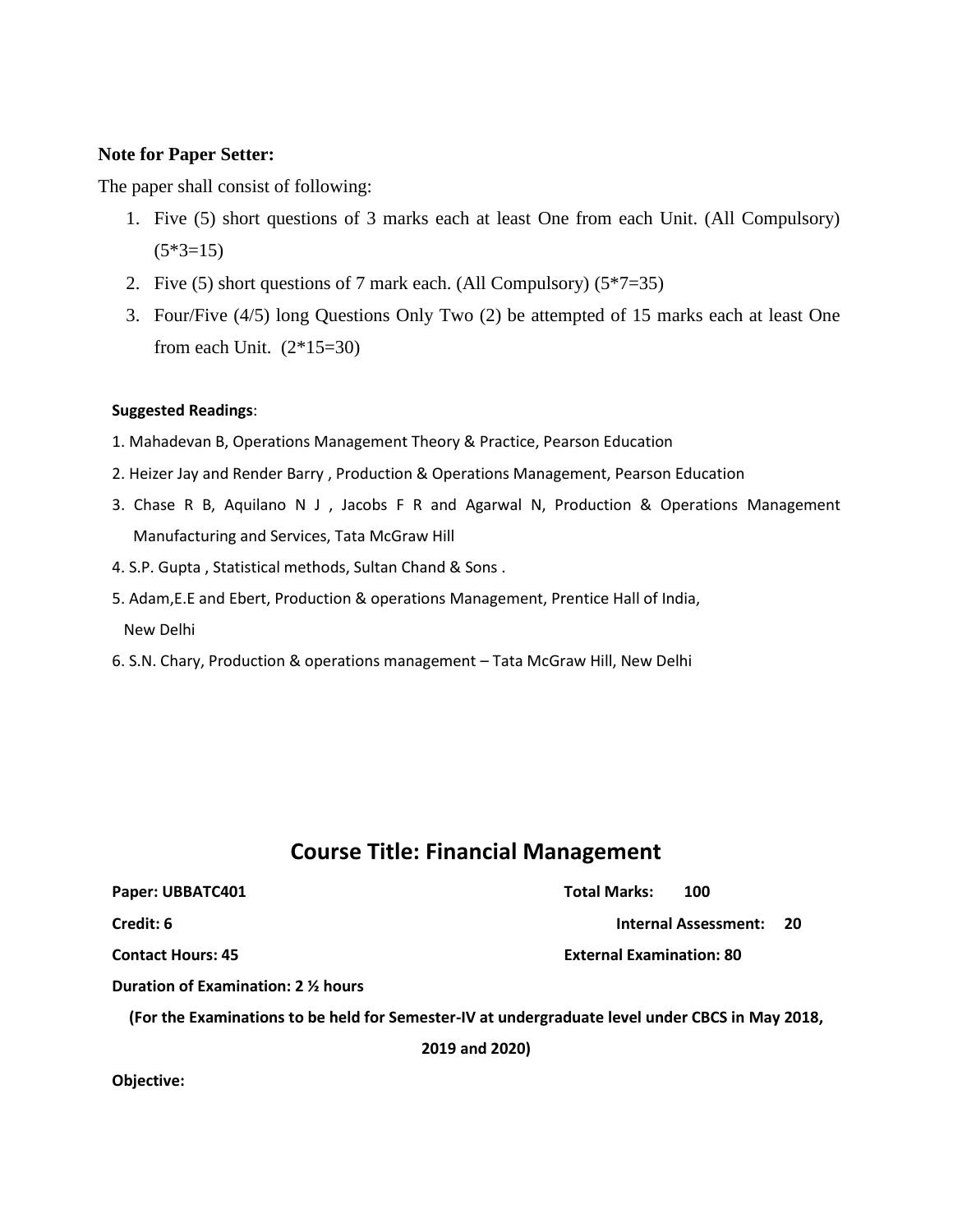**Note for Paper Setter:**

The paper shall consist of following:

1. Five (5) short questions of 3 marks each at least One from each Unit. (All Compulsory) (5*3=15)
2. Five (5) short questions of 7 mark each. (All Compulsory) (5*7=35)
3. Four/Five (4/5) long Questions Only Two (2) be attempted of 15 marks each at least One from each Unit. (2*15=30)

**Suggested Readings**:

1. Mahadevan B, Operations Management Theory & Practice, Pearson Education
2. Heizer Jay and Render Barry , Production & Operations Management, Pearson Education
3. Chase R B, Aquilano N J , Jacobs F R and Agarwal N, Production & Operations Management Manufacturing and Services, Tata McGraw Hill
4. S.P. Gupta , Statistical methods, Sultan Chand & Sons .
5. Adam,E.E and Ebert, Production & operations Management, Prentice Hall of India, New Delhi
6. S.N. Chary, Production & operations management – Tata McGraw Hill, New Delhi

## Course Title: Financial Management

**Paper: UBBATC401** | **Total Marks: 100**

**Credit: 6** | **Internal Assessment: 20**

**Contact Hours: 45** | **External Examination: 80**

**Duration of Examination: 2 ½ hours**

**(For the Examinations to be held for Semester-IV at undergraduate level under CBCS in May 2018, 2019 and 2020)**

**Objective:**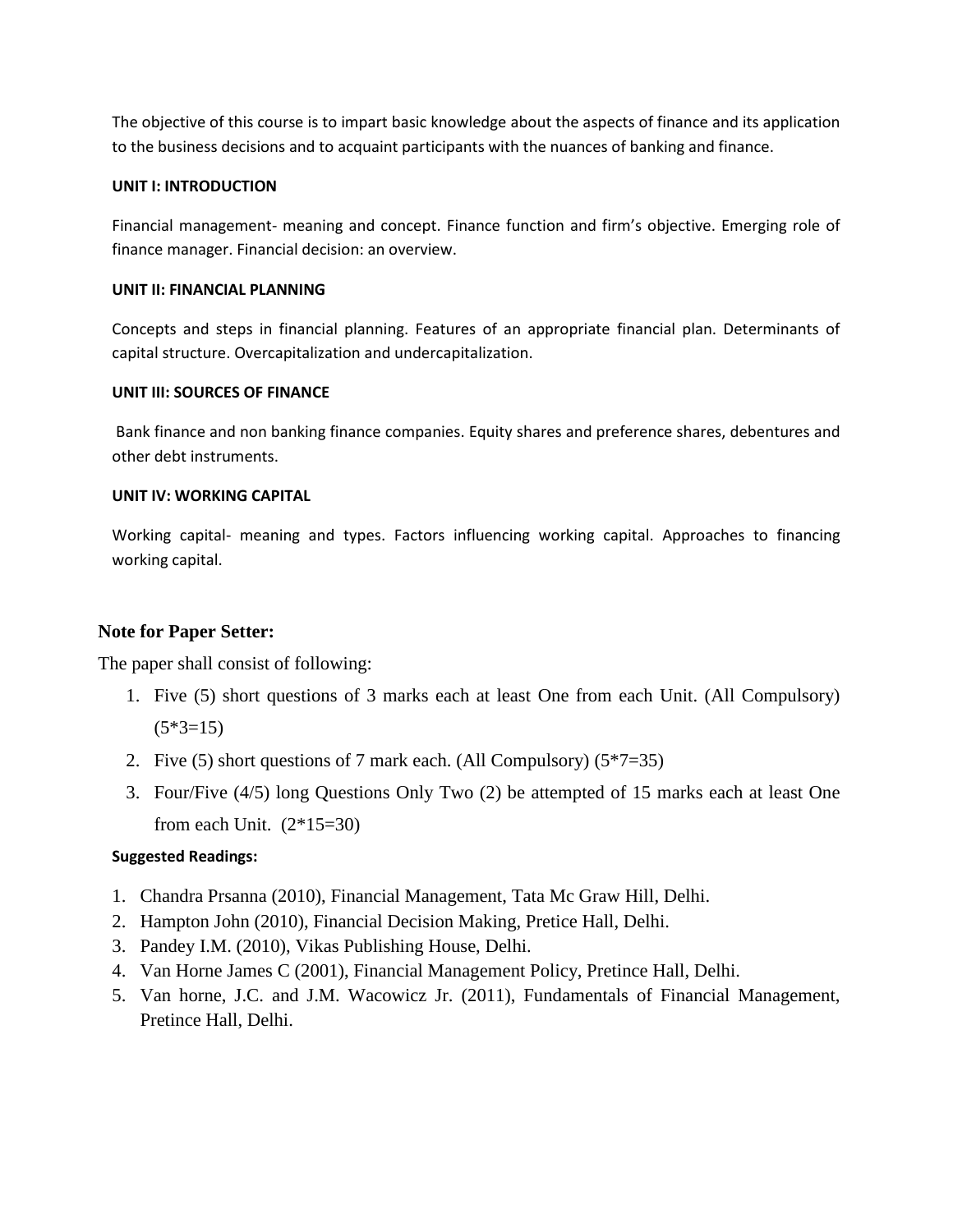The objective of this course is to impart basic knowledge about the aspects of finance and its application to the business decisions and to acquaint participants with the nuances of banking and finance.

**UNIT I: INTRODUCTION**

Financial management- meaning and concept. Finance function and firm's objective. Emerging role of finance manager. Financial decision: an overview.

**UNIT II: FINANCIAL PLANNING**

Concepts and steps in financial planning. Features of an appropriate financial plan. Determinants of capital structure. Overcapitalization and undercapitalization.

**UNIT III: SOURCES OF FINANCE**

Bank finance and non banking finance companies. Equity shares and preference shares, debentures and other debt instruments.

**UNIT IV: WORKING CAPITAL**

Working capital- meaning and types. Factors influencing working capital. Approaches to financing working capital.

**Note for Paper Setter:**

The paper shall consist of following:

1. Five (5) short questions of 3 marks each at least One from each Unit. (All Compulsory) (5*3=15)
2. Five (5) short questions of 7 mark each. (All Compulsory) (5*7=35)
3. Four/Five (4/5) long Questions Only Two (2) be attempted of 15 marks each at least One from each Unit. (2*15=30)

**Suggested Readings:**

1. Chandra Prsanna (2010), Financial Management, Tata Mc Graw Hill, Delhi.
2. Hampton John (2010), Financial Decision Making, Pretice Hall, Delhi.
3. Pandey I.M. (2010), Vikas Publishing House, Delhi.
4. Van Horne James C (2001), Financial Management Policy, Pretince Hall, Delhi.
5. Van horne, J.C. and J.M. Wacowicz Jr. (2011), Fundamentals of Financial Management, Pretince Hall, Delhi.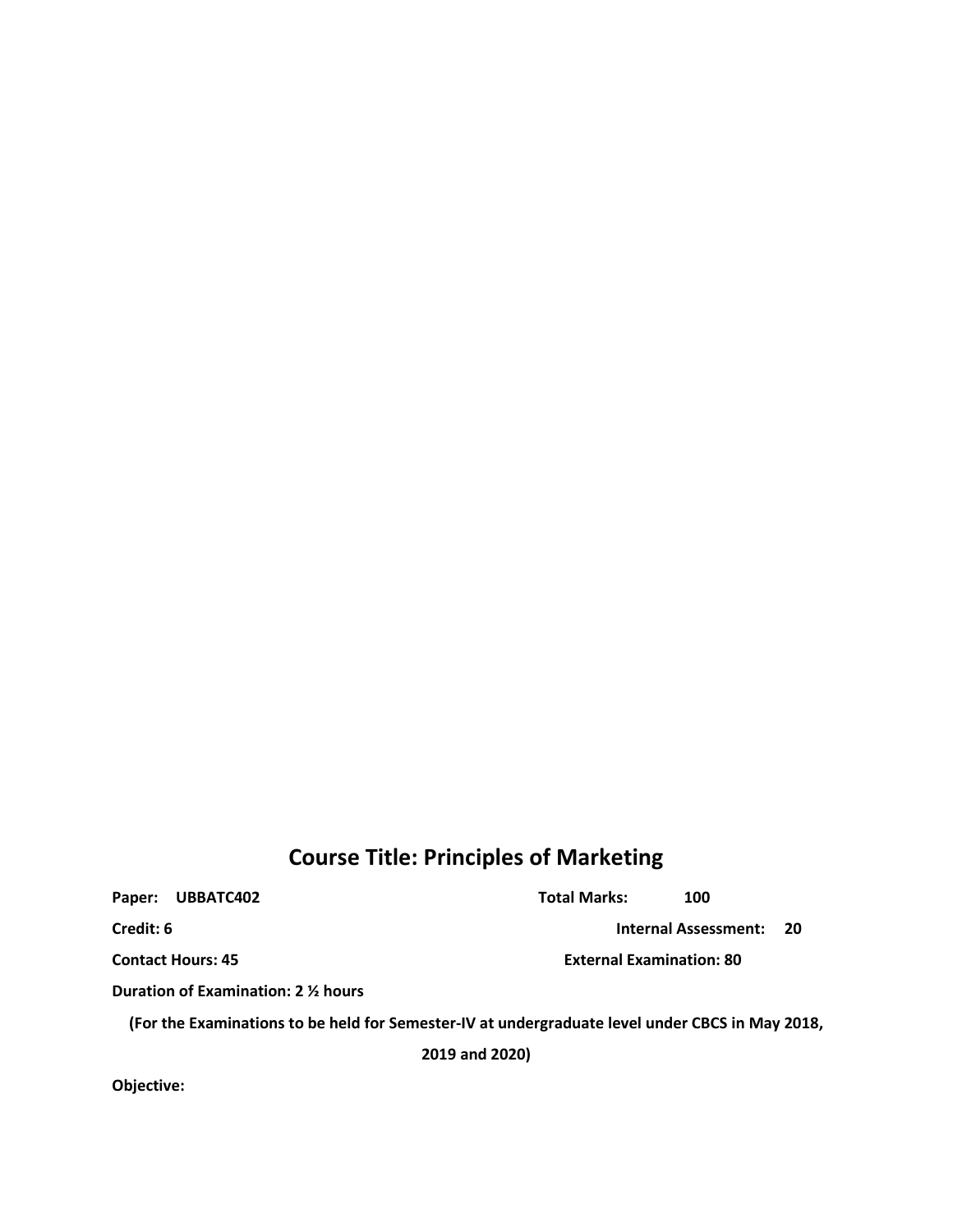# Course Title: Principles of Marketing

**Paper: UBBATC402** **Total Marks: 100**

**Credit: 6** **Internal Assessment: 20**

**Contact Hours: 45** **External Examination: 80**

**Duration of Examination: 2 ½ hours**

**(For the Examinations to be held for Semester-IV at undergraduate level under CBCS in May 2018, 2019 and 2020)**

**Objective:**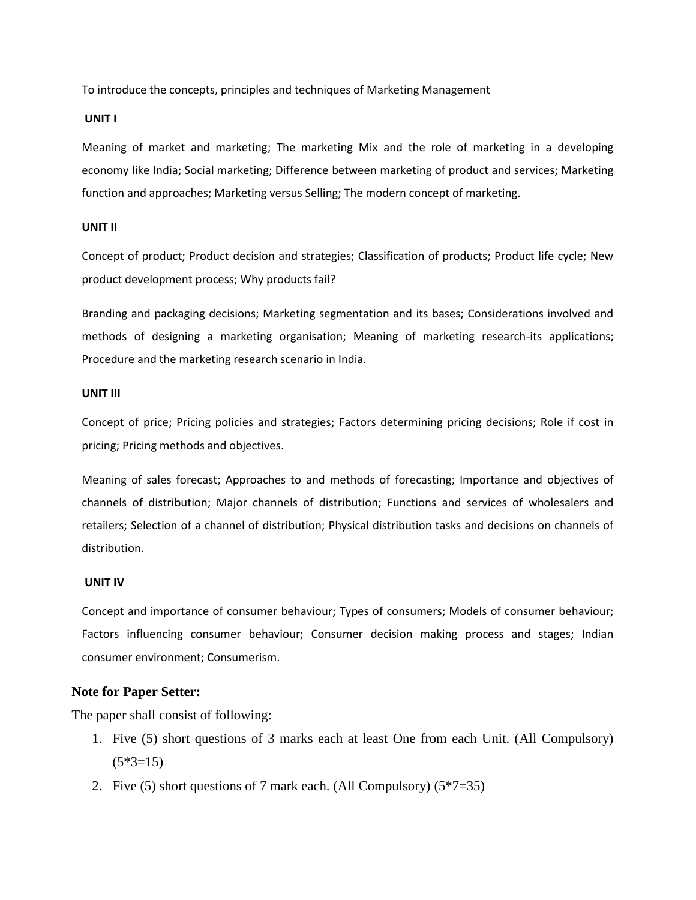To introduce the concepts, principles and techniques of Marketing Management

**UNIT I**

Meaning of market and marketing; The marketing Mix and the role of marketing in a developing economy like India; Social marketing; Difference between marketing of product and services; Marketing function and approaches; Marketing versus Selling; The modern concept of marketing.

**UNIT II**

Concept of product; Product decision and strategies; Classification of products; Product life cycle; New product development process; Why products fail?

Branding and packaging decisions; Marketing segmentation and its bases; Considerations involved and methods of designing a marketing organisation; Meaning of marketing research-its applications; Procedure and the marketing research scenario in India.

**UNIT III**

Concept of price; Pricing policies and strategies; Factors determining pricing decisions; Role if cost in pricing; Pricing methods and objectives.

Meaning of sales forecast; Approaches to and methods of forecasting; Importance and objectives of channels of distribution; Major channels of distribution; Functions and services of wholesalers and retailers; Selection of a channel of distribution; Physical distribution tasks and decisions on channels of distribution.

**UNIT IV**

Concept and importance of consumer behaviour; Types of consumers; Models of consumer behaviour; Factors influencing consumer behaviour; Consumer decision making process and stages; Indian consumer environment; Consumerism.

**Note for Paper Setter:**

The paper shall consist of following:

1. Five (5) short questions of 3 marks each at least One from each Unit. (All Compulsory) (5*3=15)
2. Five (5) short questions of 7 mark each. (All Compulsory) (5*7=35)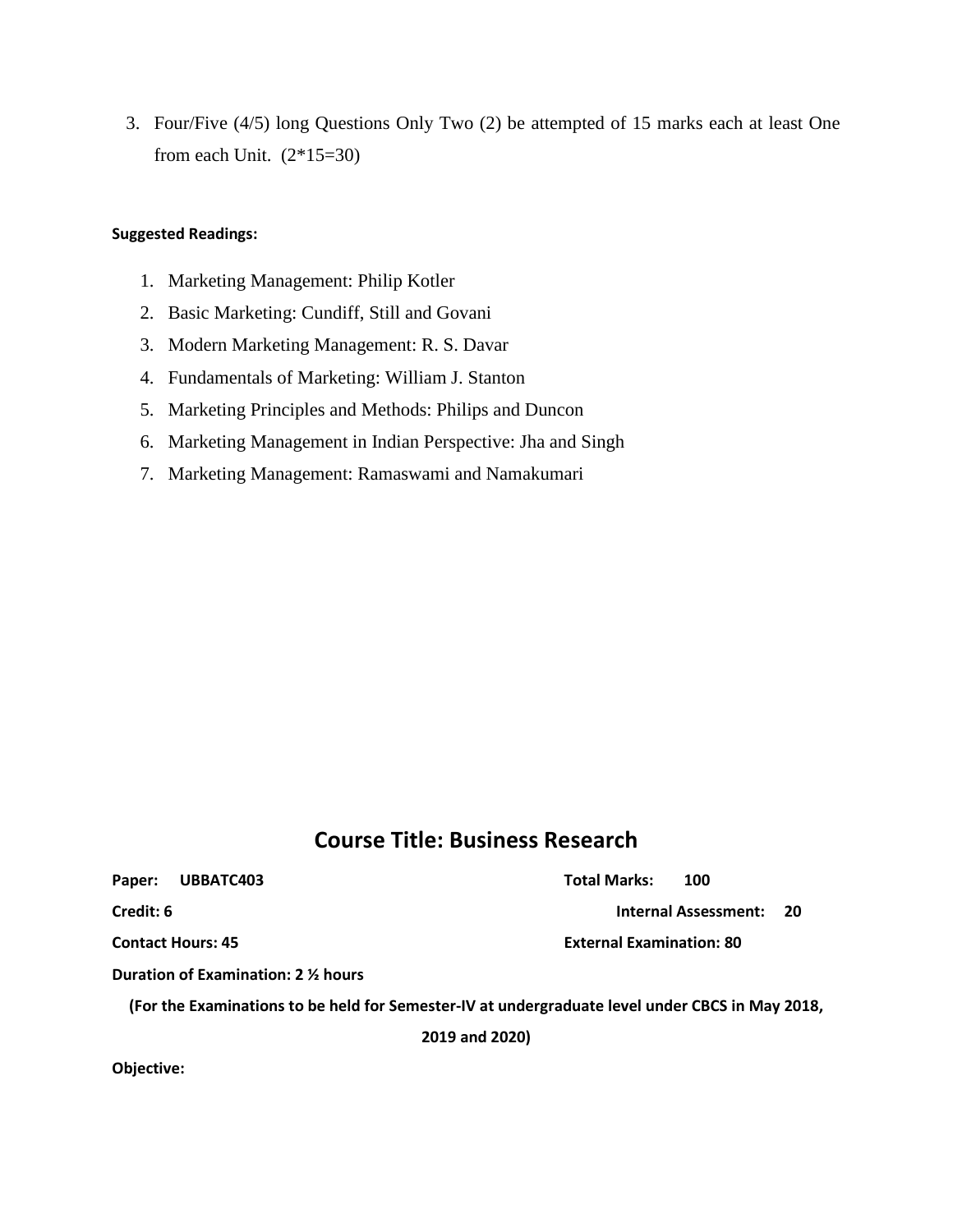3. Four/Five (4/5) long Questions Only Two (2) be attempted of 15 marks each at least One from each Unit. (2*15=30)

**Suggested Readings:**

1. Marketing Management: Philip Kotler
2. Basic Marketing: Cundiff, Still and Govani
3. Modern Marketing Management: R. S. Davar
4. Fundamentals of Marketing: William J. Stanton
5. Marketing Principles and Methods: Philips and Duncon
6. Marketing Management in Indian Perspective: Jha and Singh
7. Marketing Management: Ramaswami and Namakumari

## Course Title: Business Research

**Paper: UBBATC403** **Total Marks: 100**

**Credit: 6** **Internal Assessment: 20**

**Contact Hours: 45** **External Examination: 80**

**Duration of Examination: 2 ½ hours**

**(For the Examinations to be held for Semester-IV at undergraduate level under CBCS in May 2018, 2019 and 2020)**

**Objective:**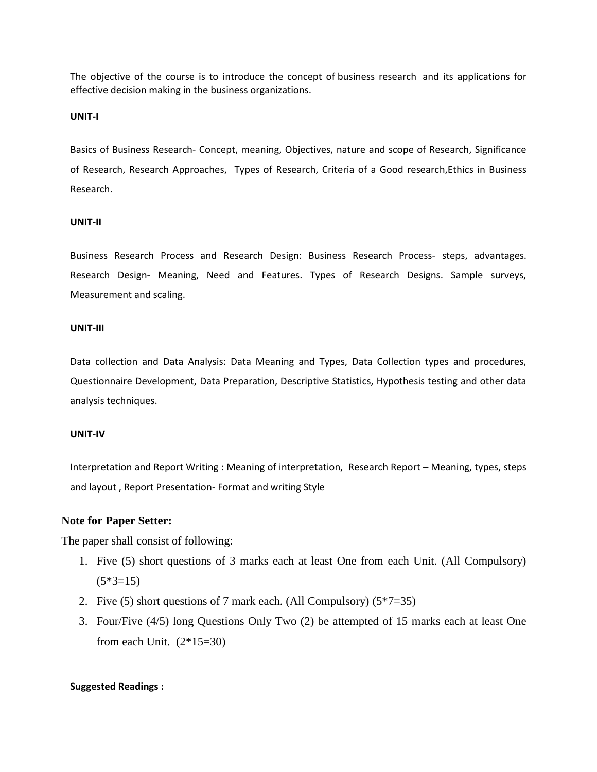The objective of the course is to introduce the concept of business research and its applications for effective decision making in the business organizations.

**UNIT-I**

Basics of Business Research- Concept, meaning, Objectives, nature and scope of Research, Significance of Research, Research Approaches, Types of Research, Criteria of a Good research,Ethics in Business Research.

**UNIT-II**

Business Research Process and Research Design: Business Research Process- steps, advantages. Research Design- Meaning, Need and Features. Types of Research Designs. Sample surveys, Measurement and scaling.

**UNIT-III**

Data collection and Data Analysis: Data Meaning and Types, Data Collection types and procedures, Questionnaire Development, Data Preparation, Descriptive Statistics, Hypothesis testing and other data analysis techniques.

**UNIT-IV**

Interpretation and Report Writing : Meaning of interpretation, Research Report – Meaning, types, steps and layout , Report Presentation- Format and writing Style

**Note for Paper Setter:**

The paper shall consist of following:

1. Five (5) short questions of 3 marks each at least One from each Unit. (All Compulsory) (5*3=15)
2. Five (5) short questions of 7 mark each. (All Compulsory) (5*7=35)
3. Four/Five (4/5) long Questions Only Two (2) be attempted of 15 marks each at least One from each Unit. (2*15=30)

**Suggested Readings :**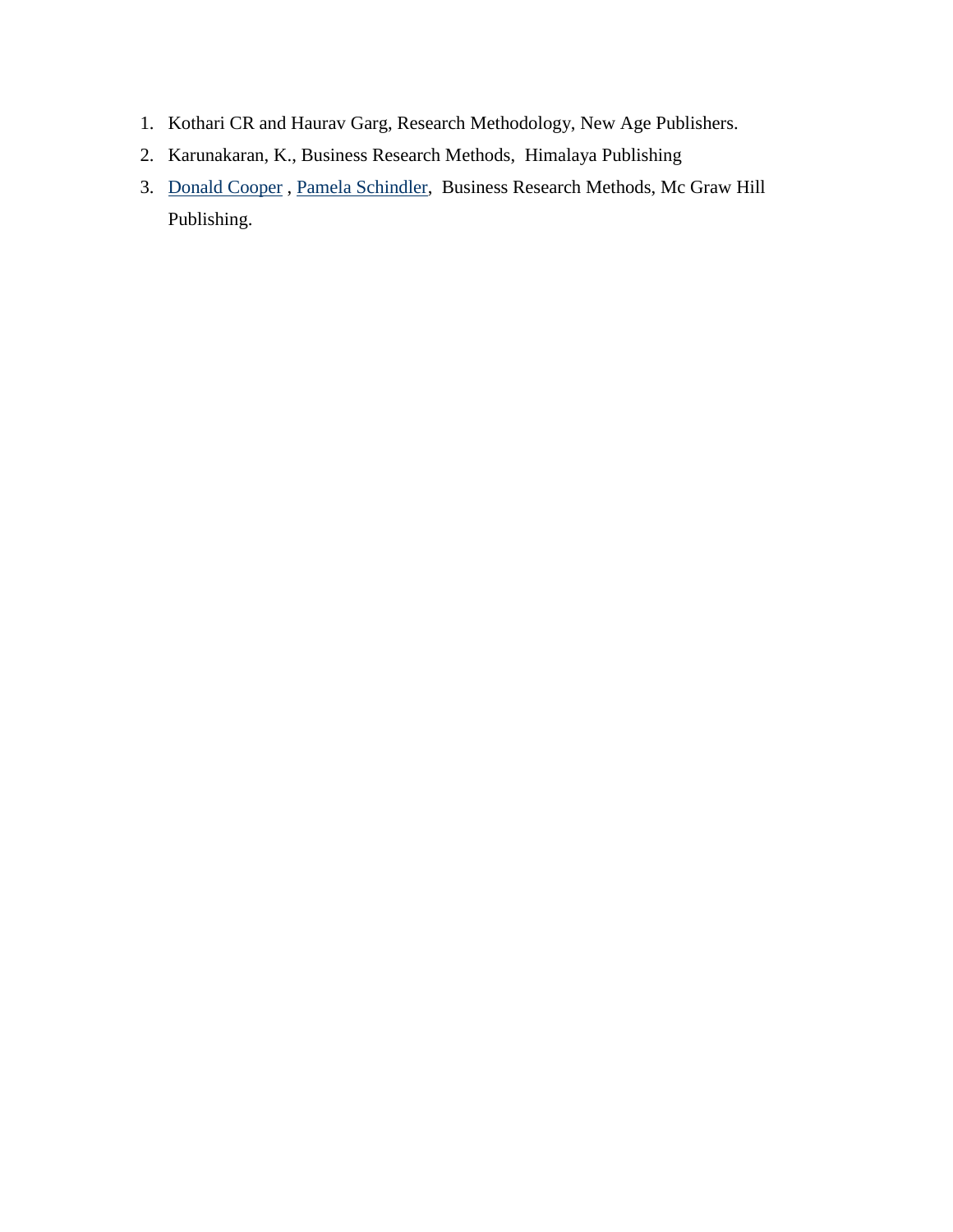1. Kothari CR and Haurav Garg, Research Methodology, New Age Publishers.
2. Karunakaran, K., Business Research Methods, Himalaya Publishing
3. Donald Cooper , Pamela Schindler, Business Research Methods, Mc Graw Hill Publishing.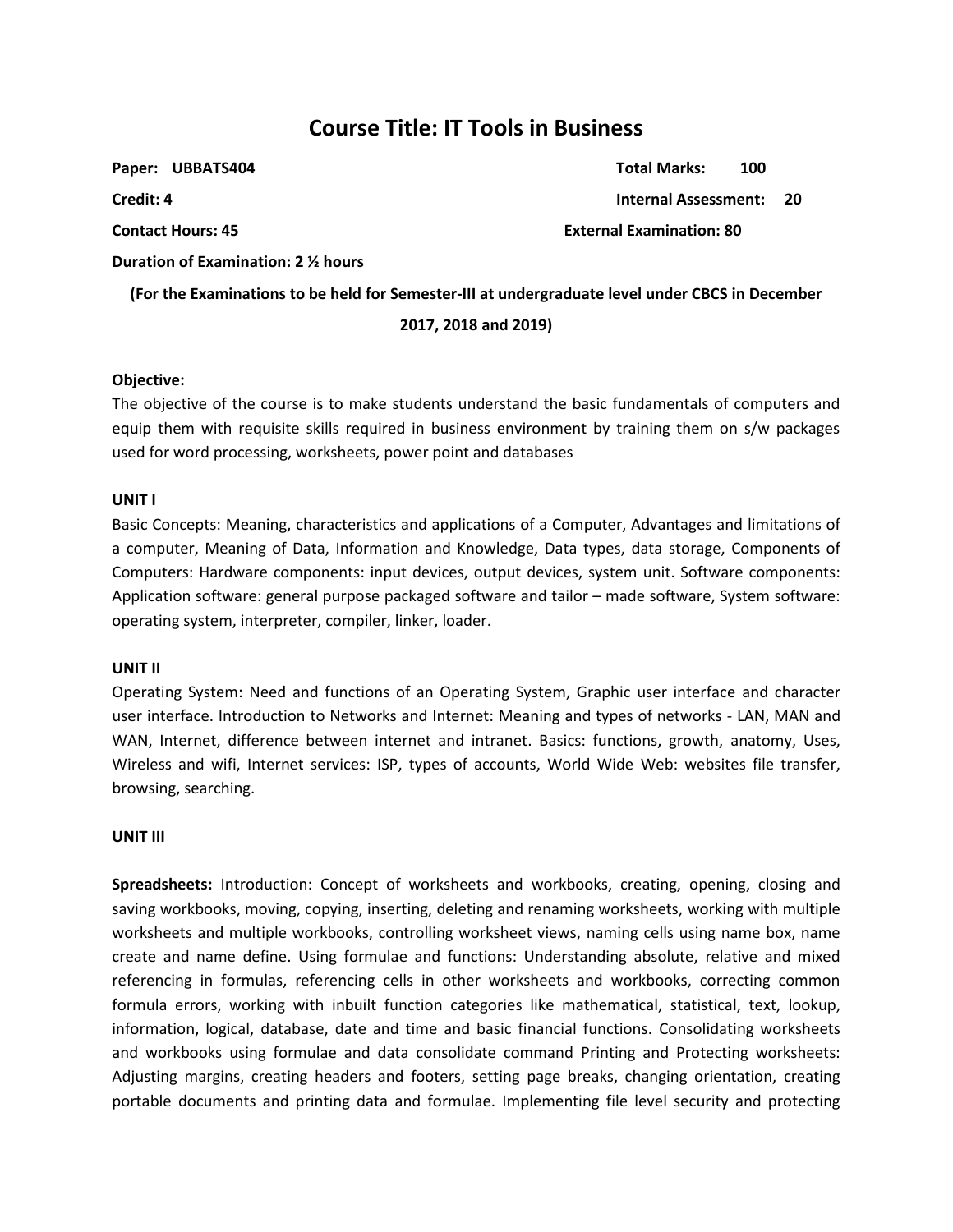# Course Title: IT Tools in Business

**Paper: UBBATS404** **Total Marks: 100**

**Credit: 4** **Internal Assessment: 20**

**Contact Hours: 45** **External Examination: 80**

**Duration of Examination: 2 ½ hours**

**(For the Examinations to be held for Semester-III at undergraduate level under CBCS in December 2017, 2018 and 2019)**

**Objective:**

The objective of the course is to make students understand the basic fundamentals of computers and equip them with requisite skills required in business environment by training them on s/w packages used for word processing, worksheets, power point and databases

**UNIT I**

Basic Concepts: Meaning, characteristics and applications of a Computer, Advantages and limitations of a computer, Meaning of Data, Information and Knowledge, Data types, data storage, Components of Computers: Hardware components: input devices, output devices, system unit. Software components: Application software: general purpose packaged software and tailor – made software, System software: operating system, interpreter, compiler, linker, loader.

**UNIT II**

Operating System: Need and functions of an Operating System, Graphic user interface and character user interface. Introduction to Networks and Internet: Meaning and types of networks - LAN, MAN and WAN, Internet, difference between internet and intranet. Basics: functions, growth, anatomy, Uses, Wireless and wifi, Internet services: ISP, types of accounts, World Wide Web: websites file transfer, browsing, searching.

**UNIT III**

**Spreadsheets:** Introduction: Concept of worksheets and workbooks, creating, opening, closing and saving workbooks, moving, copying, inserting, deleting and renaming worksheets, working with multiple worksheets and multiple workbooks, controlling worksheet views, naming cells using name box, name create and name define. Using formulae and functions: Understanding absolute, relative and mixed referencing in formulas, referencing cells in other worksheets and workbooks, correcting common formula errors, working with inbuilt function categories like mathematical, statistical, text, lookup, information, logical, database, date and time and basic financial functions. Consolidating worksheets and workbooks using formulae and data consolidate command Printing and Protecting worksheets: Adjusting margins, creating headers and footers, setting page breaks, changing orientation, creating portable documents and printing data and formulae. Implementing file level security and protecting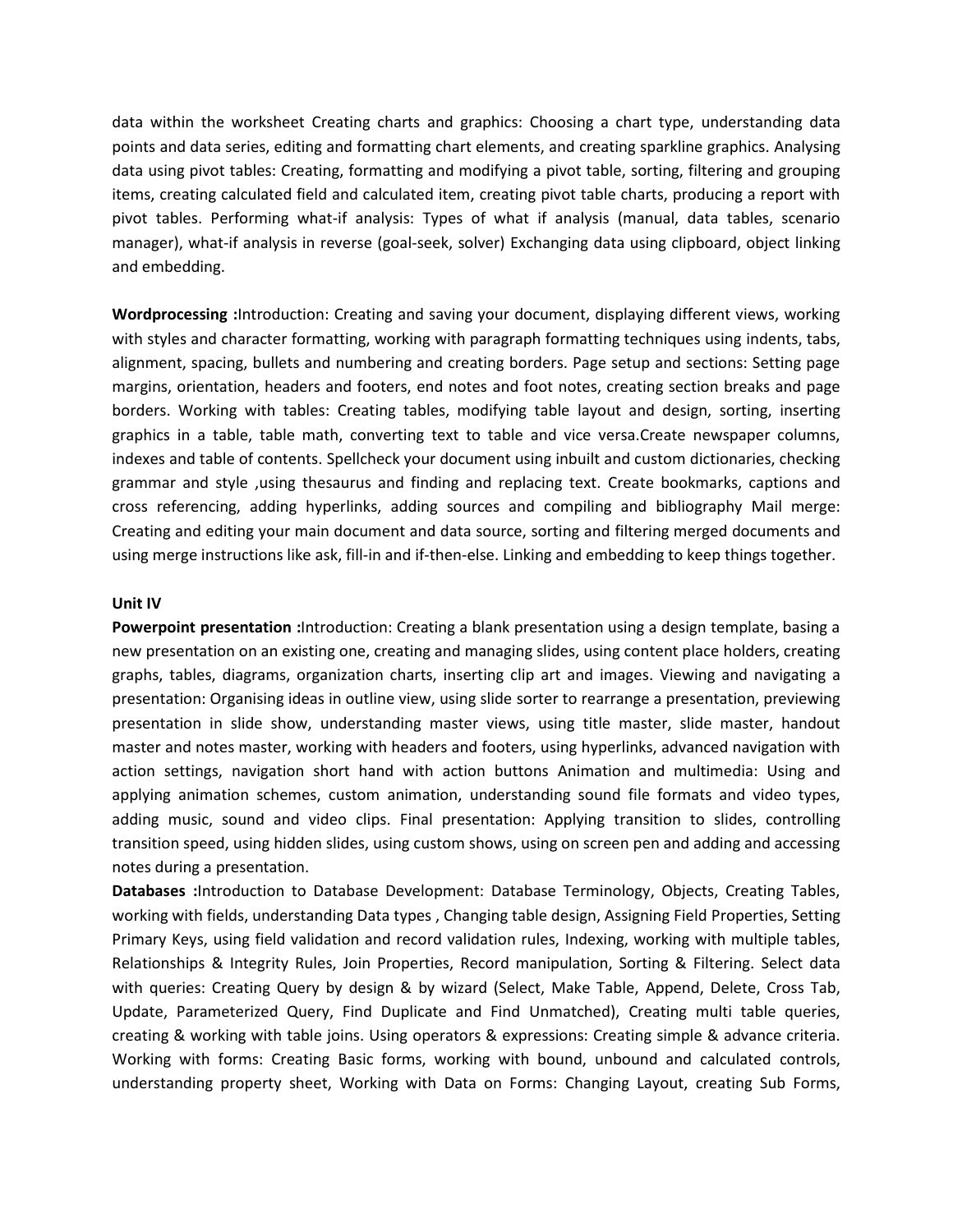data within the worksheet Creating charts and graphics: Choosing a chart type, understanding data points and data series, editing and formatting chart elements, and creating sparkline graphics. Analysing data using pivot tables: Creating, formatting and modifying a pivot table, sorting, filtering and grouping items, creating calculated field and calculated item, creating pivot table charts, producing a report with pivot tables. Performing what-if analysis: Types of what if analysis (manual, data tables, scenario manager), what-if analysis in reverse (goal-seek, solver) Exchanging data using clipboard, object linking and embedding.

**Wordprocessing :**Introduction: Creating and saving your document, displaying different views, working with styles and character formatting, working with paragraph formatting techniques using indents, tabs, alignment, spacing, bullets and numbering and creating borders. Page setup and sections: Setting page margins, orientation, headers and footers, end notes and foot notes, creating section breaks and page borders. Working with tables: Creating tables, modifying table layout and design, sorting, inserting graphics in a table, table math, converting text to table and vice versa.Create newspaper columns, indexes and table of contents. Spellcheck your document using inbuilt and custom dictionaries, checking grammar and style ,using thesaurus and finding and replacing text. Create bookmarks, captions and cross referencing, adding hyperlinks, adding sources and compiling and bibliography Mail merge: Creating and editing your main document and data source, sorting and filtering merged documents and using merge instructions like ask, fill-in and if-then-else. Linking and embedding to keep things together.

**Unit IV**

**Powerpoint presentation :**Introduction: Creating a blank presentation using a design template, basing a new presentation on an existing one, creating and managing slides, using content place holders, creating graphs, tables, diagrams, organization charts, inserting clip art and images. Viewing and navigating a presentation: Organising ideas in outline view, using slide sorter to rearrange a presentation, previewing presentation in slide show, understanding master views, using title master, slide master, handout master and notes master, working with headers and footers, using hyperlinks, advanced navigation with action settings, navigation short hand with action buttons Animation and multimedia: Using and applying animation schemes, custom animation, understanding sound file formats and video types, adding music, sound and video clips. Final presentation: Applying transition to slides, controlling transition speed, using hidden slides, using custom shows, using on screen pen and adding and accessing notes during a presentation.

**Databases :**Introduction to Database Development: Database Terminology, Objects, Creating Tables, working with fields, understanding Data types , Changing table design, Assigning Field Properties, Setting Primary Keys, using field validation and record validation rules, Indexing, working with multiple tables, Relationships & Integrity Rules, Join Properties, Record manipulation, Sorting & Filtering. Select data with queries: Creating Query by design & by wizard (Select, Make Table, Append, Delete, Cross Tab, Update, Parameterized Query, Find Duplicate and Find Unmatched), Creating multi table queries, creating & working with table joins. Using operators & expressions: Creating simple & advance criteria. Working with forms: Creating Basic forms, working with bound, unbound and calculated controls, understanding property sheet, Working with Data on Forms: Changing Layout, creating Sub Forms,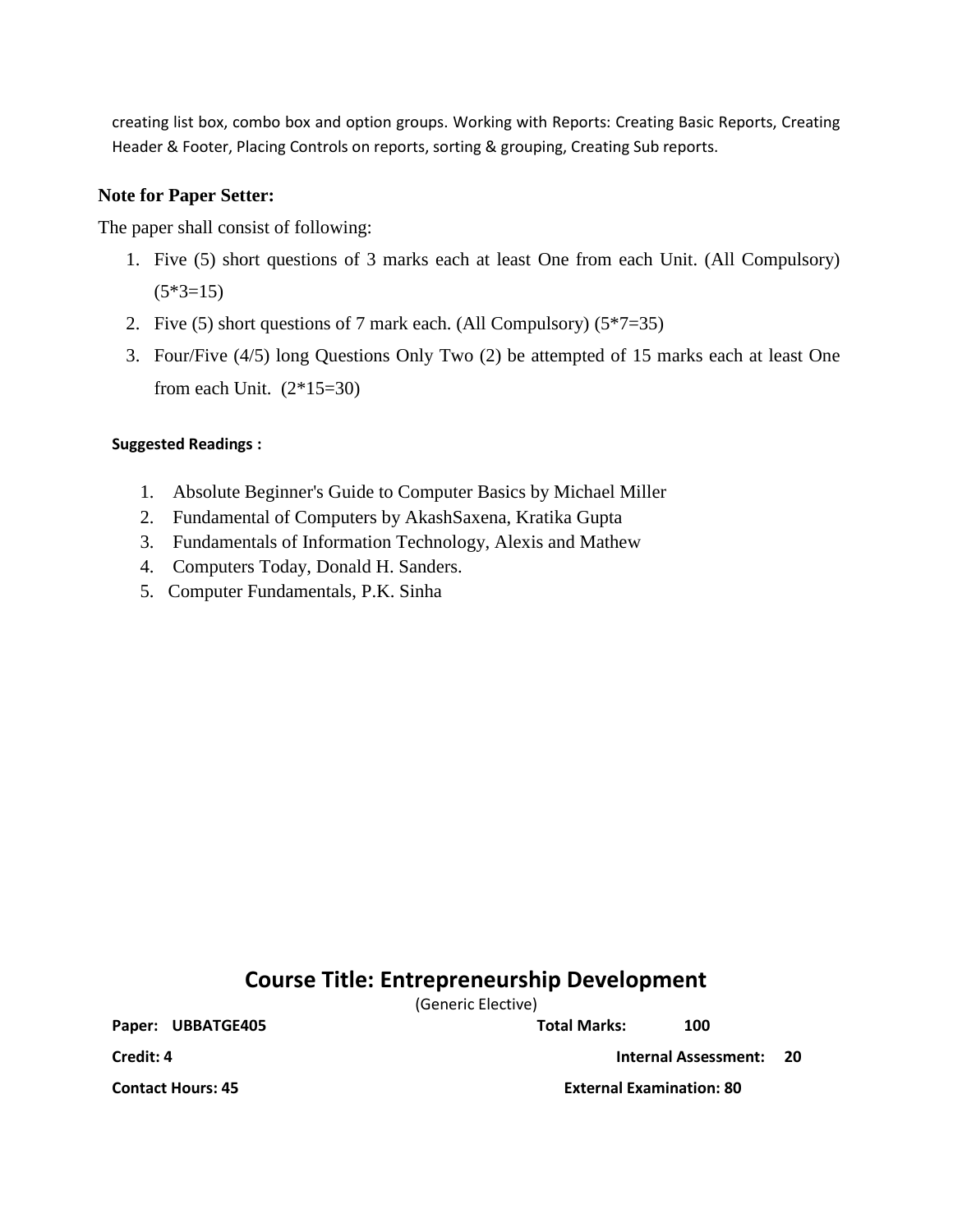creating list box, combo box and option groups. Working with Reports: Creating Basic Reports, Creating Header & Footer, Placing Controls on reports, sorting & grouping, Creating Sub reports.

**Note for Paper Setter:**

The paper shall consist of following:

1. Five (5) short questions of 3 marks each at least One from each Unit. (All Compulsory) (5*3=15)
2. Five (5) short questions of 7 mark each. (All Compulsory) (5*7=35)
3. Four/Five (4/5) long Questions Only Two (2) be attempted of 15 marks each at least One from each Unit. (2*15=30)

**Suggested Readings :**

1. Absolute Beginner's Guide to Computer Basics by Michael Miller
2. Fundamental of Computers by AkashSaxena, Kratika Gupta
3. Fundamentals of Information Technology, Alexis and Mathew
4. Computers Today, Donald H. Sanders.
5. Computer Fundamentals, P.K. Sinha

## Course Title: Entrepreneurship Development

(Generic Elective)

**Paper: UBBATGE405** **Total Marks: 100**

**Credit: 4** **Internal Assessment: 20**

**Contact Hours: 45** **External Examination: 80**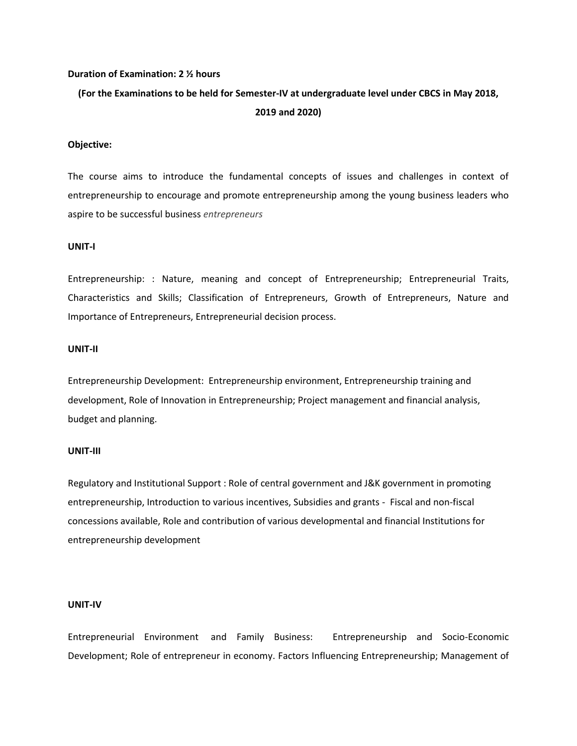**Duration of Examination: 2 ½ hours**

**(For the Examinations to be held for Semester-IV at undergraduate level under CBCS in May 2018, 2019 and 2020)**

**Objective:**

The course aims to introduce the fundamental concepts of issues and challenges in context of entrepreneurship to encourage and promote entrepreneurship among the young business leaders who aspire to be successful business *entrepreneurs*

**UNIT-I**

Entrepreneurship: : Nature, meaning and concept of Entrepreneurship; Entrepreneurial Traits, Characteristics and Skills; Classification of Entrepreneurs, Growth of Entrepreneurs, Nature and Importance of Entrepreneurs, Entrepreneurial decision process.

**UNIT-II**

Entrepreneurship Development: Entrepreneurship environment, Entrepreneurship training and development, Role of Innovation in Entrepreneurship; Project management and financial analysis, budget and planning.

**UNIT-III**

Regulatory and Institutional Support : Role of central government and J&K government in promoting entrepreneurship, Introduction to various incentives, Subsidies and grants - Fiscal and non-fiscal concessions available, Role and contribution of various developmental and financial Institutions for entrepreneurship development

**UNIT-IV**

Entrepreneurial Environment and Family Business: Entrepreneurship and Socio-Economic Development; Role of entrepreneur in economy. Factors Influencing Entrepreneurship; Management of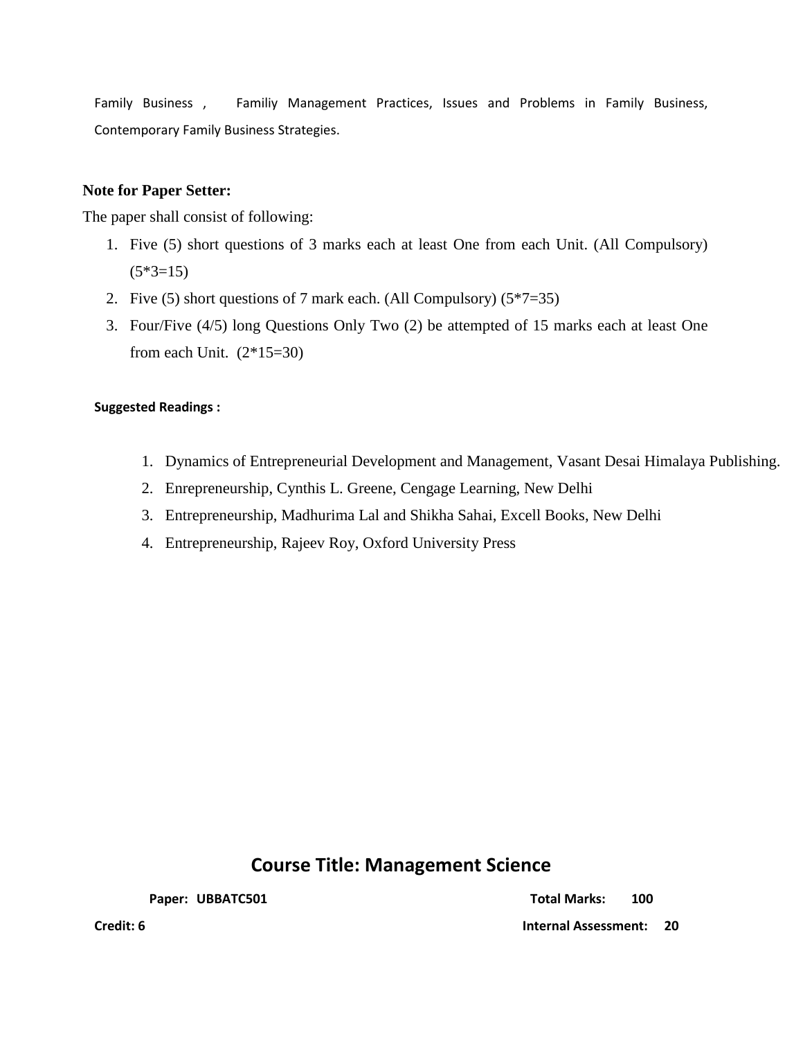Family Business , Familiy Management Practices, Issues and Problems in Family Business, Contemporary Family Business Strategies.

**Note for Paper Setter:**

The paper shall consist of following:

1. Five (5) short questions of 3 marks each at least One from each Unit. (All Compulsory) (5*3=15)
2. Five (5) short questions of 7 mark each. (All Compulsory) (5*7=35)
3. Four/Five (4/5) long Questions Only Two (2) be attempted of 15 marks each at least One from each Unit. (2*15=30)

**Suggested Readings :**

1. Dynamics of Entrepreneurial Development and Management, Vasant Desai Himalaya Publishing.
2. Enrepreneurship, Cynthis L. Greene, Cengage Learning, New Delhi
3. Entrepreneurship, Madhurima Lal and Shikha Sahai, Excell Books, New Delhi
4. Entrepreneurship, Rajeev Roy, Oxford University Press

## Course Title: Management Science

**Paper: UBBATC501** **Total Marks: 100**

**Credit: 6** **Internal Assessment: 20**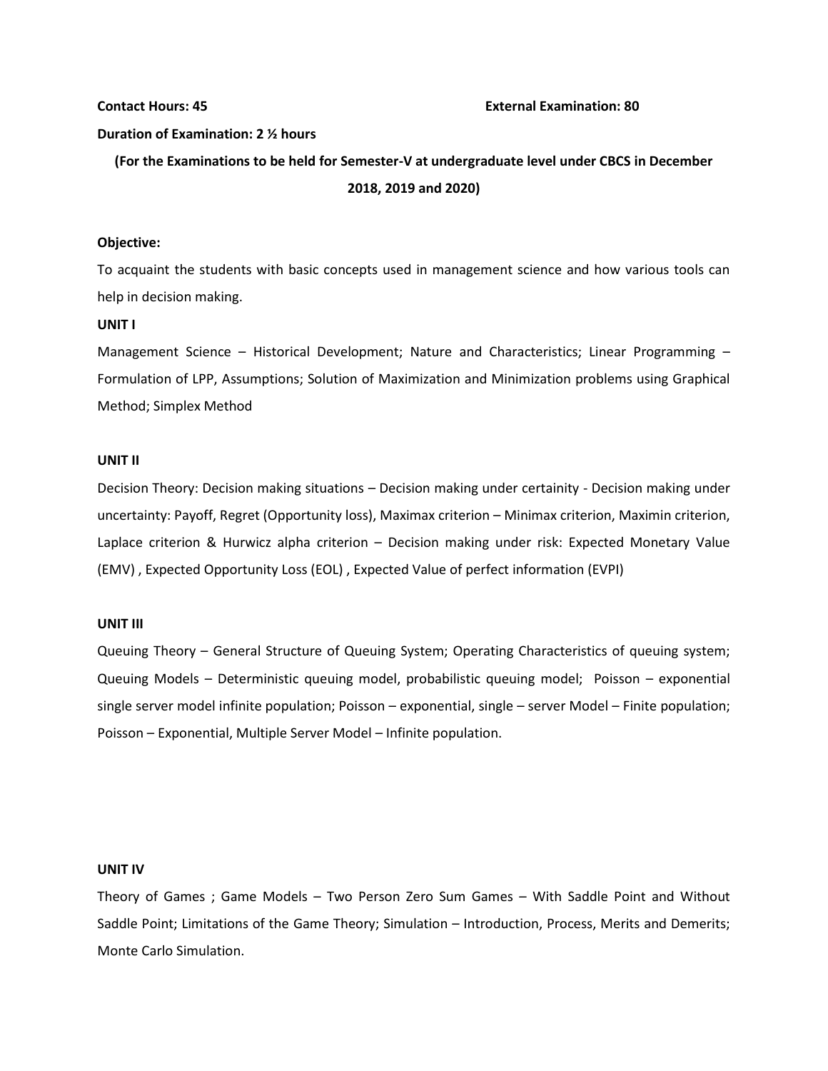**Contact Hours: 45** **External Examination: 80**

**Duration of Examination: 2 ½ hours**

**(For the Examinations to be held for Semester-V at undergraduate level under CBCS in December 2018, 2019 and 2020)**

**Objective:**

To acquaint the students with basic concepts used in management science and how various tools can help in decision making.

**UNIT I**

Management Science – Historical Development; Nature and Characteristics; Linear Programming – Formulation of LPP, Assumptions; Solution of Maximization and Minimization problems using Graphical Method; Simplex Method

**UNIT II**

Decision Theory: Decision making situations – Decision making under certainity - Decision making under uncertainty: Payoff, Regret (Opportunity loss), Maximax criterion – Minimax criterion, Maximin criterion, Laplace criterion & Hurwicz alpha criterion – Decision making under risk: Expected Monetary Value (EMV) , Expected Opportunity Loss (EOL) , Expected Value of perfect information (EVPI)

**UNIT III**

Queuing Theory – General Structure of Queuing System; Operating Characteristics of queuing system; Queuing Models – Deterministic queuing model, probabilistic queuing model; Poisson – exponential single server model infinite population; Poisson – exponential, single – server Model – Finite population; Poisson – Exponential, Multiple Server Model – Infinite population.

**UNIT IV**

Theory of Games ; Game Models – Two Person Zero Sum Games – With Saddle Point and Without Saddle Point; Limitations of the Game Theory; Simulation – Introduction, Process, Merits and Demerits; Monte Carlo Simulation.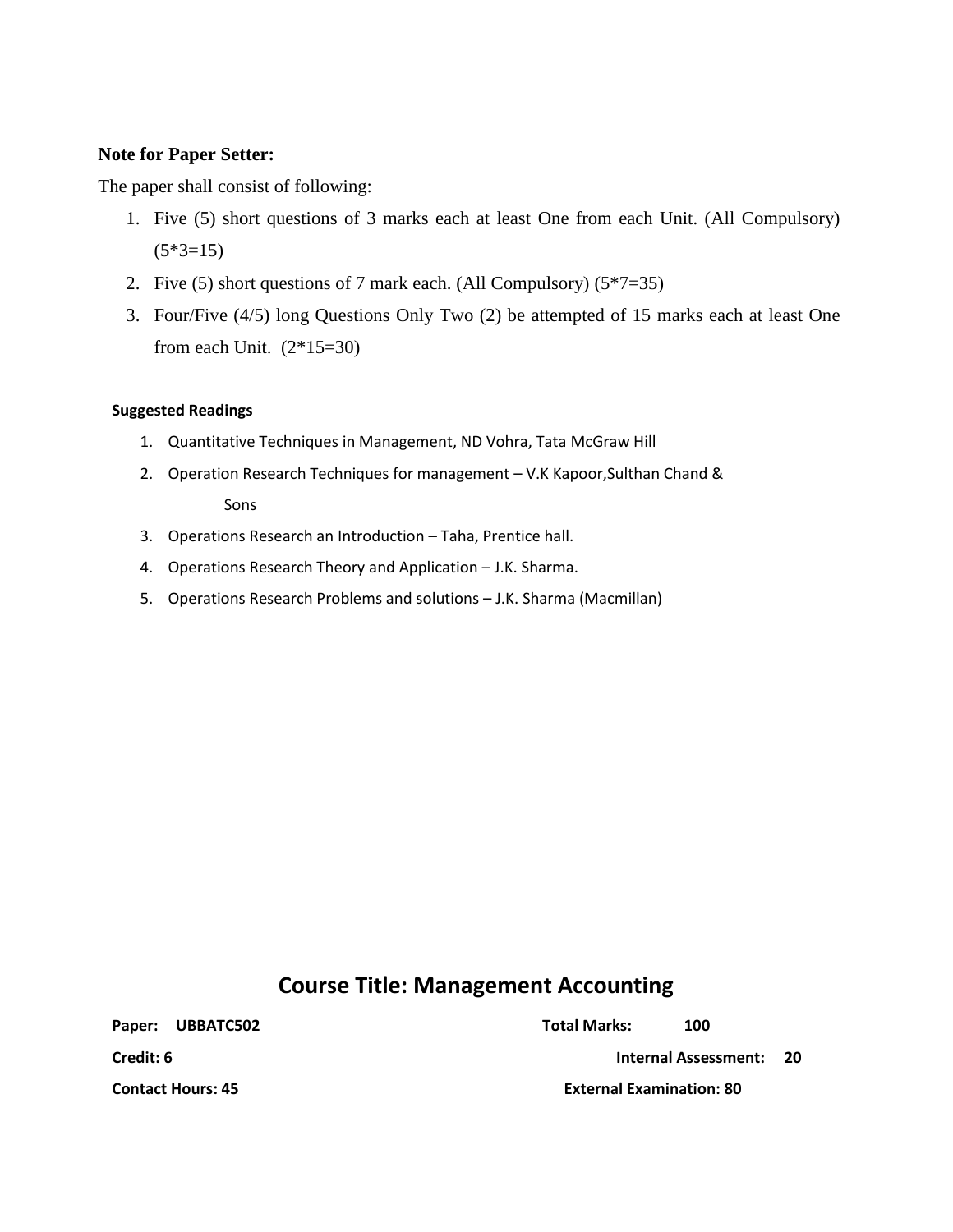**Note for Paper Setter:**

The paper shall consist of following:

1. Five (5) short questions of 3 marks each at least One from each Unit. (All Compulsory) (5*3=15)
2. Five (5) short questions of 7 mark each. (All Compulsory) (5*7=35)
3. Four/Five (4/5) long Questions Only Two (2) be attempted of 15 marks each at least One from each Unit. (2*15=30)

**Suggested Readings**

1. Quantitative Techniques in Management, ND Vohra, Tata McGraw Hill
2. Operation Research Techniques for management – V.K Kapoor,Sulthan Chand & Sons
3. Operations Research an Introduction – Taha, Prentice hall.
4. Operations Research Theory and Application – J.K. Sharma.
5. Operations Research Problems and solutions – J.K. Sharma (Macmillan)

## Course Title: Management Accounting

**Paper: UBBATC502** **Total Marks: 100**

**Credit: 6** **Internal Assessment: 20**

**Contact Hours: 45** **External Examination: 80**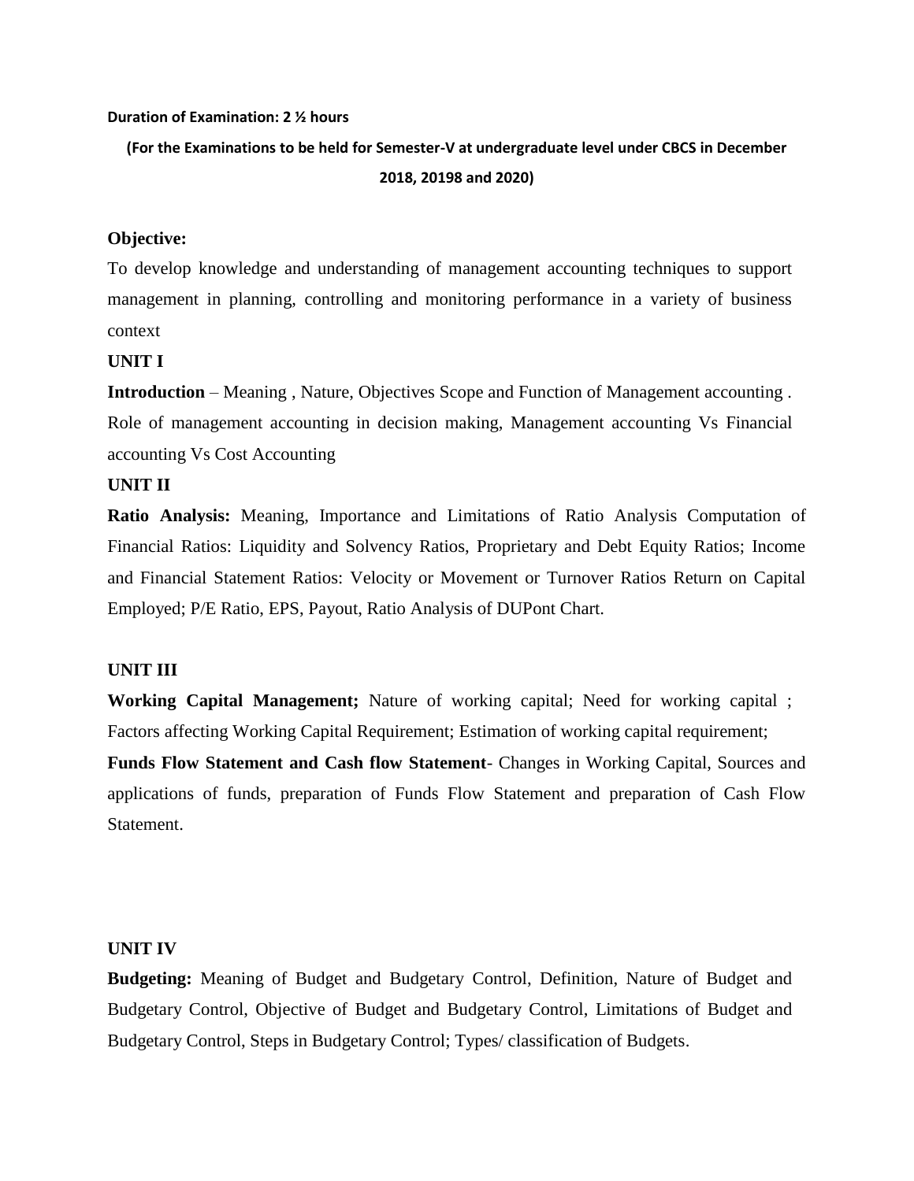**Duration of Examination: 2 ½ hours**

**(For the Examinations to be held for Semester-V at undergraduate level under CBCS in December 2018, 20198 and 2020)**

**Objective:**

To develop knowledge and understanding of management accounting techniques to support management in planning, controlling and monitoring performance in a variety of business context

**UNIT I**

**Introduction** – Meaning , Nature, Objectives Scope and Function of Management accounting . Role of management accounting in decision making, Management accounting Vs Financial accounting Vs Cost Accounting

**UNIT II**

**Ratio Analysis:** Meaning, Importance and Limitations of Ratio Analysis Computation of Financial Ratios: Liquidity and Solvency Ratios, Proprietary and Debt Equity Ratios; Income and Financial Statement Ratios: Velocity or Movement or Turnover Ratios Return on Capital Employed; P/E Ratio, EPS, Payout, Ratio Analysis of DUPont Chart.

**UNIT III**

**Working Capital Management;** Nature of working capital; Need for working capital ; Factors affecting Working Capital Requirement; Estimation of working capital requirement;

**Funds Flow Statement and Cash flow Statement**- Changes in Working Capital, Sources and applications of funds, preparation of Funds Flow Statement and preparation of Cash Flow Statement.

**UNIT IV**

**Budgeting:** Meaning of Budget and Budgetary Control, Definition, Nature of Budget and Budgetary Control, Objective of Budget and Budgetary Control, Limitations of Budget and Budgetary Control, Steps in Budgetary Control; Types/ classification of Budgets.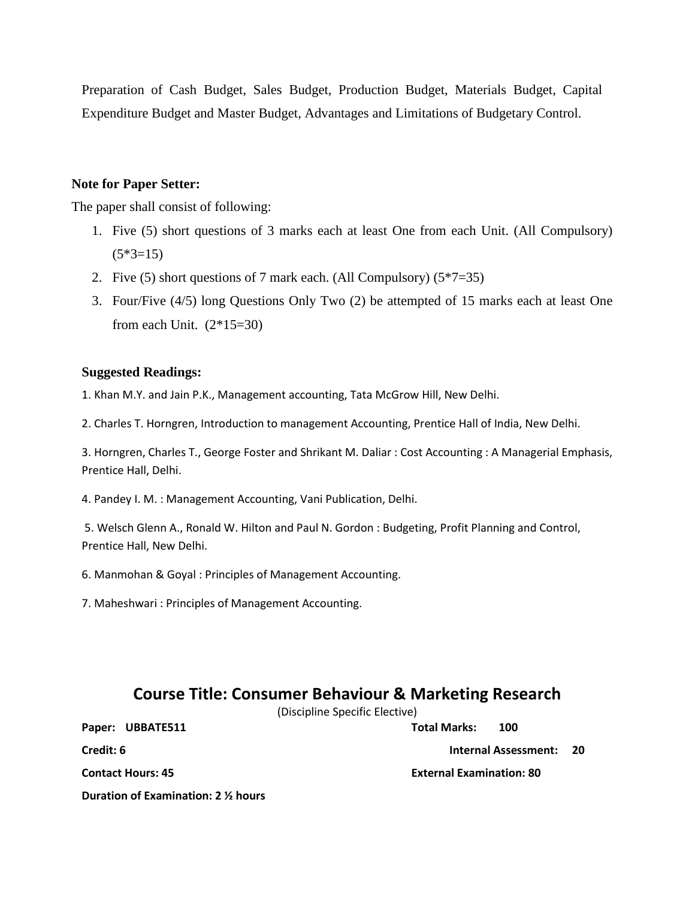Preparation of Cash Budget, Sales Budget, Production Budget, Materials Budget, Capital Expenditure Budget and Master Budget, Advantages and Limitations of Budgetary Control.

**Note for Paper Setter:**

The paper shall consist of following:

1. Five (5) short questions of 3 marks each at least One from each Unit. (All Compulsory) (5*3=15)
2. Five (5) short questions of 7 mark each. (All Compulsory) (5*7=35)
3. Four/Five (4/5) long Questions Only Two (2) be attempted of 15 marks each at least One from each Unit. (2*15=30)

**Suggested Readings:**

1. Khan M.Y. and Jain P.K., Management accounting, Tata McGrow Hill, New Delhi.

2. Charles T. Horngren, Introduction to management Accounting, Prentice Hall of India, New Delhi.

3. Horngren, Charles T., George Foster and Shrikant M. Daliar : Cost Accounting : A Managerial Emphasis, Prentice Hall, Delhi.

4. Pandey I. M. : Management Accounting, Vani Publication, Delhi.

5. Welsch Glenn A., Ronald W. Hilton and Paul N. Gordon : Budgeting, Profit Planning and Control, Prentice Hall, New Delhi.

6. Manmohan & Goyal : Principles of Management Accounting.

7. Maheshwari : Principles of Management Accounting.

## Course Title: Consumer Behaviour & Marketing Research

(Discipline Specific Elective)

**Paper: UBBATE511** **Total Marks: 100**

**Credit: 6** **Internal Assessment: 20**

**Contact Hours: 45** **External Examination: 80**

**Duration of Examination: 2 ½ hours**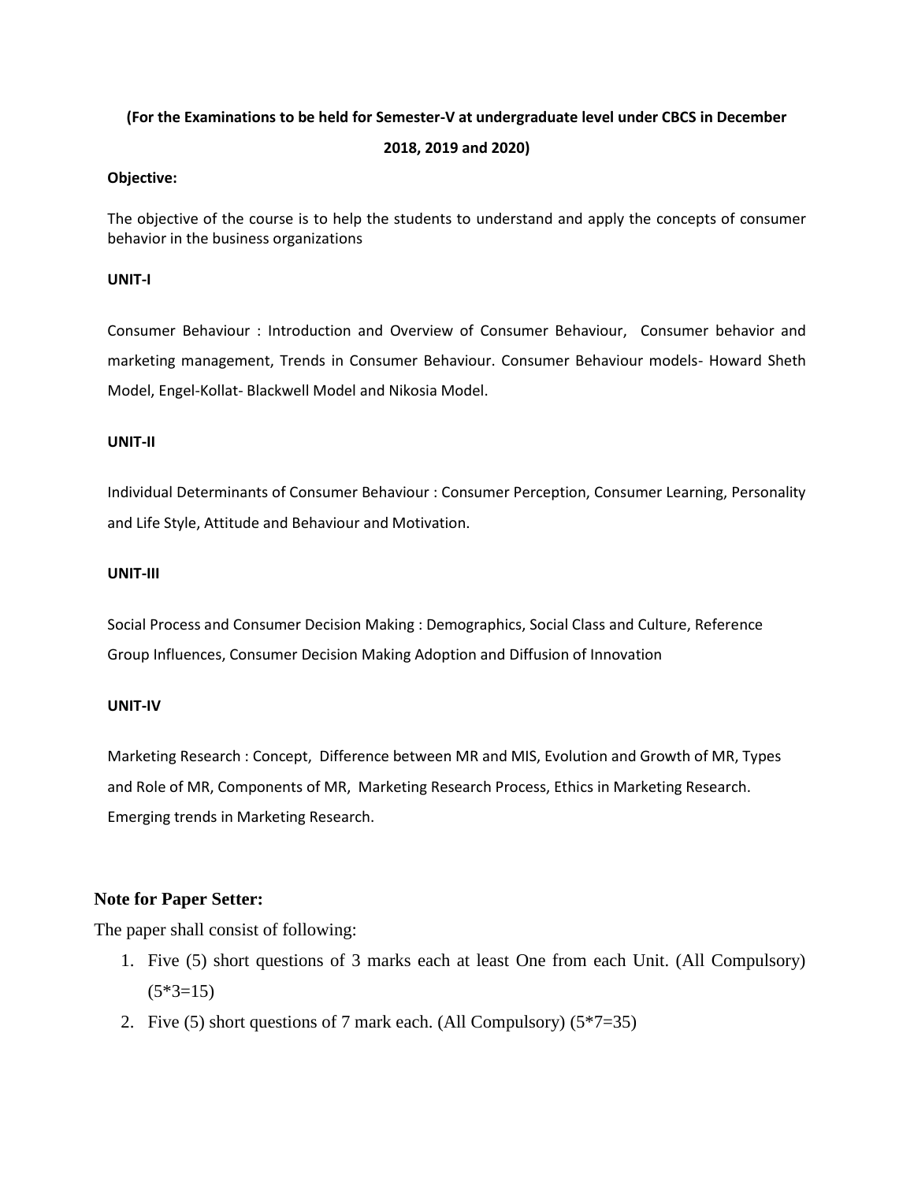**(For the Examinations to be held for Semester-V at undergraduate level under CBCS in December 2018, 2019 and 2020)**

**Objective:**

The objective of the course is to help the students to understand and apply the concepts of consumer behavior in the business organizations

**UNIT-I**

Consumer Behaviour : Introduction and Overview of Consumer Behaviour, Consumer behavior and marketing management, Trends in Consumer Behaviour. Consumer Behaviour models- Howard Sheth Model, Engel-Kollat- Blackwell Model and Nikosia Model.

**UNIT-II**

Individual Determinants of Consumer Behaviour : Consumer Perception, Consumer Learning, Personality and Life Style, Attitude and Behaviour and Motivation.

**UNIT-III**

Social Process and Consumer Decision Making : Demographics, Social Class and Culture, Reference Group Influences, Consumer Decision Making Adoption and Diffusion of Innovation

**UNIT-IV**

Marketing Research : Concept, Difference between MR and MIS, Evolution and Growth of MR, Types and Role of MR, Components of MR, Marketing Research Process, Ethics in Marketing Research. Emerging trends in Marketing Research.

**Note for Paper Setter:**

The paper shall consist of following:

1. Five (5) short questions of 3 marks each at least One from each Unit. (All Compulsory) (5*3=15)
2. Five (5) short questions of 7 mark each. (All Compulsory) (5*7=35)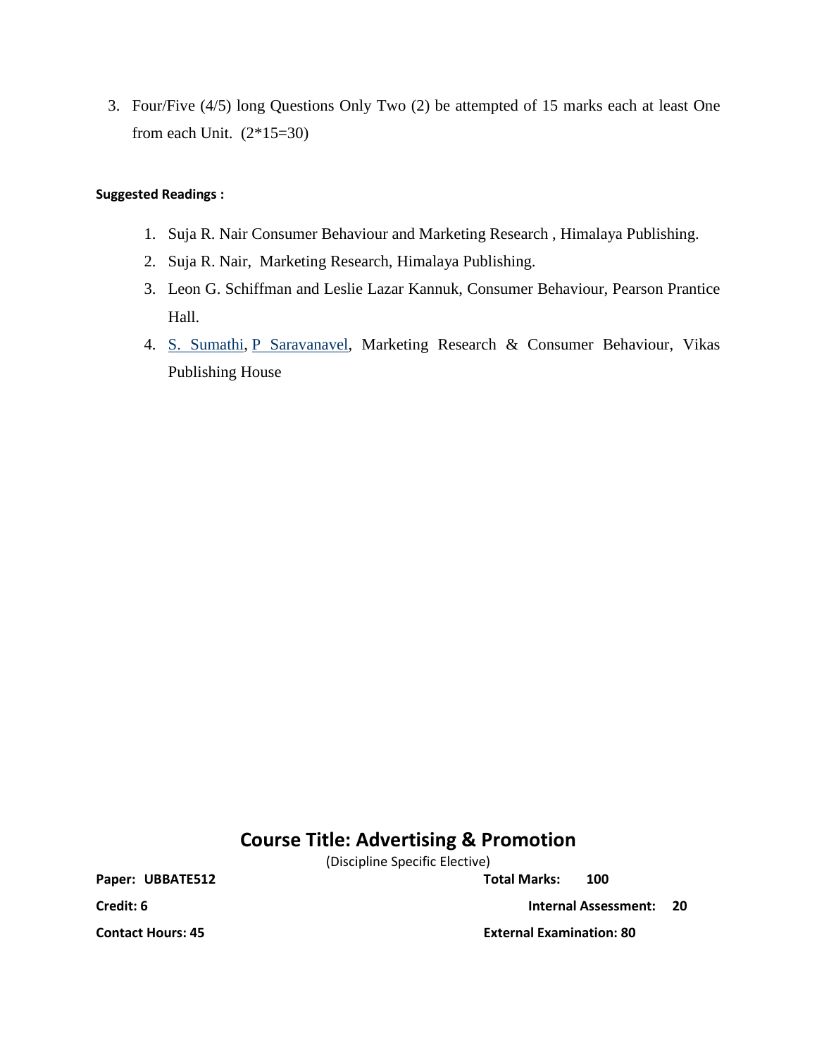3. Four/Five (4/5) long Questions Only Two (2) be attempted of 15 marks each at least One from each Unit. (2*15=30)

**Suggested Readings :**

1. Suja R. Nair Consumer Behaviour and Marketing Research , Himalaya Publishing.
2. Suja R. Nair, Marketing Research, Himalaya Publishing.
3. Leon G. Schiffman and Leslie Lazar Kannuk, Consumer Behaviour, Pearson Prantice Hall.
4. S. Sumathi, P Saravanavel, Marketing Research & Consumer Behaviour, Vikas Publishing House

## Course Title: Advertising & Promotion

(Discipline Specific Elective)

**Paper: UBBATE512** **Total Marks: 100**

**Credit: 6** **Internal Assessment: 20**

**Contact Hours: 45** **External Examination: 80**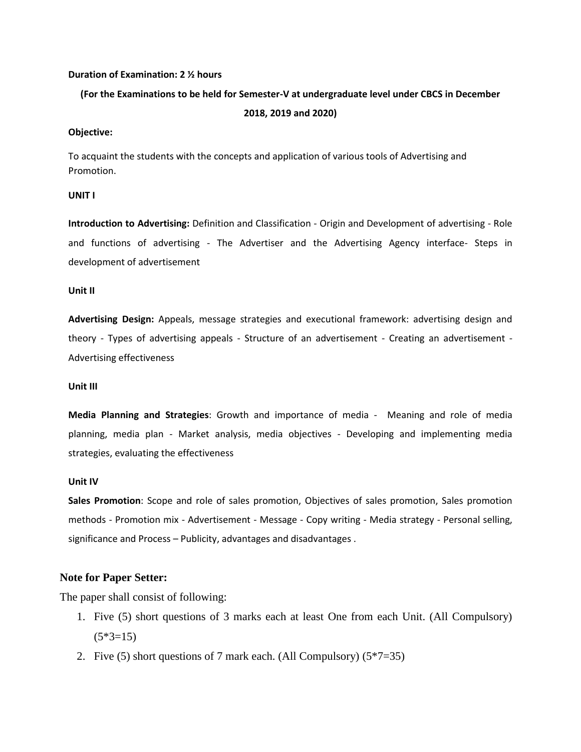**Duration of Examination: 2 ½ hours**

**(For the Examinations to be held for Semester-V at undergraduate level under CBCS in December 2018, 2019 and 2020)**

**Objective:**

To acquaint the students with the concepts and application of various tools of Advertising and Promotion.

**UNIT I**

**Introduction to Advertising:** Definition and Classification - Origin and Development of advertising - Role and functions of advertising - The Advertiser and the Advertising Agency interface- Steps in development of advertisement

**Unit II**

**Advertising Design:** Appeals, message strategies and executional framework: advertising design and theory - Types of advertising appeals - Structure of an advertisement - Creating an advertisement - Advertising effectiveness

**Unit III**

**Media Planning and Strategies**: Growth and importance of media - Meaning and role of media planning, media plan - Market analysis, media objectives - Developing and implementing media strategies, evaluating the effectiveness

**Unit IV**

**Sales Promotion**: Scope and role of sales promotion, Objectives of sales promotion, Sales promotion methods - Promotion mix - Advertisement - Message - Copy writing - Media strategy - Personal selling, significance and Process – Publicity, advantages and disadvantages .

**Note for Paper Setter:**

The paper shall consist of following:

1. Five (5) short questions of 3 marks each at least One from each Unit. (All Compulsory) (5*3=15)
2. Five (5) short questions of 7 mark each. (All Compulsory) (5*7=35)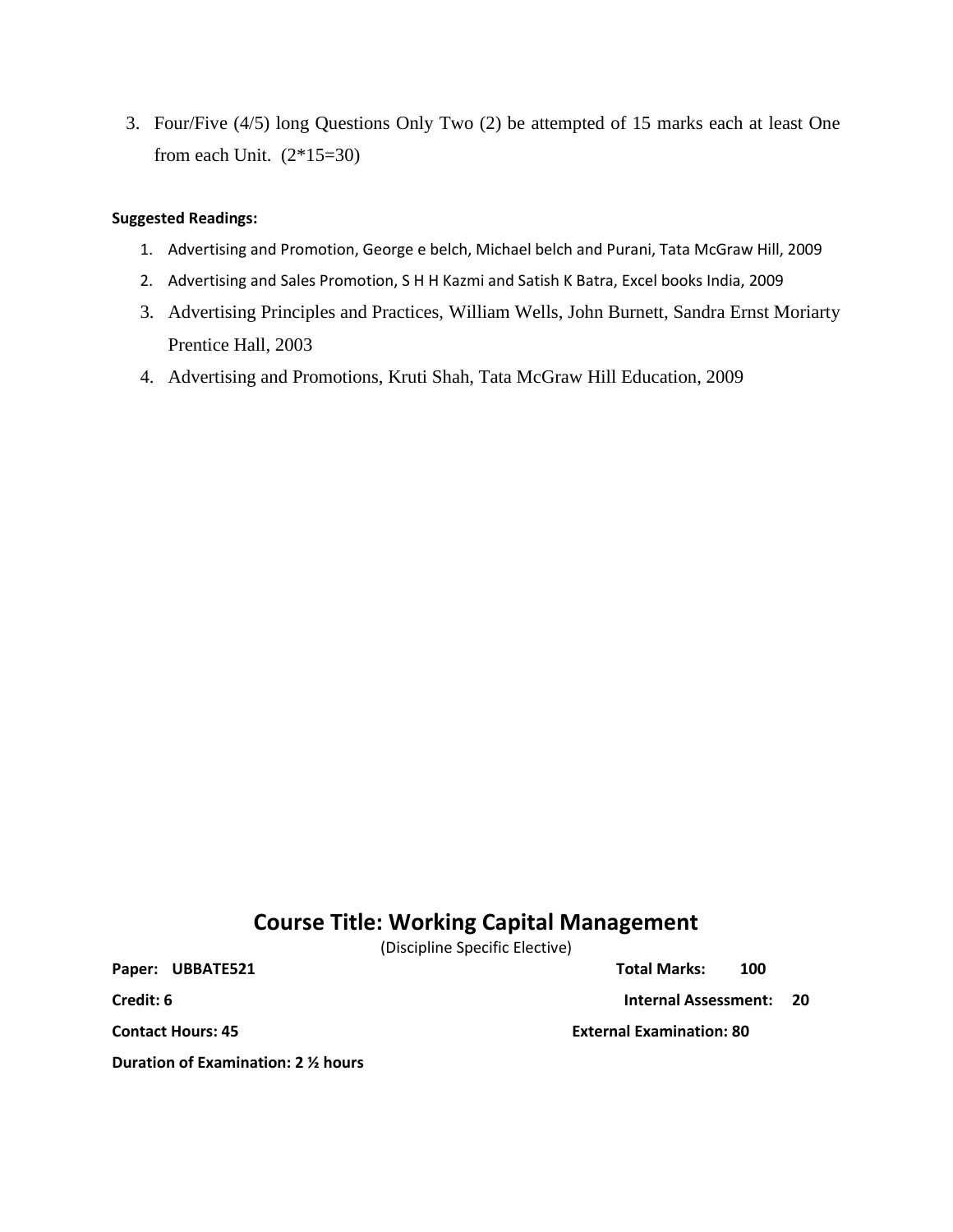3. Four/Five (4/5) long Questions Only Two (2) be attempted of 15 marks each at least One from each Unit. (2*15=30)

**Suggested Readings:**

1. Advertising and Promotion, George e belch, Michael belch and Purani, Tata McGraw Hill, 2009
2. Advertising and Sales Promotion, S H H Kazmi and Satish K Batra, Excel books India, 2009
3. Advertising Principles and Practices, William Wells, John Burnett, Sandra Ernst Moriarty Prentice Hall, 2003
4. Advertising and Promotions, Kruti Shah, Tata McGraw Hill Education, 2009

# Course Title: Working Capital Management

(Discipline Specific Elective)

**Paper: UBBATE521** **Total Marks: 100**

**Credit: 6** **Internal Assessment: 20**

**Contact Hours: 45** **External Examination: 80**

**Duration of Examination: 2 ½ hours**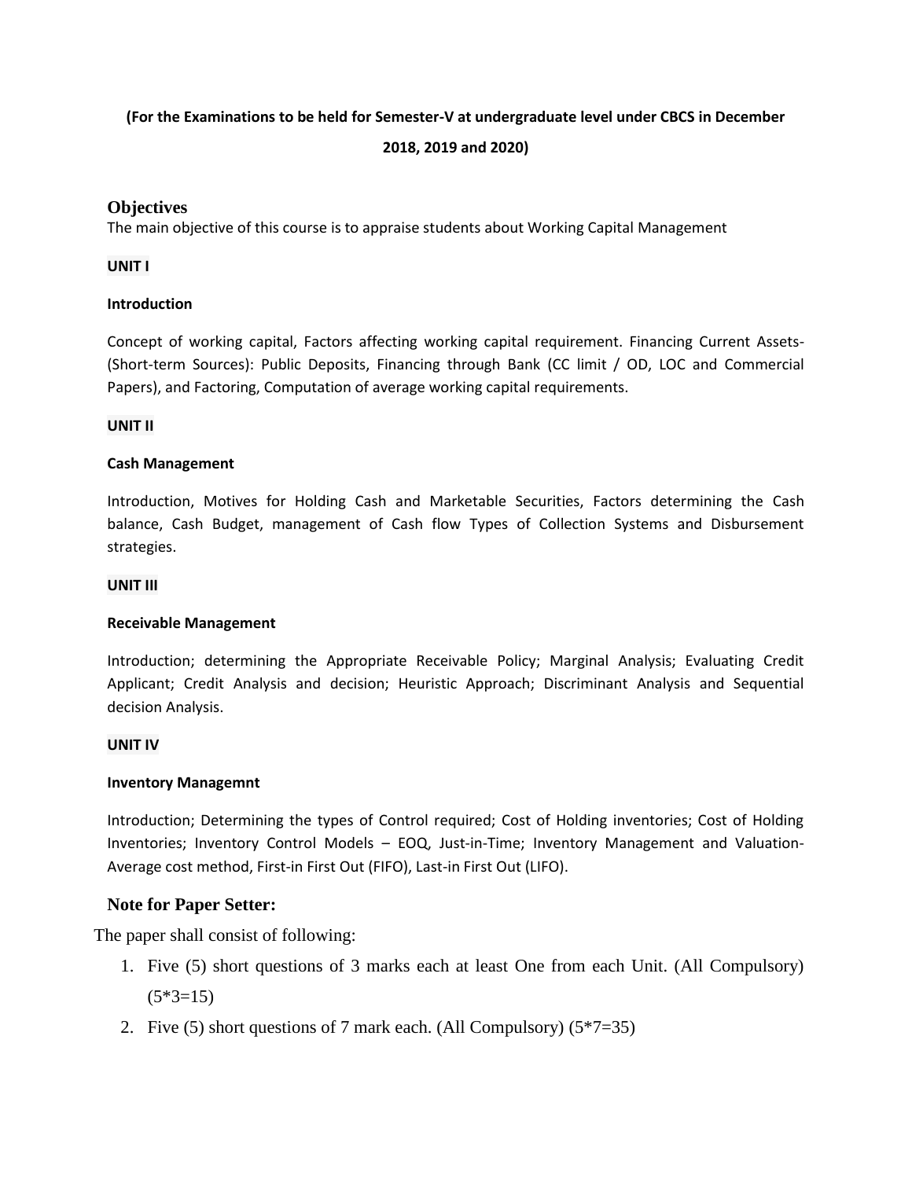**(For the Examinations to be held for Semester-V at undergraduate level under CBCS in December 2018, 2019 and 2020)**

## Objectives

The main objective of this course is to appraise students about Working Capital Management

**UNIT I**

**Introduction**

Concept of working capital, Factors affecting working capital requirement. Financing Current Assets-(Short-term Sources): Public Deposits, Financing through Bank (CC limit / OD, LOC and Commercial Papers), and Factoring, Computation of average working capital requirements.

**UNIT II**

**Cash Management**

Introduction, Motives for Holding Cash and Marketable Securities, Factors determining the Cash balance, Cash Budget, management of Cash flow Types of Collection Systems and Disbursement strategies.

**UNIT III**

**Receivable Management**

Introduction; determining the Appropriate Receivable Policy; Marginal Analysis; Evaluating Credit Applicant; Credit Analysis and decision; Heuristic Approach; Discriminant Analysis and Sequential decision Analysis.

**UNIT IV**

**Inventory Managemnt**

Introduction; Determining the types of Control required; Cost of Holding inventories; Cost of Holding Inventories; Inventory Control Models – EOQ, Just-in-Time; Inventory Management and Valuation-Average cost method, First-in First Out (FIFO), Last-in First Out (LIFO).

## Note for Paper Setter:

The paper shall consist of following:

1. Five (5) short questions of 3 marks each at least One from each Unit. (All Compulsory) (5*3=15)
2. Five (5) short questions of 7 mark each. (All Compulsory) (5*7=35)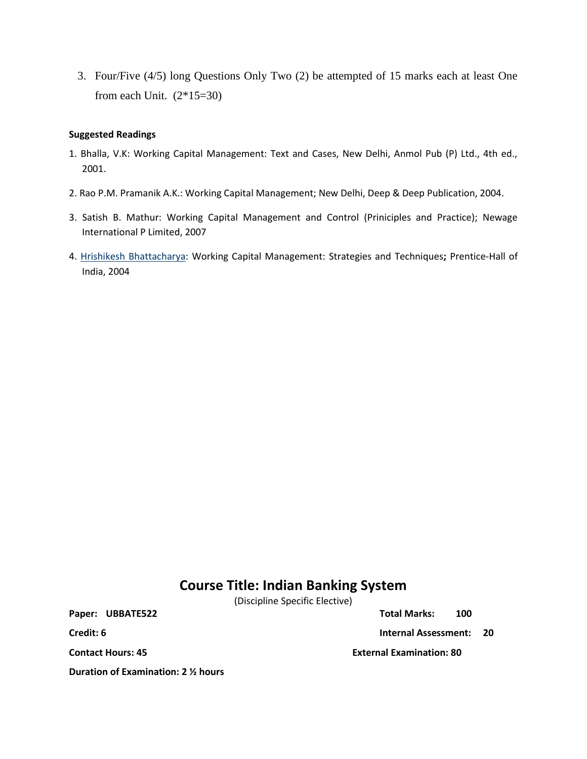3. Four/Five (4/5) long Questions Only Two (2) be attempted of 15 marks each at least One from each Unit. (2*15=30)

**Suggested Readings**

1. Bhalla, V.K: Working Capital Management: Text and Cases, New Delhi, Anmol Pub (P) Ltd., 4th ed., 2001.
2. Rao P.M. Pramanik A.K.: Working Capital Management; New Delhi, Deep & Deep Publication, 2004.
3. Satish B. Mathur: Working Capital Management and Control (Priniciples and Practice); Newage International P Limited, 2007
4. Hrishikesh Bhattacharya: Working Capital Management: Strategies and Techniques**;** Prentice-Hall of India, 2004

# Course Title: Indian Banking System

(Discipline Specific Elective)

**Paper: UBBATE522** — **Total Marks: 100**

**Credit: 6** — **Internal Assessment: 20**

**Contact Hours: 45** — **External Examination: 80**

**Duration of Examination: 2 ½ hours**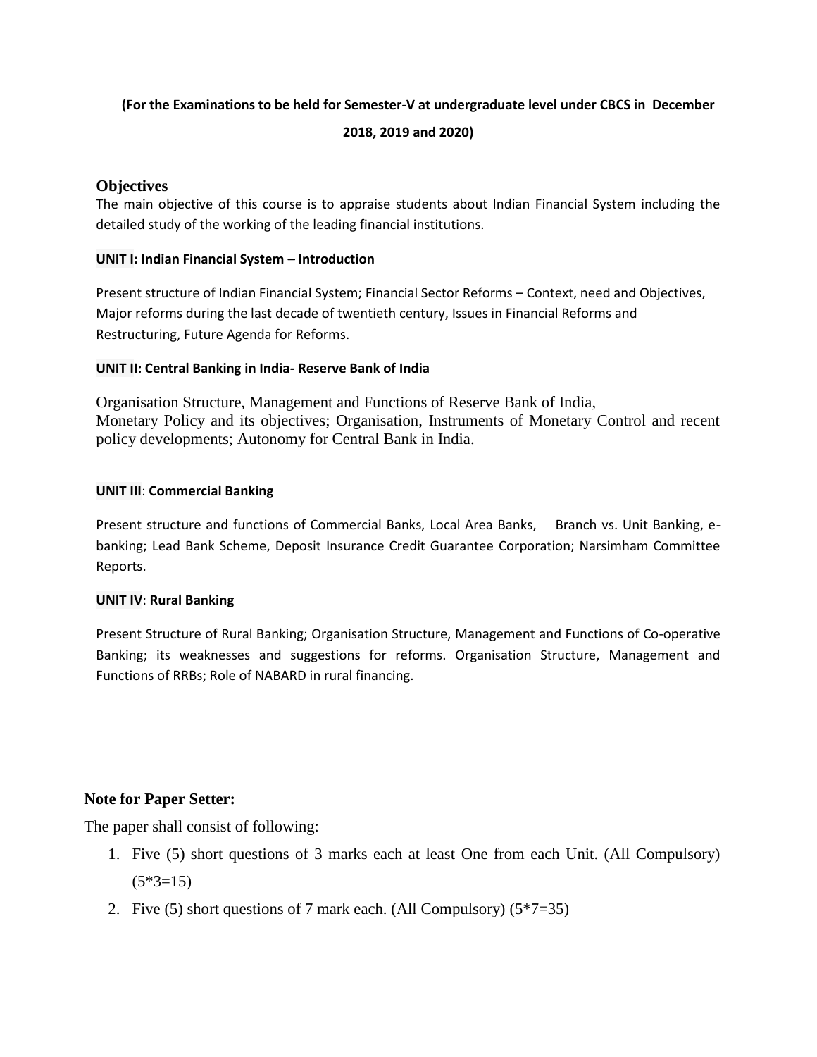**(For the Examinations to be held for Semester-V at undergraduate level under CBCS in December 2018, 2019 and 2020)**

## Objectives

The main objective of this course is to appraise students about Indian Financial System including the detailed study of the working of the leading financial institutions.

**UNIT I: Indian Financial System – Introduction**

Present structure of Indian Financial System; Financial Sector Reforms – Context, need and Objectives, Major reforms during the last decade of twentieth century, Issues in Financial Reforms and Restructuring, Future Agenda for Reforms.

**UNIT II: Central Banking in India- Reserve Bank of India**

Organisation Structure, Management and Functions of Reserve Bank of India, Monetary Policy and its objectives; Organisation, Instruments of Monetary Control and recent policy developments; Autonomy for Central Bank in India.

**UNIT III**: **Commercial Banking**

Present structure and functions of Commercial Banks, Local Area Banks, Branch vs. Unit Banking, e-banking; Lead Bank Scheme, Deposit Insurance Credit Guarantee Corporation; Narsimham Committee Reports.

**UNIT IV**: **Rural Banking**

Present Structure of Rural Banking; Organisation Structure, Management and Functions of Co-operative Banking; its weaknesses and suggestions for reforms. Organisation Structure, Management and Functions of RRBs; Role of NABARD in rural financing.

**Note for Paper Setter:**

The paper shall consist of following:

1. Five (5) short questions of 3 marks each at least One from each Unit. (All Compulsory) (5*3=15)
2. Five (5) short questions of 7 mark each. (All Compulsory) (5*7=35)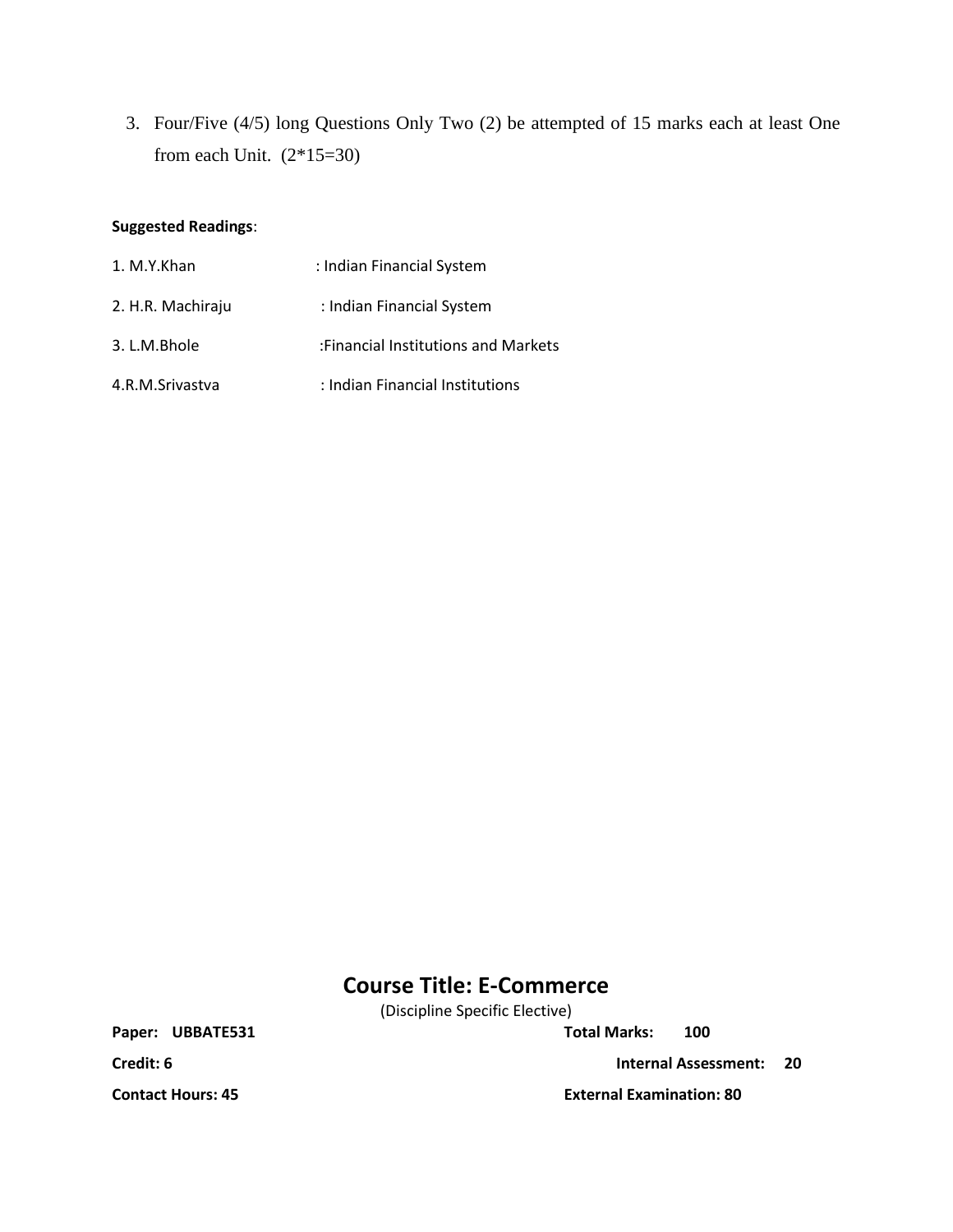3. Four/Five (4/5) long Questions Only Two (2) be attempted of 15 marks each at least One from each Unit. (2*15=30)

**Suggested Readings**:

1. M.Y.Khan : Indian Financial System
2. H.R. Machiraju : Indian Financial System
3. L.M.Bhole :Financial Institutions and Markets
4. R.M.Srivastva : Indian Financial Institutions

# Course Title: E-Commerce

(Discipline Specific Elective)

**Paper: UBBATE531** **Total Marks: 100**

**Credit: 6** **Internal Assessment: 20**

**Contact Hours: 45** **External Examination: 80**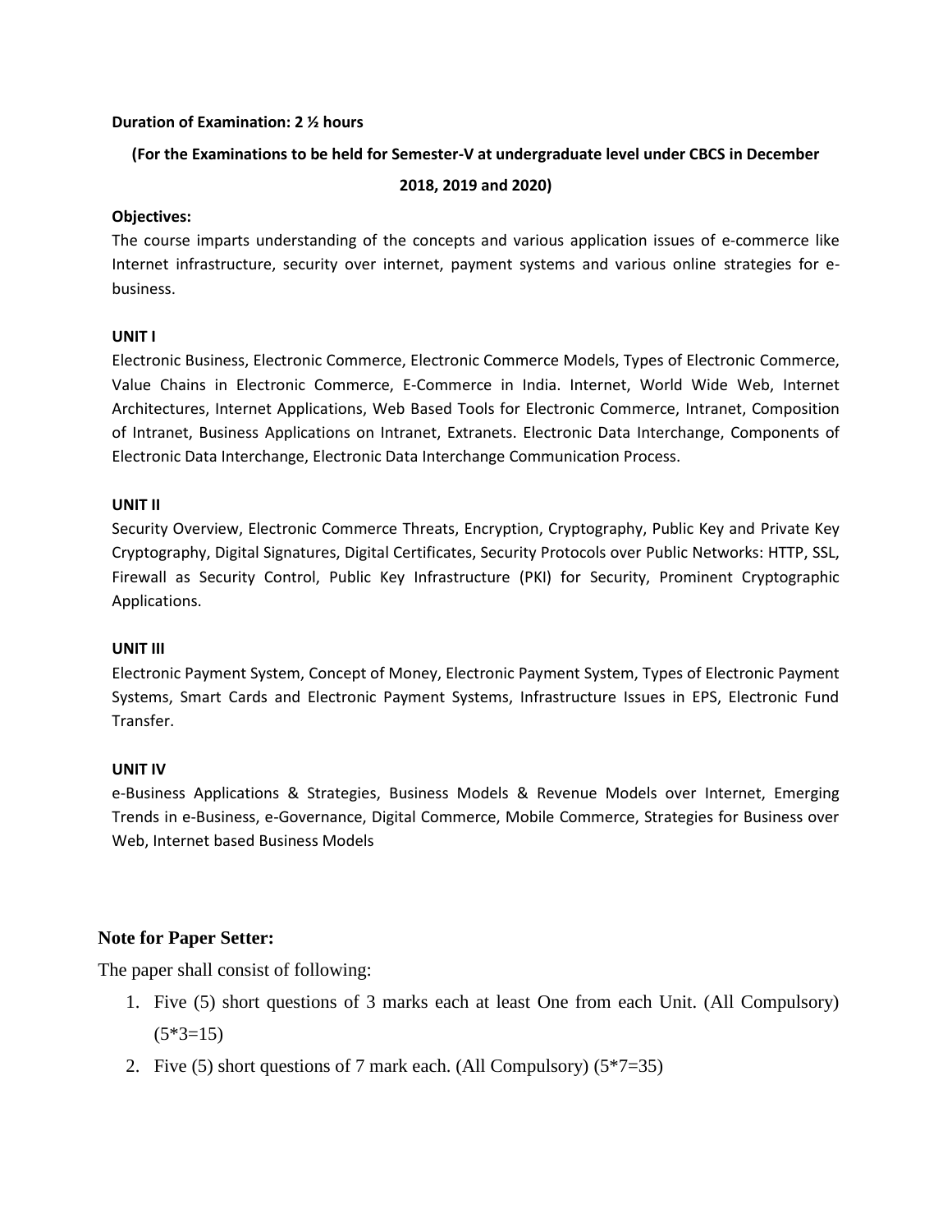**Duration of Examination: 2 ½ hours**

**(For the Examinations to be held for Semester-V at undergraduate level under CBCS in December 2018, 2019 and 2020)**

**Objectives:**

The course imparts understanding of the concepts and various application issues of e-commerce like Internet infrastructure, security over internet, payment systems and various online strategies for e-business.

**UNIT I**

Electronic Business, Electronic Commerce, Electronic Commerce Models, Types of Electronic Commerce, Value Chains in Electronic Commerce, E-Commerce in India. Internet, World Wide Web, Internet Architectures, Internet Applications, Web Based Tools for Electronic Commerce, Intranet, Composition of Intranet, Business Applications on Intranet, Extranets. Electronic Data Interchange, Components of Electronic Data Interchange, Electronic Data Interchange Communication Process.

**UNIT II**

Security Overview, Electronic Commerce Threats, Encryption, Cryptography, Public Key and Private Key Cryptography, Digital Signatures, Digital Certificates, Security Protocols over Public Networks: HTTP, SSL, Firewall as Security Control, Public Key Infrastructure (PKI) for Security, Prominent Cryptographic Applications.

**UNIT III**

Electronic Payment System, Concept of Money, Electronic Payment System, Types of Electronic Payment Systems, Smart Cards and Electronic Payment Systems, Infrastructure Issues in EPS, Electronic Fund Transfer.

**UNIT IV**

e-Business Applications & Strategies, Business Models & Revenue Models over Internet, Emerging Trends in e-Business, e-Governance, Digital Commerce, Mobile Commerce, Strategies for Business over Web, Internet based Business Models

**Note for Paper Setter:**

The paper shall consist of following:

1. Five (5) short questions of 3 marks each at least One from each Unit. (All Compulsory) (5*3=15)
2. Five (5) short questions of 7 mark each. (All Compulsory) (5*7=35)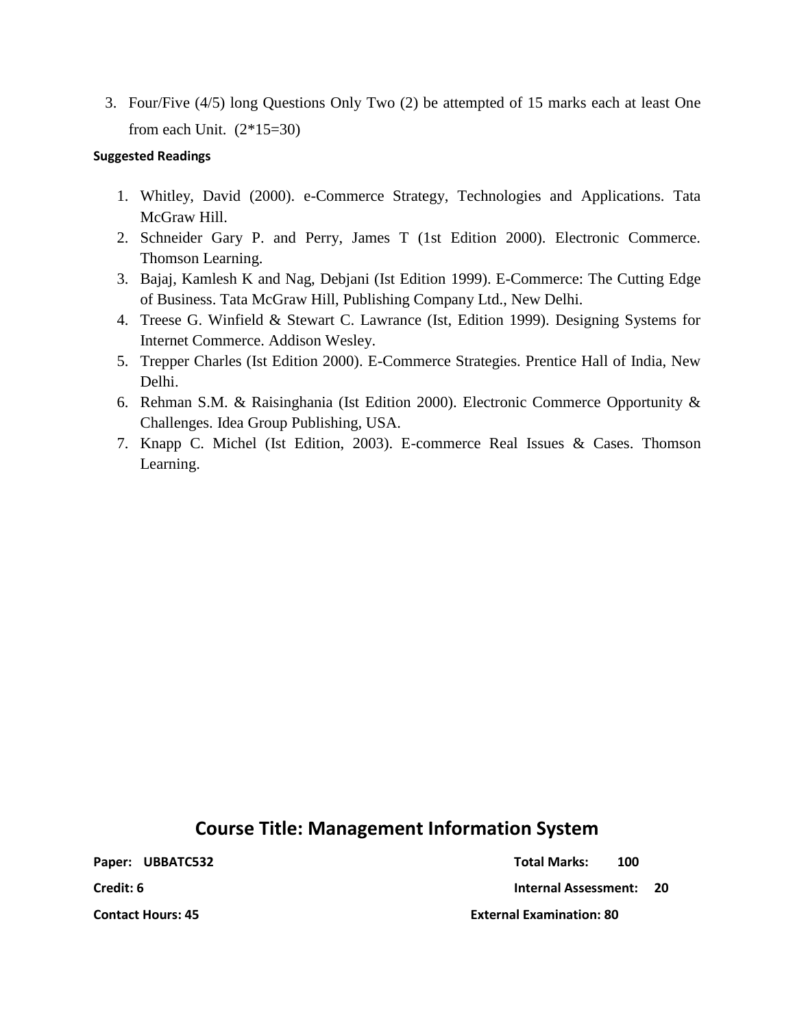3. Four/Five (4/5) long Questions Only Two (2) be attempted of 15 marks each at least One from each Unit. (2*15=30)

**Suggested Readings**

1. Whitley, David (2000). e-Commerce Strategy, Technologies and Applications. Tata McGraw Hill.
2. Schneider Gary P. and Perry, James T (1st Edition 2000). Electronic Commerce. Thomson Learning.
3. Bajaj, Kamlesh K and Nag, Debjani (Ist Edition 1999). E-Commerce: The Cutting Edge of Business. Tata McGraw Hill, Publishing Company Ltd., New Delhi.
4. Treese G. Winfield & Stewart C. Lawrance (Ist, Edition 1999). Designing Systems for Internet Commerce. Addison Wesley.
5. Trepper Charles (Ist Edition 2000). E-Commerce Strategies. Prentice Hall of India, New Delhi.
6. Rehman S.M. & Raisinghania (Ist Edition 2000). Electronic Commerce Opportunity & Challenges. Idea Group Publishing, USA.
7. Knapp C. Michel (Ist Edition, 2003). E-commerce Real Issues & Cases. Thomson Learning.

## Course Title: Management Information System

**Paper: UBBATC532** | **Total Marks: 100**

**Credit: 6** | **Internal Assessment: 20**

**Contact Hours: 45** | **External Examination: 80**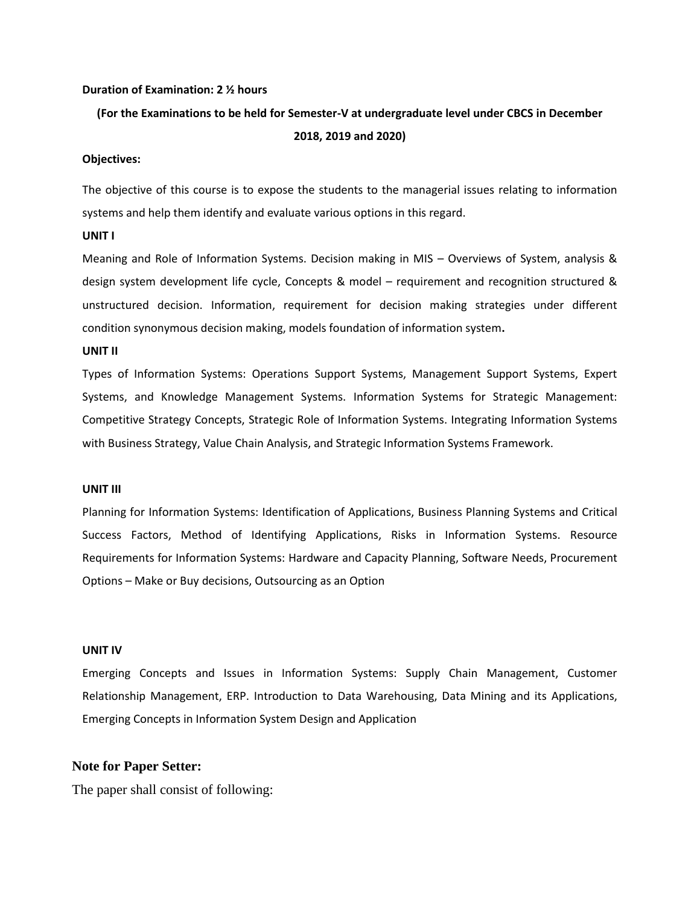**Duration of Examination: 2 ½ hours**

**(For the Examinations to be held for Semester-V at undergraduate level under CBCS in December 2018, 2019 and 2020)**

**Objectives:**

The objective of this course is to expose the students to the managerial issues relating to information systems and help them identify and evaluate various options in this regard.

**UNIT I**

Meaning and Role of Information Systems. Decision making in MIS – Overviews of System, analysis & design system development life cycle, Concepts & model – requirement and recognition structured & unstructured decision. Information, requirement for decision making strategies under different condition synonymous decision making, models foundation of information system**.**

**UNIT II**

Types of Information Systems: Operations Support Systems, Management Support Systems, Expert Systems, and Knowledge Management Systems. Information Systems for Strategic Management: Competitive Strategy Concepts, Strategic Role of Information Systems. Integrating Information Systems with Business Strategy, Value Chain Analysis, and Strategic Information Systems Framework.

**UNIT III**

Planning for Information Systems: Identification of Applications, Business Planning Systems and Critical Success Factors, Method of Identifying Applications, Risks in Information Systems. Resource Requirements for Information Systems: Hardware and Capacity Planning, Software Needs, Procurement Options – Make or Buy decisions, Outsourcing as an Option

**UNIT IV**

Emerging Concepts and Issues in Information Systems: Supply Chain Management, Customer Relationship Management, ERP. Introduction to Data Warehousing, Data Mining and its Applications, Emerging Concepts in Information System Design and Application

**Note for Paper Setter:**

The paper shall consist of following: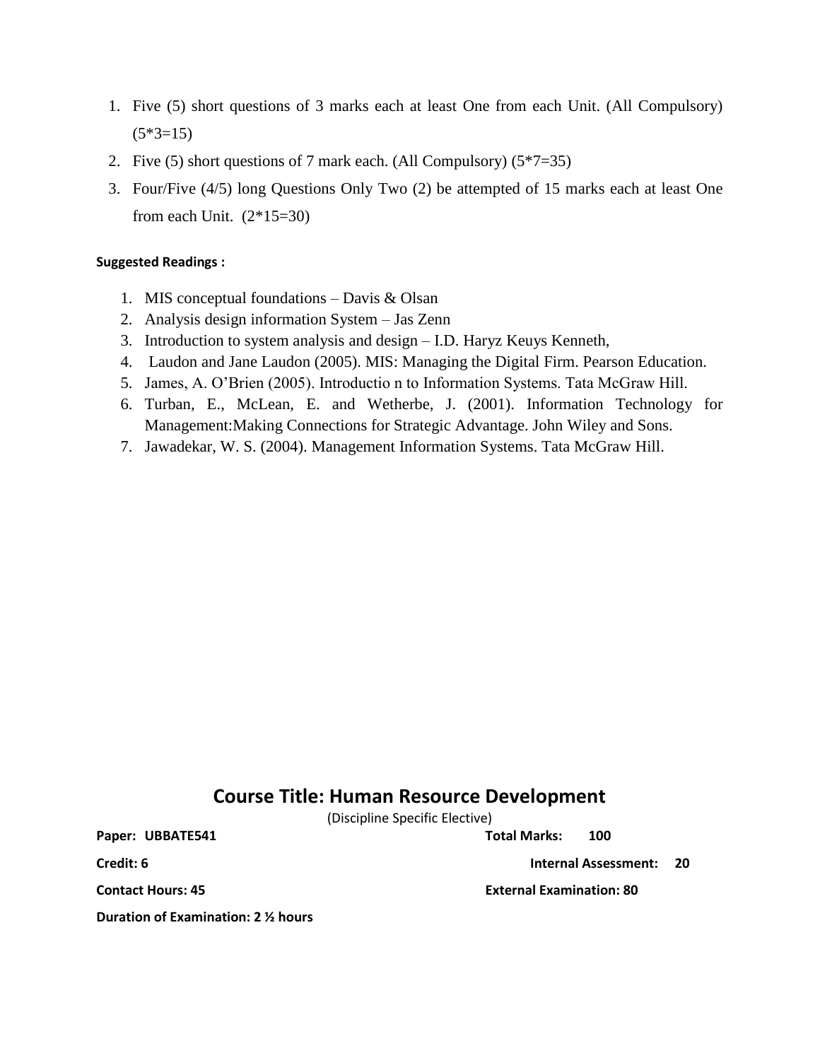1. Five (5) short questions of 3 marks each at least One from each Unit. (All Compulsory) (5*3=15)
2. Five (5) short questions of 7 mark each. (All Compulsory) (5*7=35)
3. Four/Five (4/5) long Questions Only Two (2) be attempted of 15 marks each at least One from each Unit. (2*15=30)

**Suggested Readings :**

1. MIS conceptual foundations – Davis & Olsan
2. Analysis design information System – Jas Zenn
3. Introduction to system analysis and design – I.D. Haryz Keuys Kenneth,
4. Laudon and Jane Laudon (2005). MIS: Managing the Digital Firm. Pearson Education.
5. James, A. O'Brien (2005). Introductio n to Information Systems. Tata McGraw Hill.
6. Turban, E., McLean, E. and Wetherbe, J. (2001). Information Technology for Management:Making Connections for Strategic Advantage. John Wiley and Sons.
7. Jawadekar, W. S. (2004). Management Information Systems. Tata McGraw Hill.

## Course Title: Human Resource Development

(Discipline Specific Elective)

**Paper: UBBATE541** | **Total Marks: 100**

**Credit: 6** | **Internal Assessment: 20**

**Contact Hours: 45** | **External Examination: 80**

**Duration of Examination: 2 ½ hours**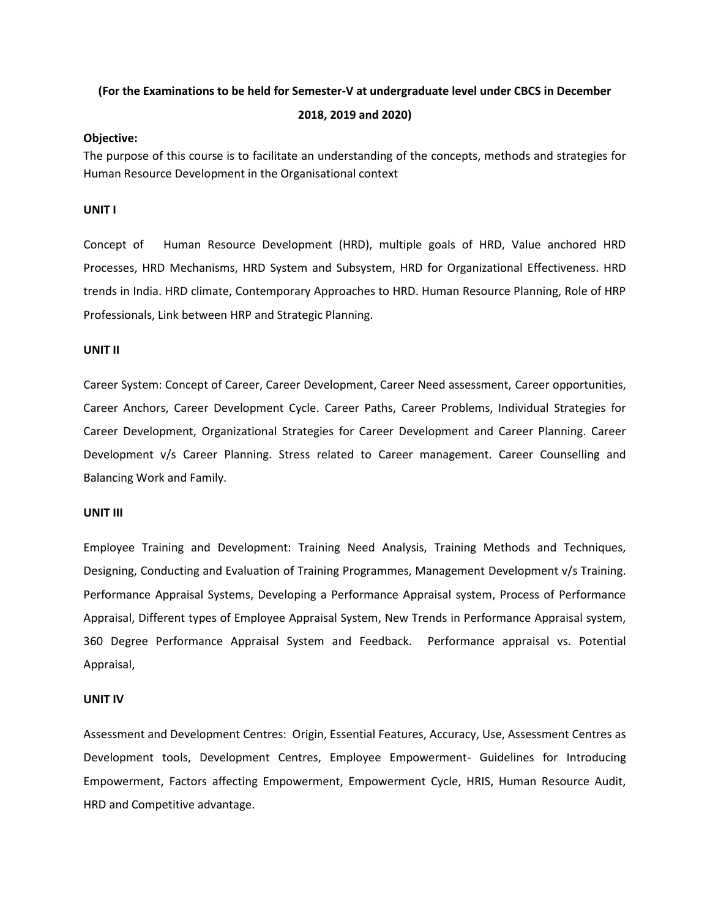**(For the Examinations to be held for Semester-V at undergraduate level under CBCS in December 2018, 2019 and 2020)**

**Objective:**

The purpose of this course is to facilitate an understanding of the concepts, methods and strategies for Human Resource Development in the Organisational context

**UNIT I**

Concept of Human Resource Development (HRD), multiple goals of HRD, Value anchored HRD Processes, HRD Mechanisms, HRD System and Subsystem, HRD for Organizational Effectiveness. HRD trends in India. HRD climate, Contemporary Approaches to HRD. Human Resource Planning, Role of HRP Professionals, Link between HRP and Strategic Planning.

**UNIT II**

Career System: Concept of Career, Career Development, Career Need assessment, Career opportunities, Career Anchors, Career Development Cycle. Career Paths, Career Problems, Individual Strategies for Career Development, Organizational Strategies for Career Development and Career Planning. Career Development v/s Career Planning. Stress related to Career management. Career Counselling and Balancing Work and Family.

**UNIT III**

Employee Training and Development: Training Need Analysis, Training Methods and Techniques, Designing, Conducting and Evaluation of Training Programmes, Management Development v/s Training. Performance Appraisal Systems, Developing a Performance Appraisal system, Process of Performance Appraisal, Different types of Employee Appraisal System, New Trends in Performance Appraisal system, 360 Degree Performance Appraisal System and Feedback. Performance appraisal vs. Potential Appraisal,

**UNIT IV**

Assessment and Development Centres: Origin, Essential Features, Accuracy, Use, Assessment Centres as Development tools, Development Centres, Employee Empowerment- Guidelines for Introducing Empowerment, Factors affecting Empowerment, Empowerment Cycle, HRIS, Human Resource Audit, HRD and Competitive advantage.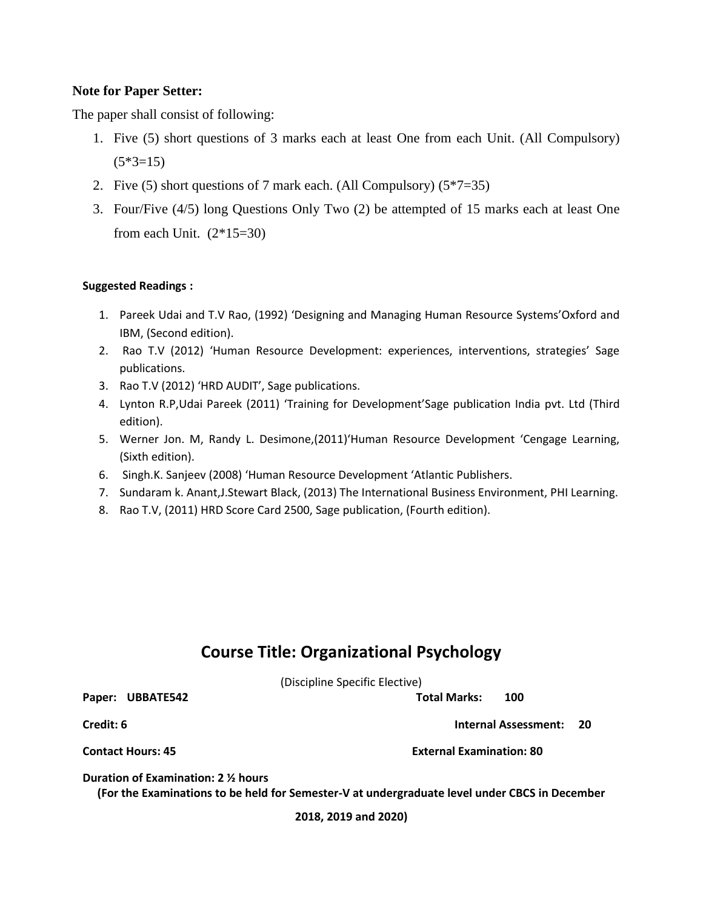**Note for Paper Setter:**

The paper shall consist of following:

1. Five (5) short questions of 3 marks each at least One from each Unit. (All Compulsory) (5*3=15)
2. Five (5) short questions of 7 mark each. (All Compulsory) (5*7=35)
3. Four/Five (4/5) long Questions Only Two (2) be attempted of 15 marks each at least One from each Unit. (2*15=30)

**Suggested Readings :**

1. Pareek Udai and T.V Rao, (1992) 'Designing and Managing Human Resource Systems'Oxford and IBM, (Second edition).
2. Rao T.V (2012) 'Human Resource Development: experiences, interventions, strategies' Sage publications.
3. Rao T.V (2012) 'HRD AUDIT', Sage publications.
4. Lynton R.P,Udai Pareek (2011) 'Training for Development'Sage publication India pvt. Ltd (Third edition).
5. Werner Jon. M, Randy L. Desimone,(2011)'Human Resource Development 'Cengage Learning, (Sixth edition).
6. Singh.K. Sanjeev (2008) 'Human Resource Development 'Atlantic Publishers.
7. Sundaram k. Anant,J.Stewart Black, (2013) The International Business Environment, PHI Learning.
8. Rao T.V, (2011) HRD Score Card 2500, Sage publication, (Fourth edition).

## Course Title: Organizational Psychology

(Discipline Specific Elective)

**Paper: UBBATE542** **Total Marks: 100**

**Credit: 6** **Internal Assessment: 20**

**Contact Hours: 45** **External Examination: 80**

**Duration of Examination: 2 ½ hours**

**(For the Examinations to be held for Semester-V at undergraduate level under CBCS in December 2018, 2019 and 2020)**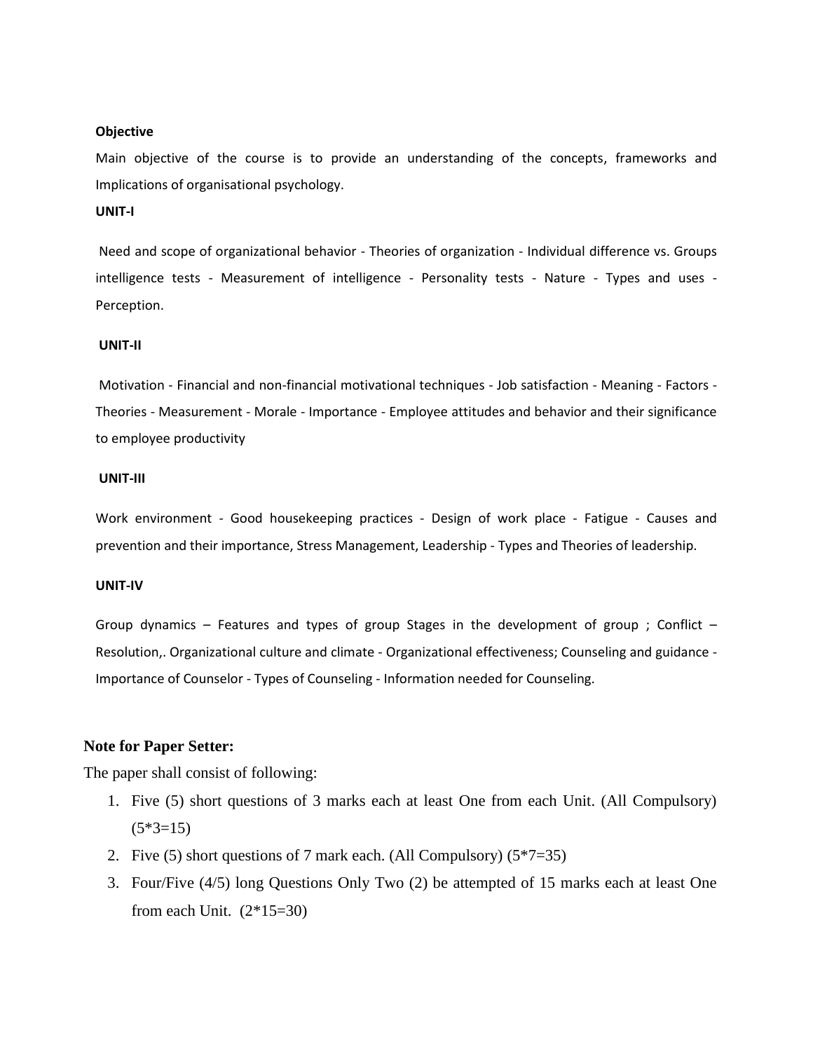**Objective**

Main objective of the course is to provide an understanding of the concepts, frameworks and Implications of organisational psychology.

**UNIT-I**

Need and scope of organizational behavior - Theories of organization - Individual difference vs. Groups intelligence tests - Measurement of intelligence - Personality tests - Nature - Types and uses - Perception.

**UNIT-II**

Motivation - Financial and non-financial motivational techniques - Job satisfaction - Meaning - Factors - Theories - Measurement - Morale - Importance - Employee attitudes and behavior and their significance to employee productivity

**UNIT-III**

Work environment - Good housekeeping practices - Design of work place - Fatigue - Causes and prevention and their importance, Stress Management, Leadership - Types and Theories of leadership.

**UNIT-IV**

Group dynamics – Features and types of group Stages in the development of group ; Conflict – Resolution,. Organizational culture and climate - Organizational effectiveness; Counseling and guidance - Importance of Counselor - Types of Counseling - Information needed for Counseling.

**Note for Paper Setter:**

The paper shall consist of following:

1. Five (5) short questions of 3 marks each at least One from each Unit. (All Compulsory) (5*3=15)
2. Five (5) short questions of 7 mark each. (All Compulsory) (5*7=35)
3. Four/Five (4/5) long Questions Only Two (2) be attempted of 15 marks each at least One from each Unit. (2*15=30)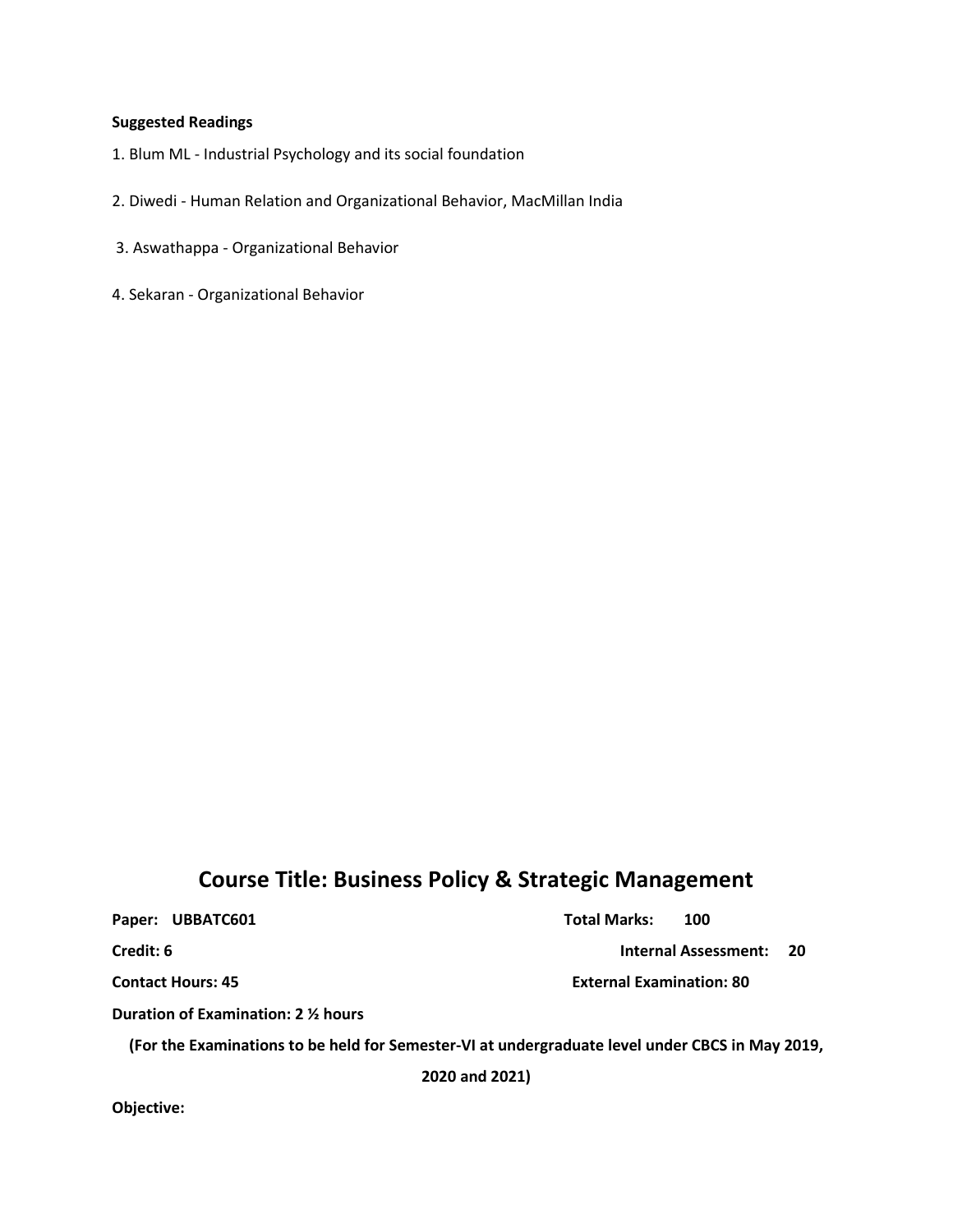**Suggested Readings**

1. Blum ML - Industrial Psychology and its social foundation

2. Diwedi - Human Relation and Organizational Behavior, MacMillan India

3. Aswathappa - Organizational Behavior

4. Sekaran - Organizational Behavior

# Course Title: Business Policy & Strategic Management

**Paper: UBBATC601** **Total Marks: 100**

**Credit: 6** **Internal Assessment: 20**

**Contact Hours: 45** **External Examination: 80**

**Duration of Examination: 2 ½ hours**

**(For the Examinations to be held for Semester-VI at undergraduate level under CBCS in May 2019, 2020 and 2021)**

**Objective:**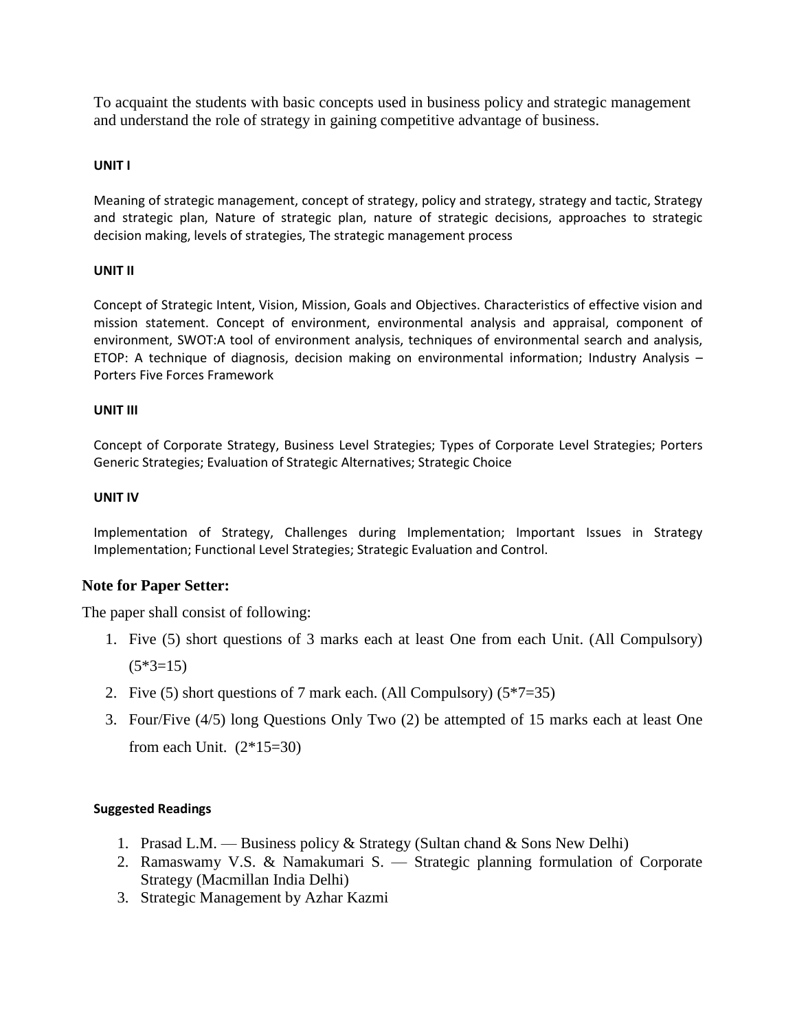To acquaint the students with basic concepts used in business policy and strategic management and understand the role of strategy in gaining competitive advantage of business.

**UNIT I**

Meaning of strategic management, concept of strategy, policy and strategy, strategy and tactic, Strategy and strategic plan, Nature of strategic plan, nature of strategic decisions, approaches to strategic decision making, levels of strategies, The strategic management process

**UNIT II**

Concept of Strategic Intent, Vision, Mission, Goals and Objectives. Characteristics of effective vision and mission statement. Concept of environment, environmental analysis and appraisal, component of environment, SWOT:A tool of environment analysis, techniques of environmental search and analysis, ETOP: A technique of diagnosis, decision making on environmental information; Industry Analysis – Porters Five Forces Framework

**UNIT III**

Concept of Corporate Strategy, Business Level Strategies; Types of Corporate Level Strategies; Porters Generic Strategies; Evaluation of Strategic Alternatives; Strategic Choice

**UNIT IV**

Implementation of Strategy, Challenges during Implementation; Important Issues in Strategy Implementation; Functional Level Strategies; Strategic Evaluation and Control.

**Note for Paper Setter:**

The paper shall consist of following:

1. Five (5) short questions of 3 marks each at least One from each Unit. (All Compulsory) (5*3=15)
2. Five (5) short questions of 7 mark each. (All Compulsory) (5*7=35)
3. Four/Five (4/5) long Questions Only Two (2) be attempted of 15 marks each at least One from each Unit. (2*15=30)

**Suggested Readings**

1. Prasad L.M. — Business policy & Strategy (Sultan chand & Sons New Delhi)
2. Ramaswamy V.S. & Namakumari S. — Strategic planning formulation of Corporate Strategy (Macmillan India Delhi)
3. Strategic Management by Azhar Kazmi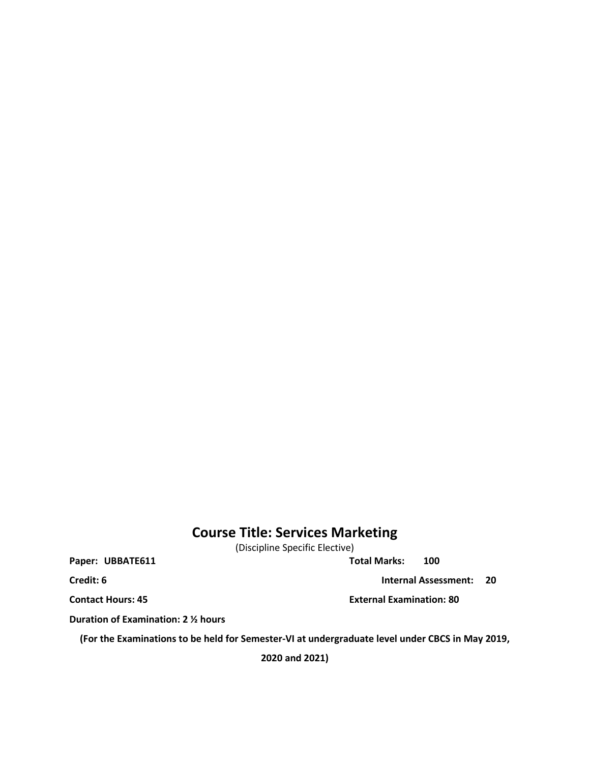# Course Title: Services Marketing

(Discipline Specific Elective)

**Paper: UBBATE611** **Total Marks: 100**

**Credit: 6** **Internal Assessment: 20**

**Contact Hours: 45** **External Examination: 80**

**Duration of Examination: 2 ½ hours**

**(For the Examinations to be held for Semester-VI at undergraduate level under CBCS in May 2019, 2020 and 2021)**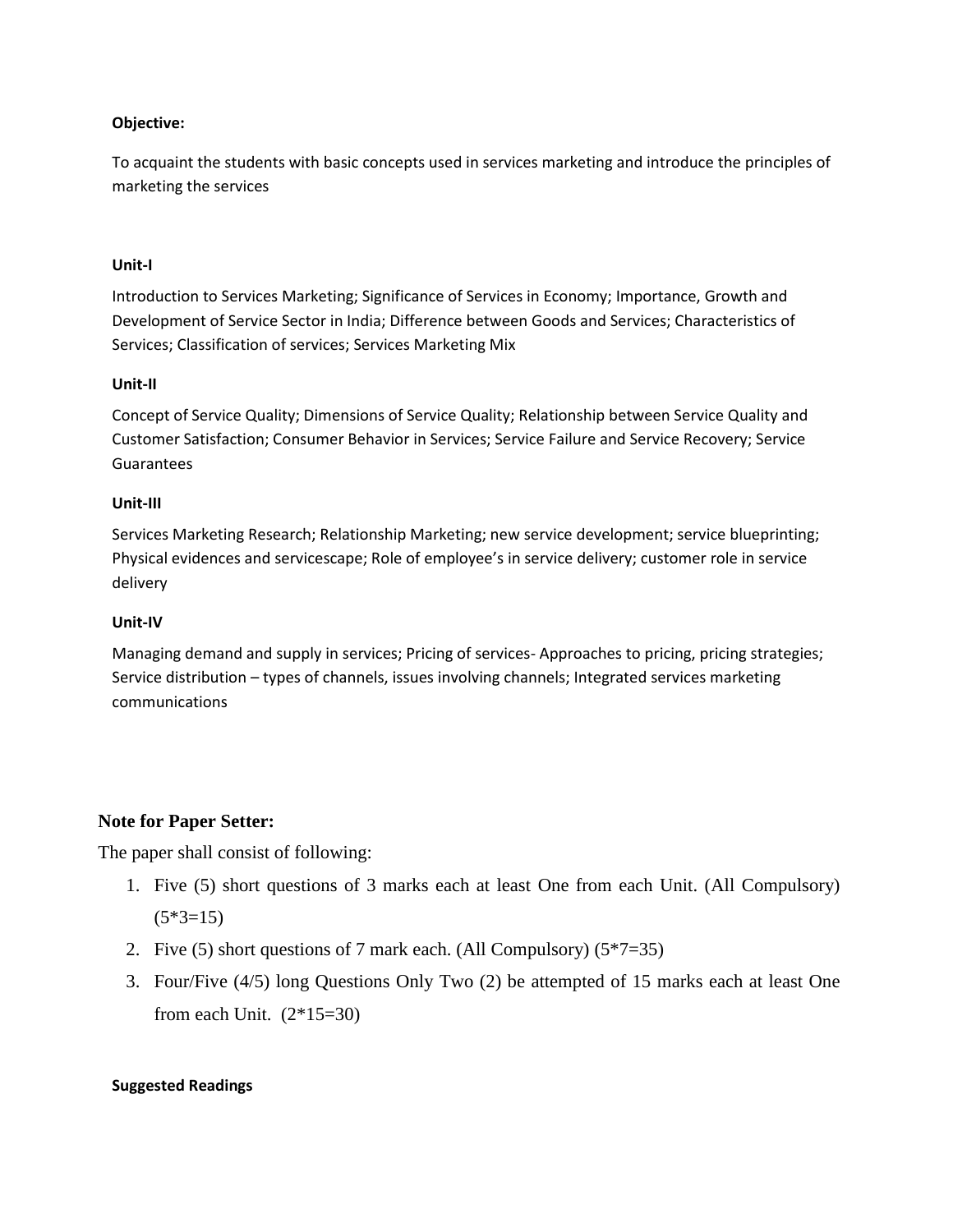**Objective:**

To acquaint the students with basic concepts used in services marketing and introduce the principles of marketing the services

**Unit-I**

Introduction to Services Marketing; Significance of Services in Economy; Importance, Growth and Development of Service Sector in India; Difference between Goods and Services; Characteristics of Services; Classification of services; Services Marketing Mix

**Unit-II**

Concept of Service Quality; Dimensions of Service Quality; Relationship between Service Quality and Customer Satisfaction; Consumer Behavior in Services; Service Failure and Service Recovery; Service Guarantees

**Unit-III**

Services Marketing Research; Relationship Marketing; new service development; service blueprinting; Physical evidences and servicescape; Role of employee's in service delivery; customer role in service delivery

**Unit-IV**

Managing demand and supply in services; Pricing of services- Approaches to pricing, pricing strategies; Service distribution – types of channels, issues involving channels; Integrated services marketing communications

**Note for Paper Setter:**

The paper shall consist of following:

1. Five (5) short questions of 3 marks each at least One from each Unit. (All Compulsory) (5*3=15)
2. Five (5) short questions of 7 mark each. (All Compulsory) (5*7=35)
3. Four/Five (4/5) long Questions Only Two (2) be attempted of 15 marks each at least One from each Unit. (2*15=30)

**Suggested Readings**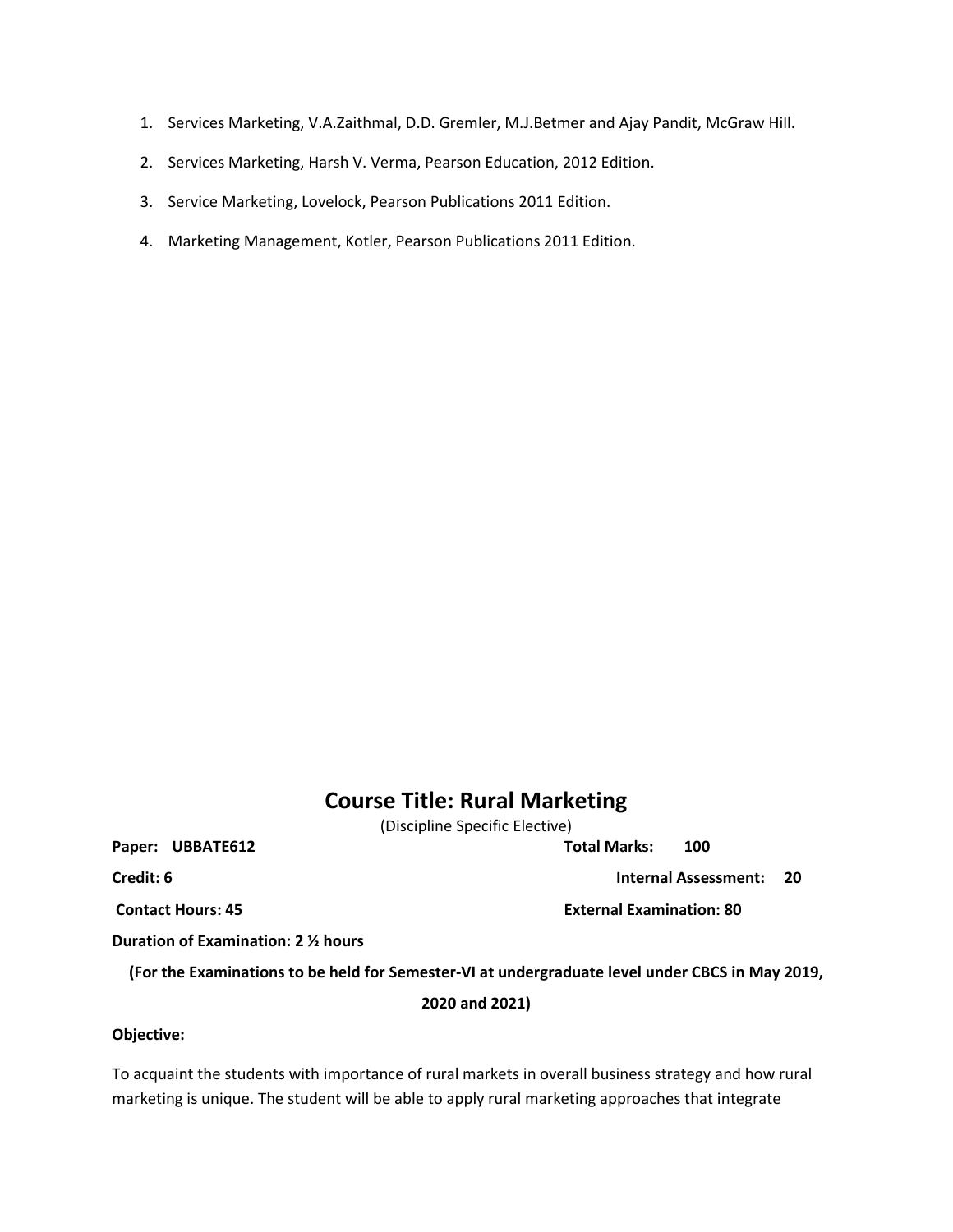1. Services Marketing, V.A.Zaithmal, D.D. Gremler, M.J.Betmer and Ajay Pandit, McGraw Hill.
2. Services Marketing, Harsh V. Verma, Pearson Education, 2012 Edition.
3. Service Marketing, Lovelock, Pearson Publications 2011 Edition.
4. Marketing Management, Kotler, Pearson Publications 2011 Edition.

# Course Title: Rural Marketing

(Discipline Specific Elective)

**Paper: UBBATE612** **Total Marks: 100**

**Credit: 6** **Internal Assessment: 20**

**Contact Hours: 45** **External Examination: 80**

**Duration of Examination: 2 ½ hours**

**(For the Examinations to be held for Semester-VI at undergraduate level under CBCS in May 2019, 2020 and 2021)**

**Objective:**

To acquaint the students with importance of rural markets in overall business strategy and how rural marketing is unique. The student will be able to apply rural marketing approaches that integrate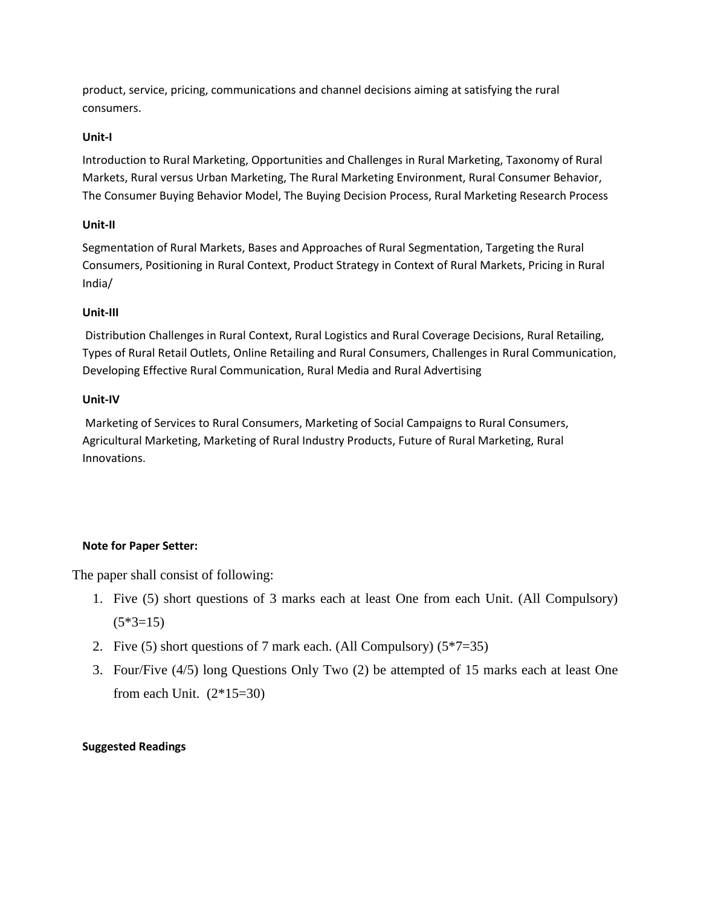product, service, pricing, communications and channel decisions aiming at satisfying the rural consumers.

**Unit-I**

Introduction to Rural Marketing, Opportunities and Challenges in Rural Marketing, Taxonomy of Rural Markets, Rural versus Urban Marketing, The Rural Marketing Environment, Rural Consumer Behavior, The Consumer Buying Behavior Model, The Buying Decision Process, Rural Marketing Research Process

**Unit-II**

Segmentation of Rural Markets, Bases and Approaches of Rural Segmentation, Targeting the Rural Consumers, Positioning in Rural Context, Product Strategy in Context of Rural Markets, Pricing in Rural India/

**Unit-III**

Distribution Challenges in Rural Context, Rural Logistics and Rural Coverage Decisions, Rural Retailing, Types of Rural Retail Outlets, Online Retailing and Rural Consumers, Challenges in Rural Communication, Developing Effective Rural Communication, Rural Media and Rural Advertising

**Unit-IV**

Marketing of Services to Rural Consumers, Marketing of Social Campaigns to Rural Consumers, Agricultural Marketing, Marketing of Rural Industry Products, Future of Rural Marketing, Rural Innovations.

**Note for Paper Setter:**

The paper shall consist of following:

1. Five (5) short questions of 3 marks each at least One from each Unit. (All Compulsory) (5*3=15)
2. Five (5) short questions of 7 mark each. (All Compulsory) (5*7=35)
3. Four/Five (4/5) long Questions Only Two (2) be attempted of 15 marks each at least One from each Unit. (2*15=30)

**Suggested Readings**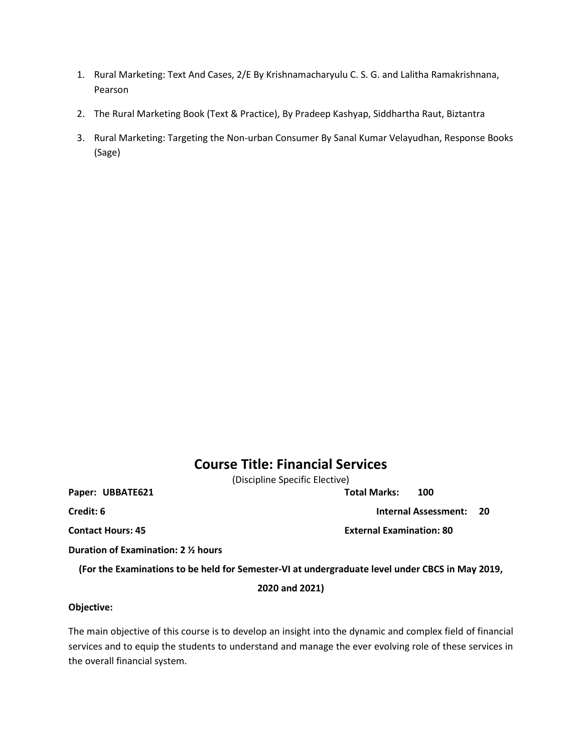1. Rural Marketing: Text And Cases, 2/E By Krishnamacharyulu C. S. G. and Lalitha Ramakrishnana, Pearson
2. The Rural Marketing Book (Text & Practice), By Pradeep Kashyap, Siddhartha Raut, Biztantra
3. Rural Marketing: Targeting the Non-urban Consumer By Sanal Kumar Velayudhan, Response Books (Sage)

# Course Title: Financial Services

(Discipline Specific Elective)

**Paper: UBBATE621** **Total Marks: 100**

**Credit: 6** **Internal Assessment: 20**

**Contact Hours: 45** **External Examination: 80**

**Duration of Examination: 2 ½ hours**

**(For the Examinations to be held for Semester-VI at undergraduate level under CBCS in May 2019, 2020 and 2021)**

**Objective:**

The main objective of this course is to develop an insight into the dynamic and complex field of financial services and to equip the students to understand and manage the ever evolving role of these services in the overall financial system.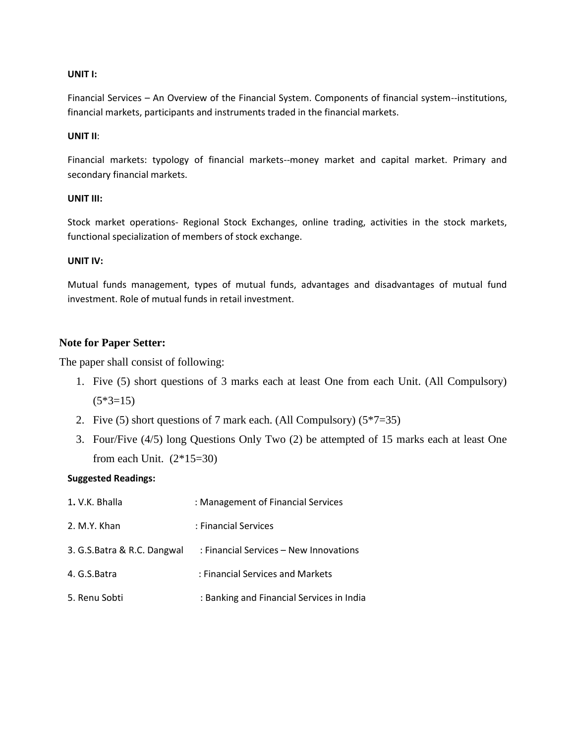**UNIT I:**

Financial Services – An Overview of the Financial System. Components of financial system--institutions, financial markets, participants and instruments traded in the financial markets.

**UNIT II**:

Financial markets: typology of financial markets--money market and capital market. Primary and secondary financial markets.

**UNIT III:**

Stock market operations- Regional Stock Exchanges, online trading, activities in the stock markets, functional specialization of members of stock exchange.

**UNIT IV:**

Mutual funds management, types of mutual funds, advantages and disadvantages of mutual fund investment. Role of mutual funds in retail investment.

**Note for Paper Setter:**

The paper shall consist of following:

1. Five (5) short questions of 3 marks each at least One from each Unit. (All Compulsory) (5*3=15)
2. Five (5) short questions of 7 mark each. (All Compulsory) (5*7=35)
3. Four/Five (4/5) long Questions Only Two (2) be attempted of 15 marks each at least One from each Unit. (2*15=30)

**Suggested Readings:**

1. V.K. Bhalla : Management of Financial Services
2. M.Y. Khan : Financial Services
3. G.S.Batra & R.C. Dangwal : Financial Services – New Innovations
4. G.S.Batra : Financial Services and Markets
5. Renu Sobti : Banking and Financial Services in India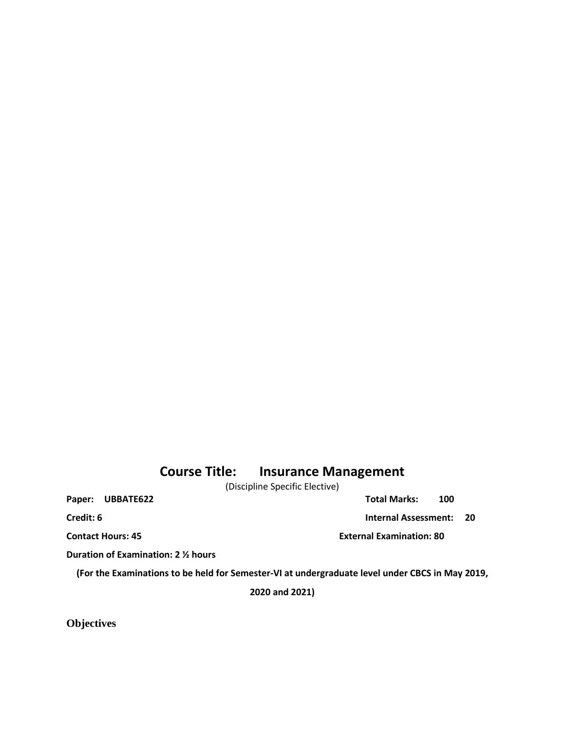# Course Title: Insurance Management

(Discipline Specific Elective)

**Paper: UBBATE622** **Total Marks: 100**

**Credit: 6** **Internal Assessment: 20**

**Contact Hours: 45** **External Examination: 80**

**Duration of Examination: 2 ½ hours**

**(For the Examinations to be held for Semester-VI at undergraduate level under CBCS in May 2019, 2020 and 2021)**

## Objectives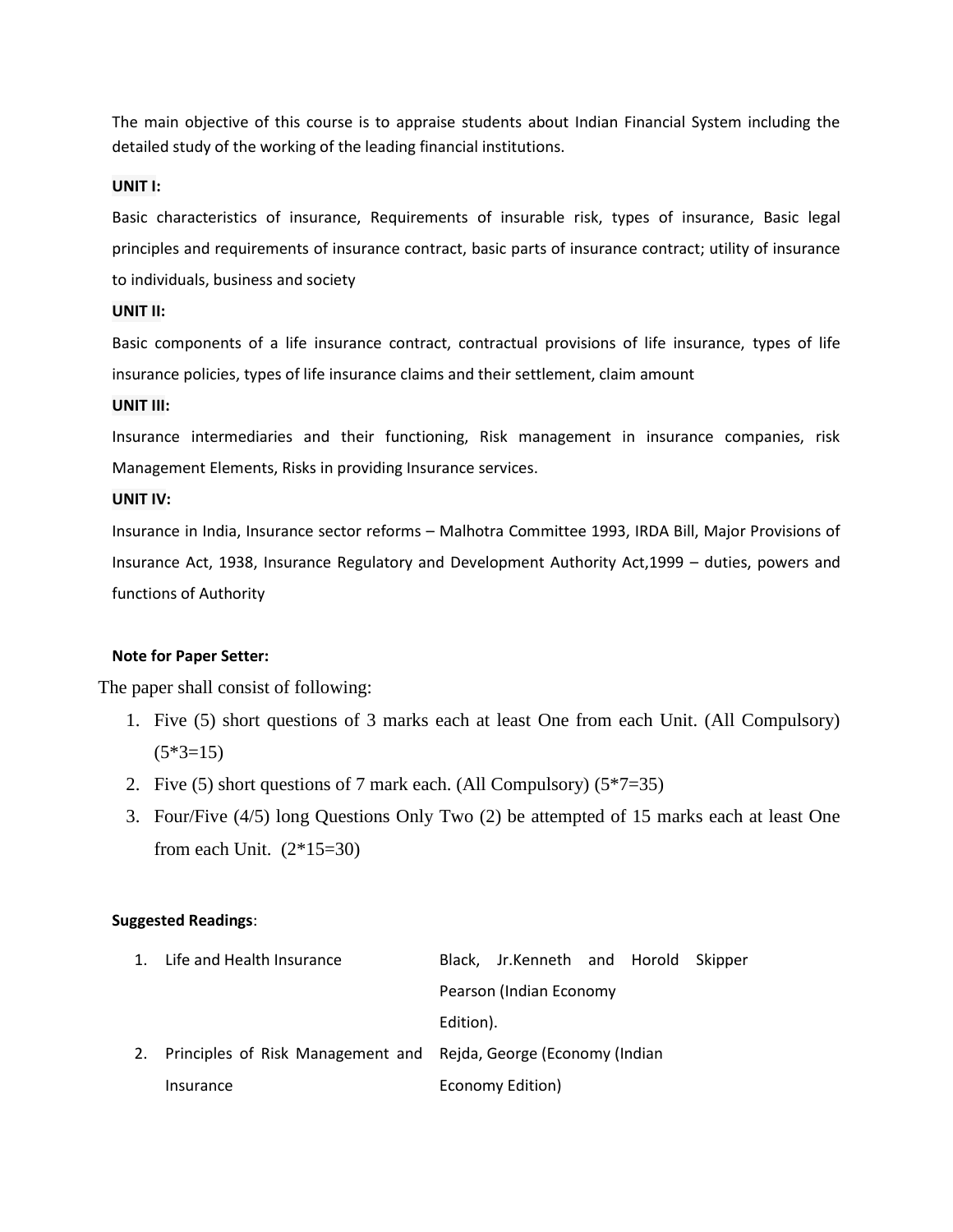The main objective of this course is to appraise students about Indian Financial System including the detailed study of the working of the leading financial institutions.

**UNIT I:**

Basic characteristics of insurance, Requirements of insurable risk, types of insurance, Basic legal principles and requirements of insurance contract, basic parts of insurance contract; utility of insurance to individuals, business and society

**UNIT II:**

Basic components of a life insurance contract, contractual provisions of life insurance, types of life insurance policies, types of life insurance claims and their settlement, claim amount

**UNIT III:**

Insurance intermediaries and their functioning, Risk management in insurance companies, risk Management Elements, Risks in providing Insurance services.

**UNIT IV:**

Insurance in India, Insurance sector reforms – Malhotra Committee 1993, IRDA Bill, Major Provisions of Insurance Act, 1938, Insurance Regulatory and Development Authority Act,1999 – duties, powers and functions of Authority

**Note for Paper Setter:**

The paper shall consist of following:

1. Five (5) short questions of 3 marks each at least One from each Unit. (All Compulsory) (5*3=15)
2. Five (5) short questions of 7 mark each. (All Compulsory) (5*7=35)
3. Four/Five (4/5) long Questions Only Two (2) be attempted of 15 marks each at least One from each Unit. (2*15=30)

**Suggested Readings**:

| | | |
|---|---|---|
| 1. | Life and Health Insurance | Black, Jr.Kenneth and Horold Skipper Pearson (Indian Economy Edition). |
| 2. | Principles of Risk Management and Insurance | Rejda, George (Economy (Indian Economy Edition) |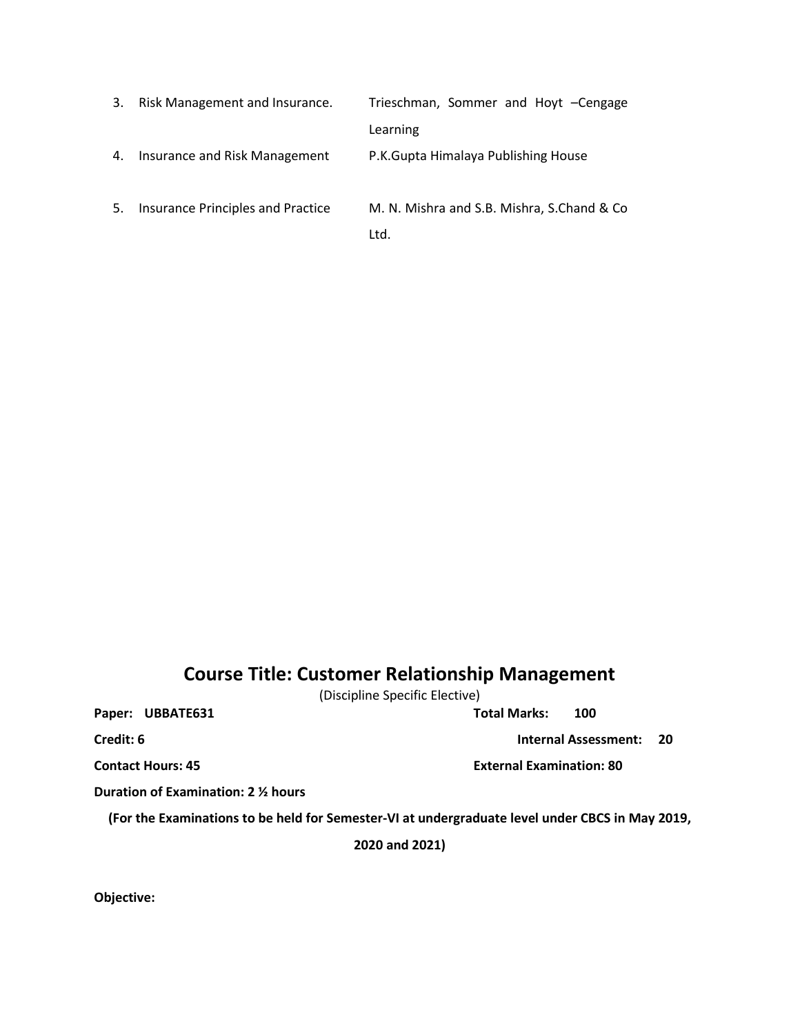| | | |
|---|---|---|
| 3. | Risk Management and Insurance. | Trieschman, Sommer and Hoyt –Cengage Learning |
| 4. | Insurance and Risk Management | P.K.Gupta Himalaya Publishing House |
| 5. | Insurance Principles and Practice | M. N. Mishra and S.B. Mishra, S.Chand & Co Ltd. |

# Course Title: Customer Relationship Management

(Discipline Specific Elective)

**Paper: UBBATE631** **Total Marks: 100**

**Credit: 6** **Internal Assessment: 20**

**Contact Hours: 45** **External Examination: 80**

**Duration of Examination: 2 ½ hours**

**(For the Examinations to be held for Semester-VI at undergraduate level under CBCS in May 2019, 2020 and 2021)**

**Objective:**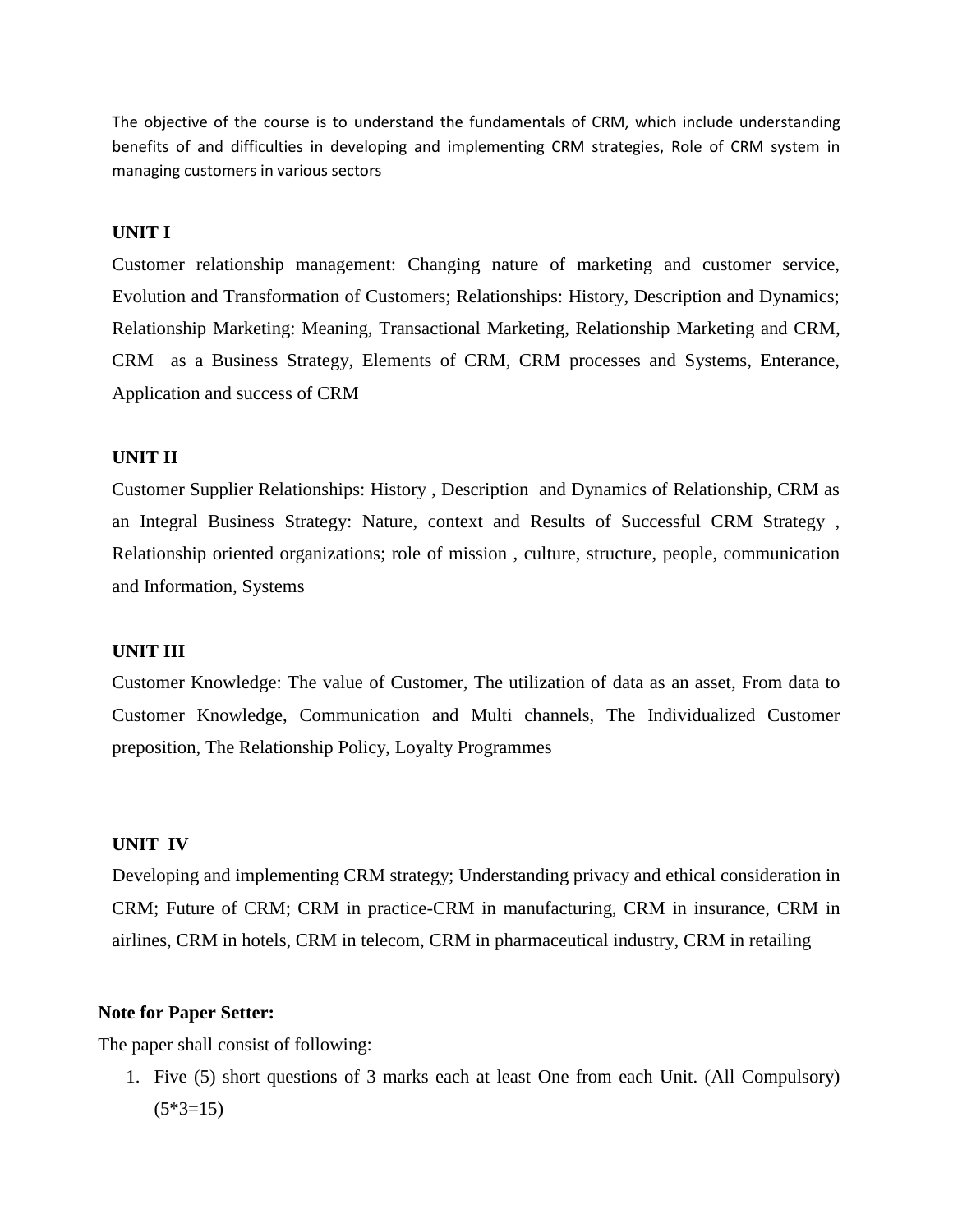The objective of the course is to understand the fundamentals of CRM, which include understanding benefits of and difficulties in developing and implementing CRM strategies, Role of CRM system in managing customers in various sectors

**UNIT I**

Customer relationship management: Changing nature of marketing and customer service, Evolution and Transformation of Customers; Relationships: History, Description and Dynamics; Relationship Marketing: Meaning, Transactional Marketing, Relationship Marketing and CRM, CRM as a Business Strategy, Elements of CRM, CRM processes and Systems, Enterance, Application and success of CRM

**UNIT II**

Customer Supplier Relationships: History , Description and Dynamics of Relationship, CRM as an Integral Business Strategy: Nature, context and Results of Successful CRM Strategy , Relationship oriented organizations; role of mission , culture, structure, people, communication and Information, Systems

**UNIT III**

Customer Knowledge: The value of Customer, The utilization of data as an asset, From data to Customer Knowledge, Communication and Multi channels, The Individualized Customer preposition, The Relationship Policy, Loyalty Programmes

**UNIT IV**

Developing and implementing CRM strategy; Understanding privacy and ethical consideration in CRM; Future of CRM; CRM in practice-CRM in manufacturing, CRM in insurance, CRM in airlines, CRM in hotels, CRM in telecom, CRM in pharmaceutical industry, CRM in retailing

**Note for Paper Setter:**

The paper shall consist of following:

1. Five (5) short questions of 3 marks each at least One from each Unit. (All Compulsory) (5*3=15)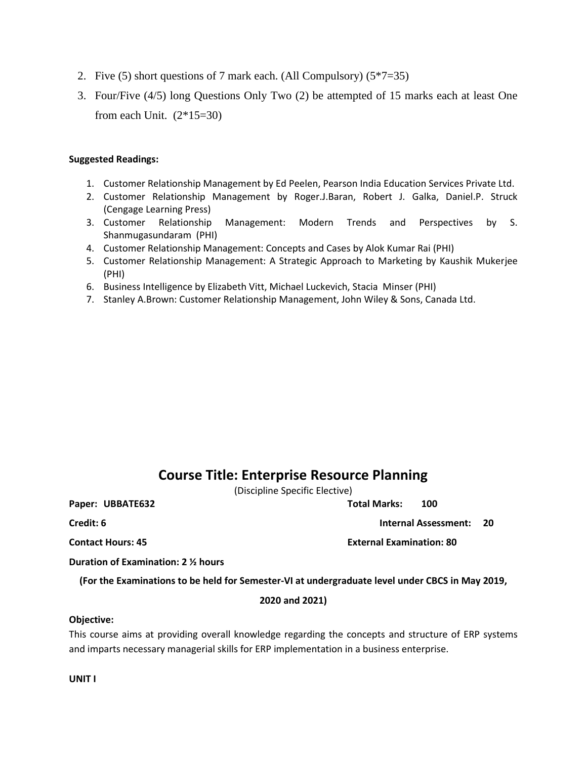2. Five (5) short questions of 7 mark each. (All Compulsory) (5*7=35)
3. Four/Five (4/5) long Questions Only Two (2) be attempted of 15 marks each at least One from each Unit. (2*15=30)

**Suggested Readings:**

1. Customer Relationship Management by Ed Peelen, Pearson India Education Services Private Ltd.
2. Customer Relationship Management by Roger.J.Baran, Robert J. Galka, Daniel.P. Struck (Cengage Learning Press)
3. Customer Relationship Management: Modern Trends and Perspectives by S. Shanmugasundaram (PHI)
4. Customer Relationship Management: Concepts and Cases by Alok Kumar Rai (PHI)
5. Customer Relationship Management: A Strategic Approach to Marketing by Kaushik Mukerjee (PHI)
6. Business Intelligence by Elizabeth Vitt, Michael Luckevich, Stacia Minser (PHI)
7. Stanley A.Brown: Customer Relationship Management, John Wiley & Sons, Canada Ltd.

## Course Title: Enterprise Resource Planning

(Discipline Specific Elective)

**Paper: UBBATE632** **Total Marks: 100**

**Credit: 6** **Internal Assessment: 20**

**Contact Hours: 45** **External Examination: 80**

**Duration of Examination: 2 ½ hours**

**(For the Examinations to be held for Semester-VI at undergraduate level under CBCS in May 2019, 2020 and 2021)**

**Objective:**

This course aims at providing overall knowledge regarding the concepts and structure of ERP systems and imparts necessary managerial skills for ERP implementation in a business enterprise.

**UNIT I**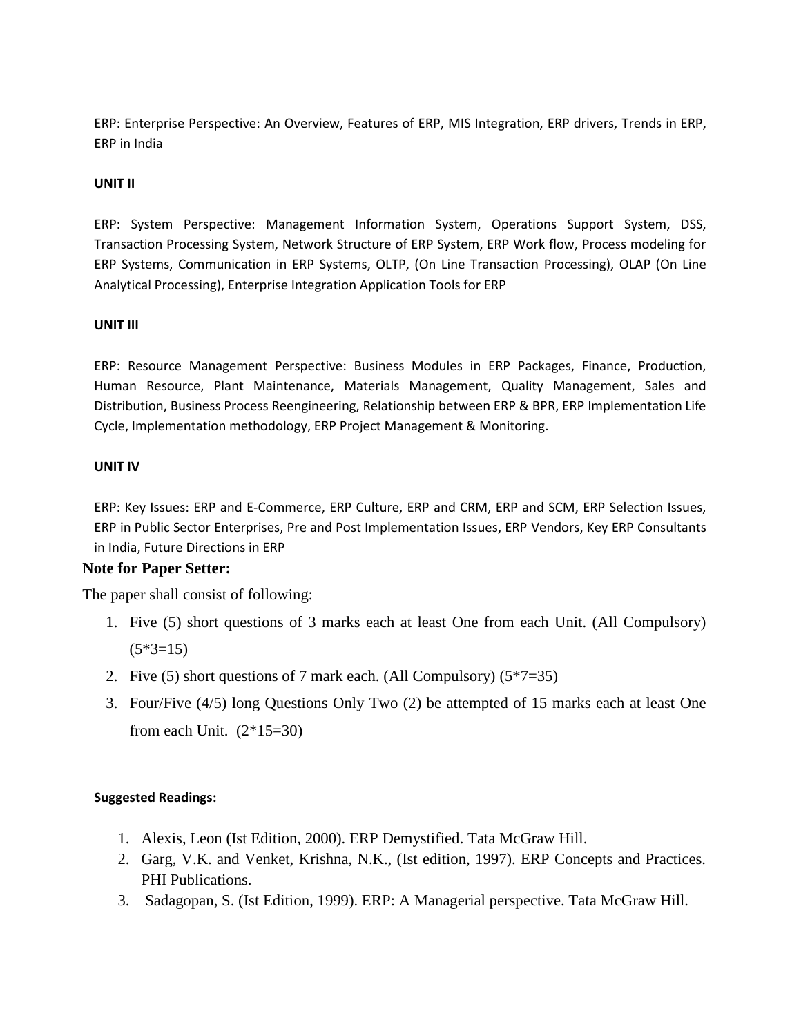ERP: Enterprise Perspective: An Overview, Features of ERP, MIS Integration, ERP drivers, Trends in ERP, ERP in India

**UNIT II**

ERP: System Perspective: Management Information System, Operations Support System, DSS, Transaction Processing System, Network Structure of ERP System, ERP Work flow, Process modeling for ERP Systems, Communication in ERP Systems, OLTP, (On Line Transaction Processing), OLAP (On Line Analytical Processing), Enterprise Integration Application Tools for ERP

**UNIT III**

ERP: Resource Management Perspective: Business Modules in ERP Packages, Finance, Production, Human Resource, Plant Maintenance, Materials Management, Quality Management, Sales and Distribution, Business Process Reengineering, Relationship between ERP & BPR, ERP Implementation Life Cycle, Implementation methodology, ERP Project Management & Monitoring.

**UNIT IV**

ERP: Key Issues: ERP and E-Commerce, ERP Culture, ERP and CRM, ERP and SCM, ERP Selection Issues, ERP in Public Sector Enterprises, Pre and Post Implementation Issues, ERP Vendors, Key ERP Consultants in India, Future Directions in ERP

**Note for Paper Setter:**

The paper shall consist of following:

1. Five (5) short questions of 3 marks each at least One from each Unit. (All Compulsory) (5*3=15)
2. Five (5) short questions of 7 mark each. (All Compulsory) (5*7=35)
3. Four/Five (4/5) long Questions Only Two (2) be attempted of 15 marks each at least One from each Unit. (2*15=30)

**Suggested Readings:**

1. Alexis, Leon (Ist Edition, 2000). ERP Demystified. Tata McGraw Hill.
2. Garg, V.K. and Venket, Krishna, N.K., (Ist edition, 1997). ERP Concepts and Practices. PHI Publications.
3. Sadagopan, S. (Ist Edition, 1999). ERP: A Managerial perspective. Tata McGraw Hill.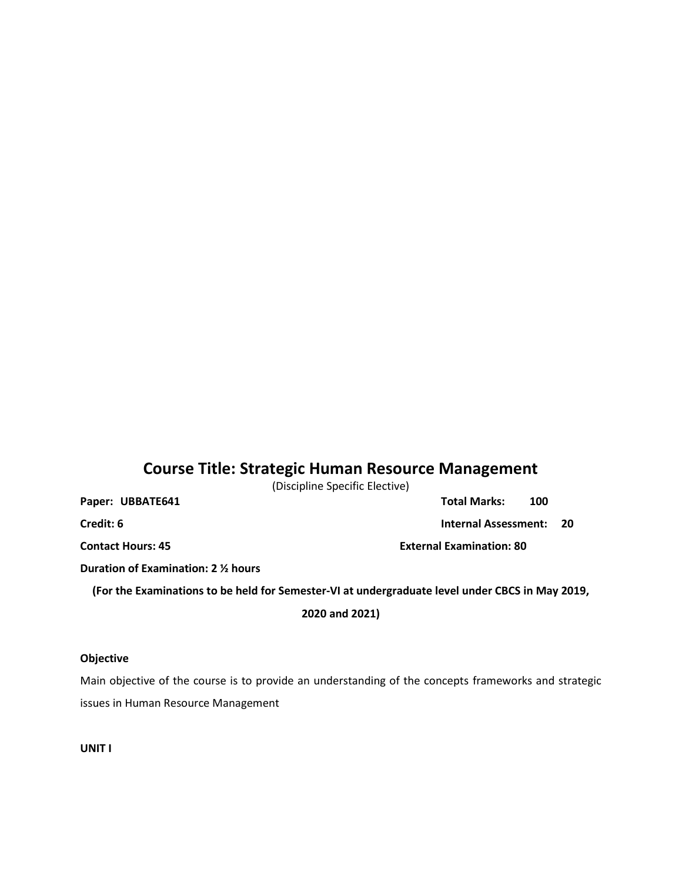# Course Title: Strategic Human Resource Management

(Discipline Specific Elective)

**Paper: UBBATE641** **Total Marks: 100**

**Credit: 6** **Internal Assessment: 20**

**Contact Hours: 45** **External Examination: 80**

**Duration of Examination: 2 ½ hours**

**(For the Examinations to be held for Semester-VI at undergraduate level under CBCS in May 2019, 2020 and 2021)**

**Objective**

Main objective of the course is to provide an understanding of the concepts frameworks and strategic issues in Human Resource Management

**UNIT I**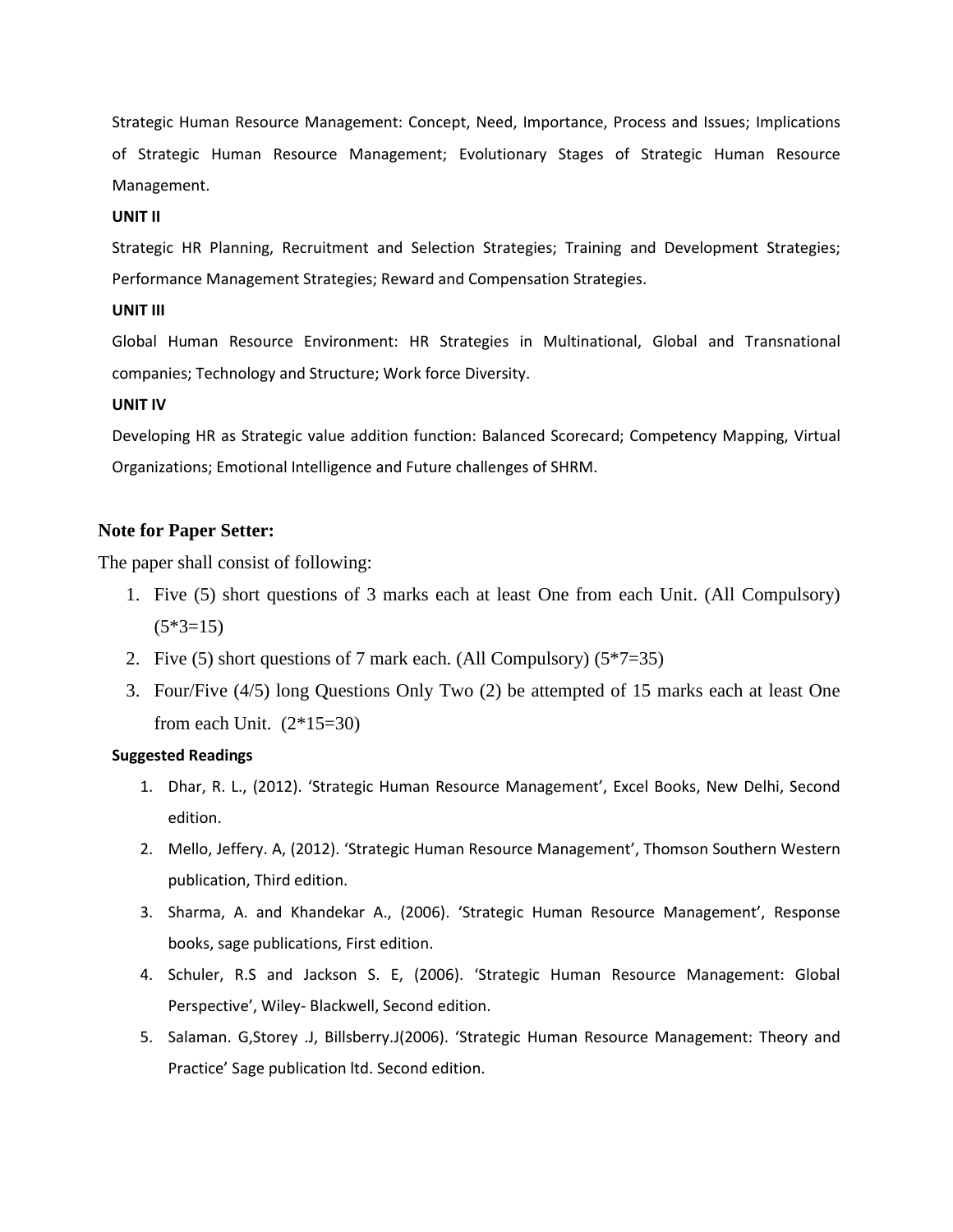Strategic Human Resource Management: Concept, Need, Importance, Process and Issues; Implications of Strategic Human Resource Management; Evolutionary Stages of Strategic Human Resource Management.

**UNIT II**

Strategic HR Planning, Recruitment and Selection Strategies; Training and Development Strategies; Performance Management Strategies; Reward and Compensation Strategies.

**UNIT III**

Global Human Resource Environment: HR Strategies in Multinational, Global and Transnational companies; Technology and Structure; Work force Diversity.

**UNIT IV**

Developing HR as Strategic value addition function: Balanced Scorecard; Competency Mapping, Virtual Organizations; Emotional Intelligence and Future challenges of SHRM.

**Note for Paper Setter:**

The paper shall consist of following:

1. Five (5) short questions of 3 marks each at least One from each Unit. (All Compulsory) (5*3=15)
2. Five (5) short questions of 7 mark each. (All Compulsory) (5*7=35)
3. Four/Five (4/5) long Questions Only Two (2) be attempted of 15 marks each at least One from each Unit. (2*15=30)

**Suggested Readings**

1. Dhar, R. L., (2012). 'Strategic Human Resource Management', Excel Books, New Delhi, Second edition.
2. Mello, Jeffery. A, (2012). 'Strategic Human Resource Management', Thomson Southern Western publication, Third edition.
3. Sharma, A. and Khandekar A., (2006). 'Strategic Human Resource Management', Response books, sage publications, First edition.
4. Schuler, R.S and Jackson S. E, (2006). 'Strategic Human Resource Management: Global Perspective', Wiley- Blackwell, Second edition.
5. Salaman. G,Storey .J, Billsberry.J(2006). 'Strategic Human Resource Management: Theory and Practice' Sage publication ltd. Second edition.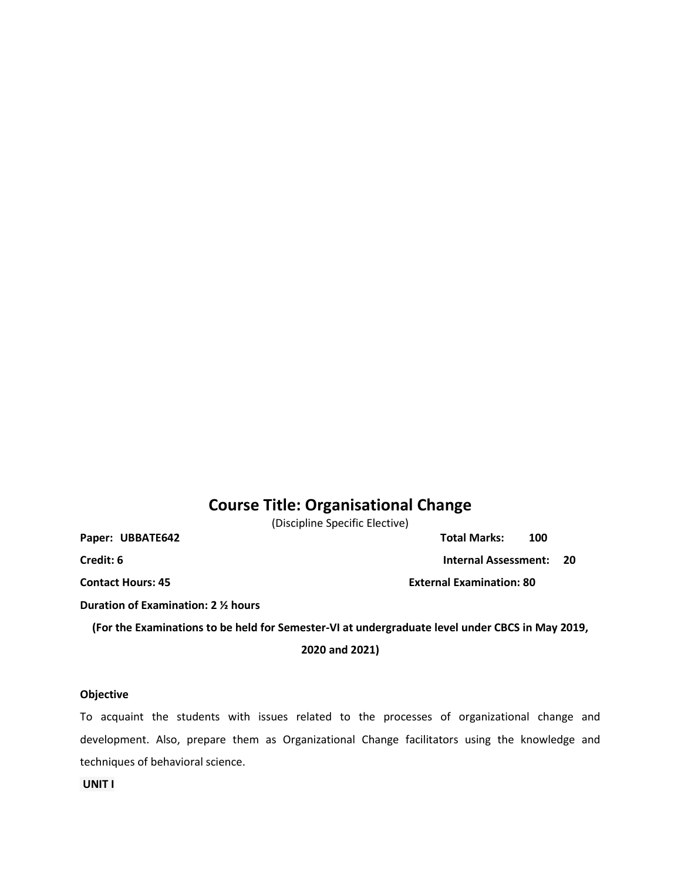# Course Title: Organisational Change

(Discipline Specific Elective)

**Paper: UBBATE642** **Total Marks: 100**

**Credit: 6** **Internal Assessment: 20**

**Contact Hours: 45** **External Examination: 80**

**Duration of Examination: 2 ½ hours**

**(For the Examinations to be held for Semester-VI at undergraduate level under CBCS in May 2019, 2020 and 2021)**

**Objective**

To acquaint the students with issues related to the processes of organizational change and development. Also, prepare them as Organizational Change facilitators using the knowledge and techniques of behavioral science.

**UNIT I**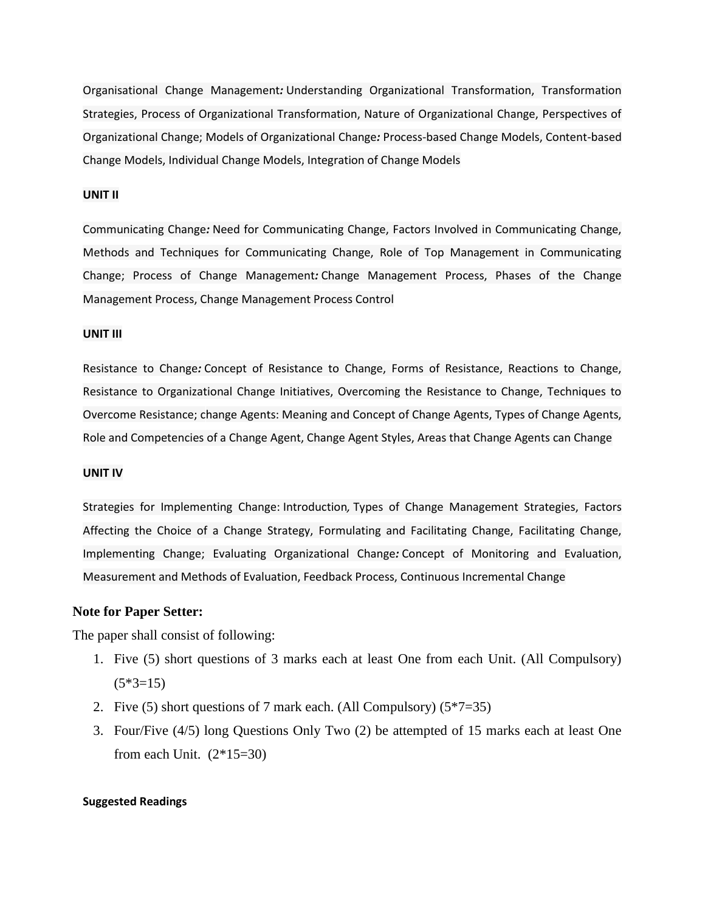Organisational Change Management***:*** Understanding Organizational Transformation, Transformation Strategies, Process of Organizational Transformation, Nature of Organizational Change, Perspectives of Organizational Change; Models of Organizational Change***:*** Process-based Change Models, Content-based Change Models, Individual Change Models, Integration of Change Models

**UNIT II**

Communicating Change***:*** Need for Communicating Change, Factors Involved in Communicating Change, Methods and Techniques for Communicating Change, Role of Top Management in Communicating Change; Process of Change Management***:*** Change Management Process, Phases of the Change Management Process, Change Management Process Control

**UNIT III**

Resistance to Change***:*** Concept of Resistance to Change, Forms of Resistance, Reactions to Change, Resistance to Organizational Change Initiatives, Overcoming the Resistance to Change, Techniques to Overcome Resistance; change Agents: Meaning and Concept of Change Agents, Types of Change Agents, Role and Competencies of a Change Agent, Change Agent Styles, Areas that Change Agents can Change

**UNIT IV**

Strategies for Implementing Change: Introduction*,* Types of Change Management Strategies, Factors Affecting the Choice of a Change Strategy, Formulating and Facilitating Change, Facilitating Change, Implementing Change; Evaluating Organizational Change***:*** Concept of Monitoring and Evaluation, Measurement and Methods of Evaluation, Feedback Process, Continuous Incremental Change

**Note for Paper Setter:**

The paper shall consist of following:

1. Five (5) short questions of 3 marks each at least One from each Unit. (All Compulsory) (5*3=15)
2. Five (5) short questions of 7 mark each. (All Compulsory) (5*7=35)
3. Four/Five (4/5) long Questions Only Two (2) be attempted of 15 marks each at least One from each Unit. (2*15=30)

**Suggested Readings**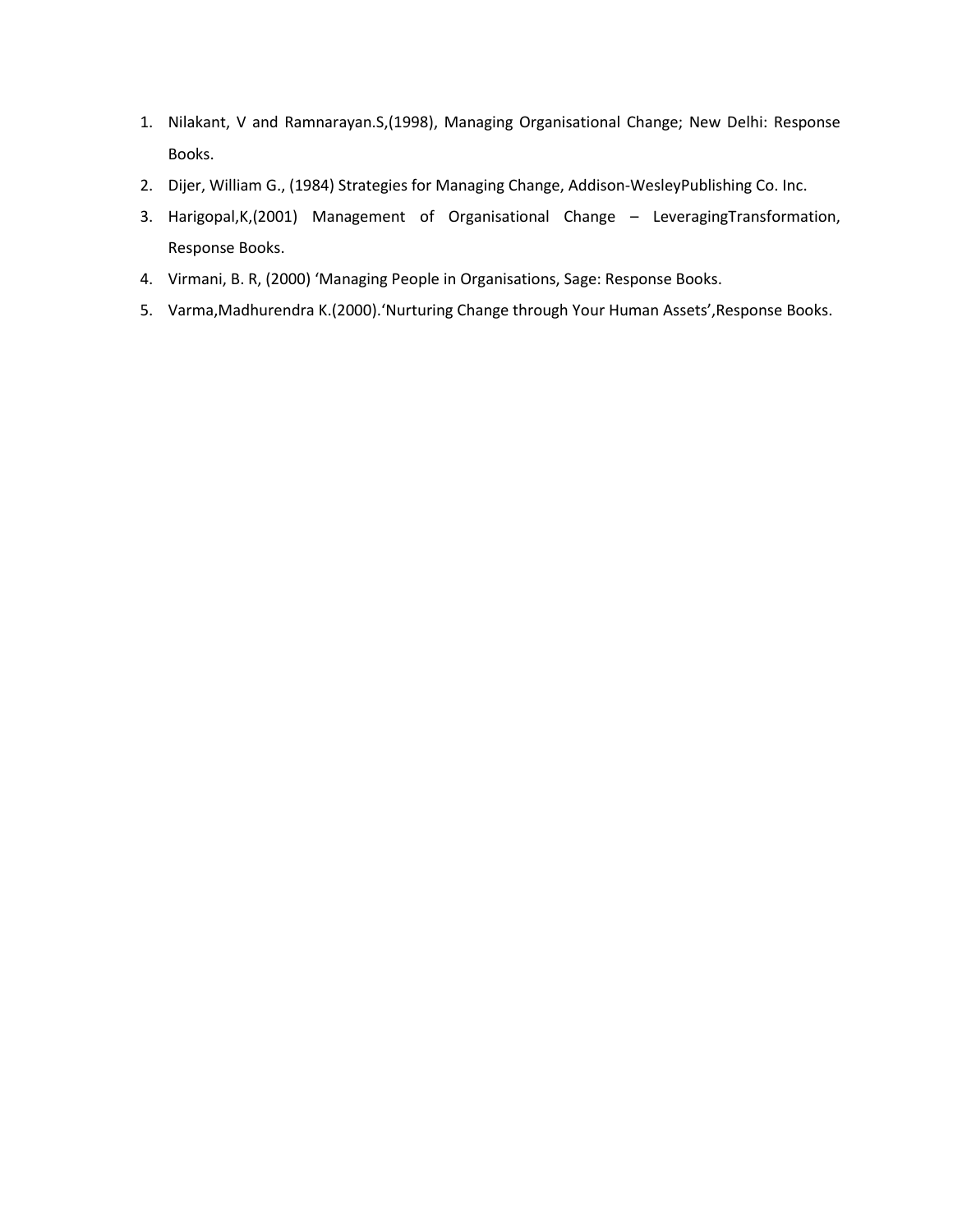1. Nilakant, V and Ramnarayan.S,(1998), Managing Organisational Change; New Delhi: Response Books.
2. Dijer, William G., (1984) Strategies for Managing Change, Addison-WesleyPublishing Co. Inc.
3. Harigopal,K,(2001) Management of Organisational Change – LeveragingTransformation, Response Books.
4. Virmani, B. R, (2000) 'Managing People in Organisations, Sage: Response Books.
5. Varma,Madhurendra K.(2000).'Nurturing Change through Your Human Assets',Response Books.